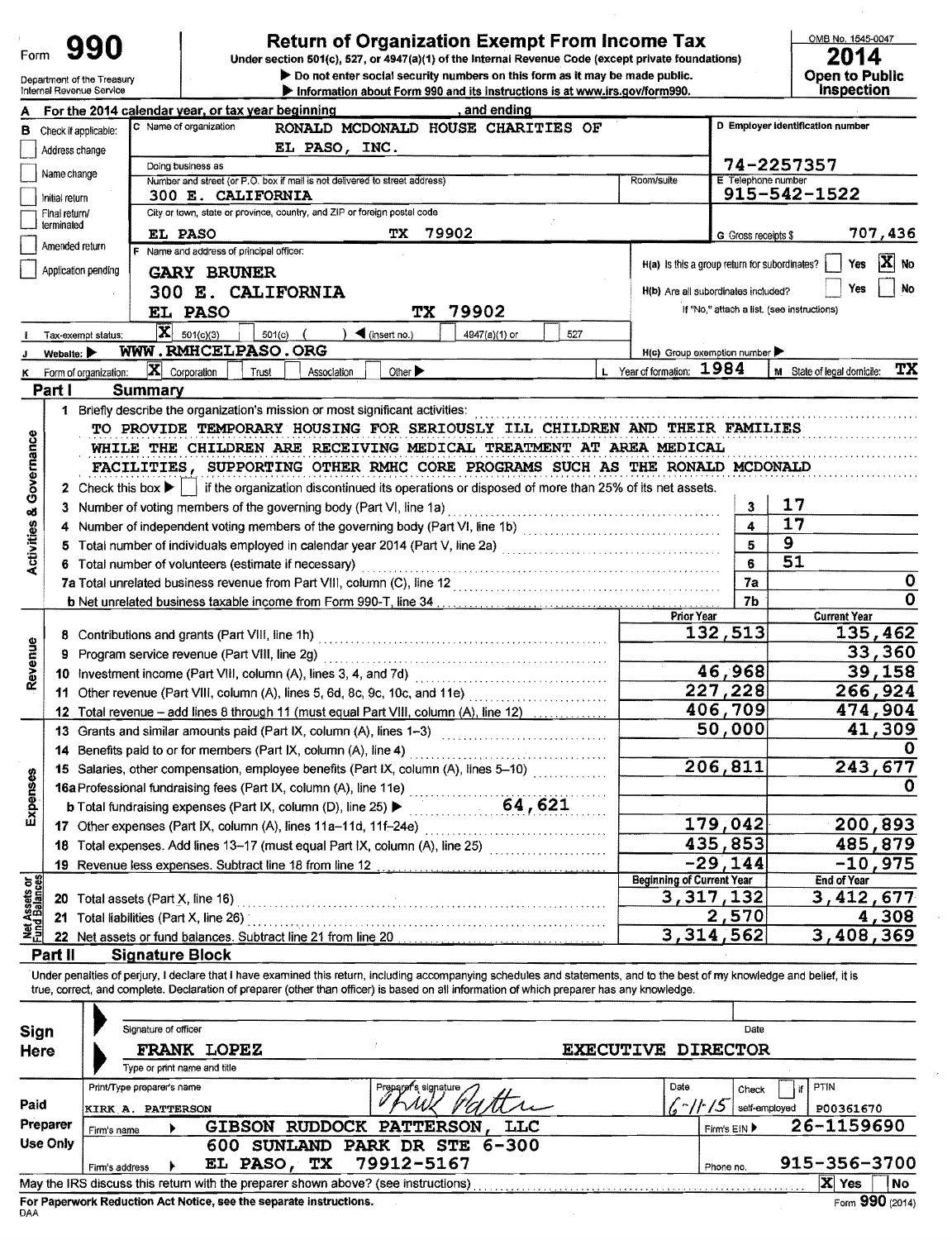Form **990**

# Return of Organization Exempt From Income Tax

Under section 501(c), 527, or 4947(a)(1) of the Internal Revenue Code (except private foundations)

▶ Do not enter social security numbers on this form as it may be made public.

▶ Information about Form 990 and its instructions is at www.irs.gov/form990.

OMB No. 1545-0047

**2014**

**Open to Public Inspection**

Department of the Treasury
Internal Revenue Service

**A** For the 2014 calendar year, or tax year beginning , and ending

**B** Check if applicable:
- [ ] Address change
- [ ] Name change
- [ ] Initial return
- [ ] Final return/terminated
- [ ] Amended return
- [ ] Application pending

**C** Name of organization: RONALD MCDONALD HOUSE CHARITIES OF EL PASO, INC.

Doing business as

Number and street (or P.O. box if mail is not delivered to street address): 300 E. CALIFORNIA — Room/suite

City or town, state or province, country, and ZIP or foreign postal code: EL PASO TX 79902

**D** Employer identification number: 74-2257357

**E** Telephone number: 915-542-1522

**G** Gross receipts $ 707,436

**F** Name and address of principal officer: GARY BRUNER, 300 E. CALIFORNIA, EL PASO TX 79902

H(a) Is this a group return for subordinates? [ ] Yes [X] No

H(b) Are all subordinates included? [ ] Yes [ ] No
If "No," attach a list. (see instructions)

**I** Tax-exempt status: [X] 501(c)(3) [ ] 501(c) ( ) ◀ (insert no.) [ ] 4947(a)(1) or [ ] 527

**J** Website: ▶ WWW.RMHCELPASO.ORG

H(c) Group exemption number ▶

**K** Form of organization: [X] Corporation [ ] Trust [ ] Association [ ] Other ▶

**L** Year of formation: 1984

**M** State of legal domicile: TX

## Part I Summary

**Activities & Governance**

1 Briefly describe the organization's mission or most significant activities:
TO PROVIDE TEMPORARY HOUSING FOR SERIOUSLY ILL CHILDREN AND THEIR FAMILIES WHILE THE CHILDREN ARE RECEIVING MEDICAL TREATMENT AT AREA MEDICAL FACILITIES, SUPPORTING OTHER RMHC CORE PROGRAMS SUCH AS THE RONALD MCDONALD

2 Check this box ▶ [ ] if the organization discontinued its operations or disposed of more than 25% of its net assets.

| | | | |
|---|---|---|---|
| 3 | Number of voting members of the governing body (Part VI, line 1a) | 3 | 17 |
| 4 | Number of independent voting members of the governing body (Part VI, line 1b) | 4 | 17 |
| 5 | Total number of individuals employed in calendar year 2014 (Part V, line 2a) | 5 | 9 |
| 6 | Total number of volunteers (estimate if necessary) | 6 | 51 |
| 7a | Total unrelated business revenue from Part VIII, column (C), line 12 | 7a | 0 |
| b | Net unrelated business taxable income from Form 990-T, line 34 | 7b | 0 |

| | | Prior Year | Current Year |
|---|---|---|---|
| **Revenue** | | | |
| 8 | Contributions and grants (Part VIII, line 1h) | 132,513 | 135,462 |
| 9 | Program service revenue (Part VIII, line 2g) | | 33,360 |
| 10 | Investment income (Part VIII, column (A), lines 3, 4, and 7d) | 46,968 | 39,158 |
| 11 | Other revenue (Part VIII, column (A), lines 5, 6d, 8c, 9c, 10c, and 11e) | 227,228 | 266,924 |
| 12 | Total revenue – add lines 8 through 11 (must equal Part VIII, column (A), line 12) | 406,709 | 474,904 |
| **Expenses** | | | |
| 13 | Grants and similar amounts paid (Part IX, column (A), lines 1–3) | 50,000 | 41,309 |
| 14 | Benefits paid to or for members (Part IX, column (A), line 4) | | 0 |
| 15 | Salaries, other compensation, employee benefits (Part IX, column (A), lines 5–10) | 206,811 | 243,677 |
| 16a | Professional fundraising fees (Part IX, column (A), line 11e) | | 0 |
| b | Total fundraising expenses (Part IX, column (D), line 25) ▶ 64,621 | | |
| 17 | Other expenses (Part IX, column (A), lines 11a–11d, 11f–24e) | 179,042 | 200,893 |
| 18 | Total expenses. Add lines 13–17 (must equal Part IX, column (A), line 25) | 435,853 | 485,879 |
| 19 | Revenue less expenses. Subtract line 18 from line 12 | -29,144 | -10,975 |

| **Net Assets or Fund Balances** | | Beginning of Current Year | End of Year |
|---|---|---|---|
| 20 | Total assets (Part X, line 16) | 3,317,132 | 3,412,677 |
| 21 | Total liabilities (Part X, line 26) | 2,570 | 4,308 |
| 22 | Net assets or fund balances. Subtract line 21 from line 20 | 3,314,562 | 3,408,369 |

## Part II Signature Block

Under penalties of perjury, I declare that I have examined this return, including accompanying schedules and statements, and to the best of my knowledge and belief, it is true, correct, and complete. Declaration of preparer (other than officer) is based on all information of which preparer has any knowledge.

**Sign Here**

Signature of officer — Date

FRANK LOPEZ — EXECUTIVE DIRECTOR
Type or print name and title

**Paid Preparer Use Only**

| Print/Type preparer's name | Preparer's signature | Date | Check [ ] if self-employed | PTIN |
|---|---|---|---|---|
| KIRK A. PATTERSON | Kirk Patterson | 6-11-15 | | P00361670 |

Firm's name ▶ GIBSON RUDDOCK PATTERSON, LLC — Firm's EIN ▶ 26-1159690

Firm's address ▶ 600 SUNLAND PARK DR STE 6-300, EL PASO, TX 79912-5167 — Phone no. 915-356-3700

May the IRS discuss this return with the preparer shown above? (see instructions) [X] Yes [ ] No

For Paperwork Reduction Act Notice, see the separate instructions.

DAA Form **990** (2014)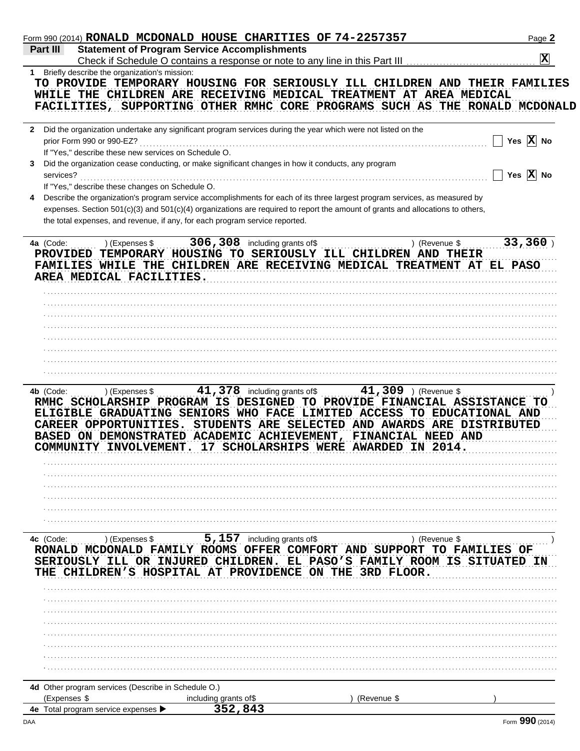Form 990 (2014) **RONALD MCDONALD HOUSE CHARITIES OF 74-2257357**

## Part III Statement of Program Service Accomplishments

Check if Schedule O contains a response or note to any line in this Part III . . . . . . . . . . **X**

**1** Briefly describe the organization's mission:

TO PROVIDE TEMPORARY HOUSING FOR SERIOUSLY ILL CHILDREN AND THEIR FAMILIES WHILE THE CHILDREN ARE RECEIVING MEDICAL TREATMENT AT AREA MEDICAL FACILITIES, SUPPORTING OTHER RMHC CORE PROGRAMS SUCH AS THE RONALD MCDONALD

**2** Did the organization undertake any significant program services during the year which were not listed on the prior Form 990 or 990-EZ? . . . . . . . . . . ☐ Yes **X** No

If "Yes," describe these new services on Schedule O.

**3** Did the organization cease conducting, or make significant changes in how it conducts, any program services? . . . . . . . . . . ☐ Yes **X** No

If "Yes," describe these changes on Schedule O.

**4** Describe the organization's program service accomplishments for each of its three largest program services, as measured by expenses. Section 501(c)(3) and 501(c)(4) organizations are required to report the amount of grants and allocations to others, the total expenses, and revenue, if any, for each program service reported.

**4a** (Code: ) (Expenses $ **306,308** including grants of$ ) (Revenue $ **33,360** )

PROVIDED TEMPORARY HOUSING TO SERIOUSLY ILL CHILDREN AND THEIR FAMILIES WHILE THE CHILDREN ARE RECEIVING MEDICAL TREATMENT AT EL PASO AREA MEDICAL FACILITIES.

**4b** (Code: ) (Expenses $ **41,378** including grants of$ **41,309** ) (Revenue $ )

RMHC SCHOLARSHIP PROGRAM IS DESIGNED TO PROVIDE FINANCIAL ASSISTANCE TO ELIGIBLE GRADUATING SENIORS WHO FACE LIMITED ACCESS TO EDUCATIONAL AND CAREER OPPORTUNITIES. STUDENTS ARE SELECTED AND AWARDS ARE DISTRIBUTED BASED ON DEMONSTRATED ACADEMIC ACHIEVEMENT, FINANCIAL NEED AND COMMUNITY INVOLVEMENT. 17 SCHOLARSHIPS WERE AWARDED IN 2014.

**4c** (Code: ) (Expenses $ **5,157** including grants of$ ) (Revenue $ )

RONALD MCDONALD FAMILY ROOMS OFFER COMFORT AND SUPPORT TO FAMILIES OF SERIOUSLY ILL OR INJURED CHILDREN. EL PASO'S FAMILY ROOM IS SITUATED IN THE CHILDREN'S HOSPITAL AT PROVIDENCE ON THE 3RD FLOOR.

**4d** Other program services (Describe in Schedule O.)

(Expenses $ including grants of$ ) (Revenue $ )

**4e** Total program service expenses ▶ **352,843**

Form **990** (2014)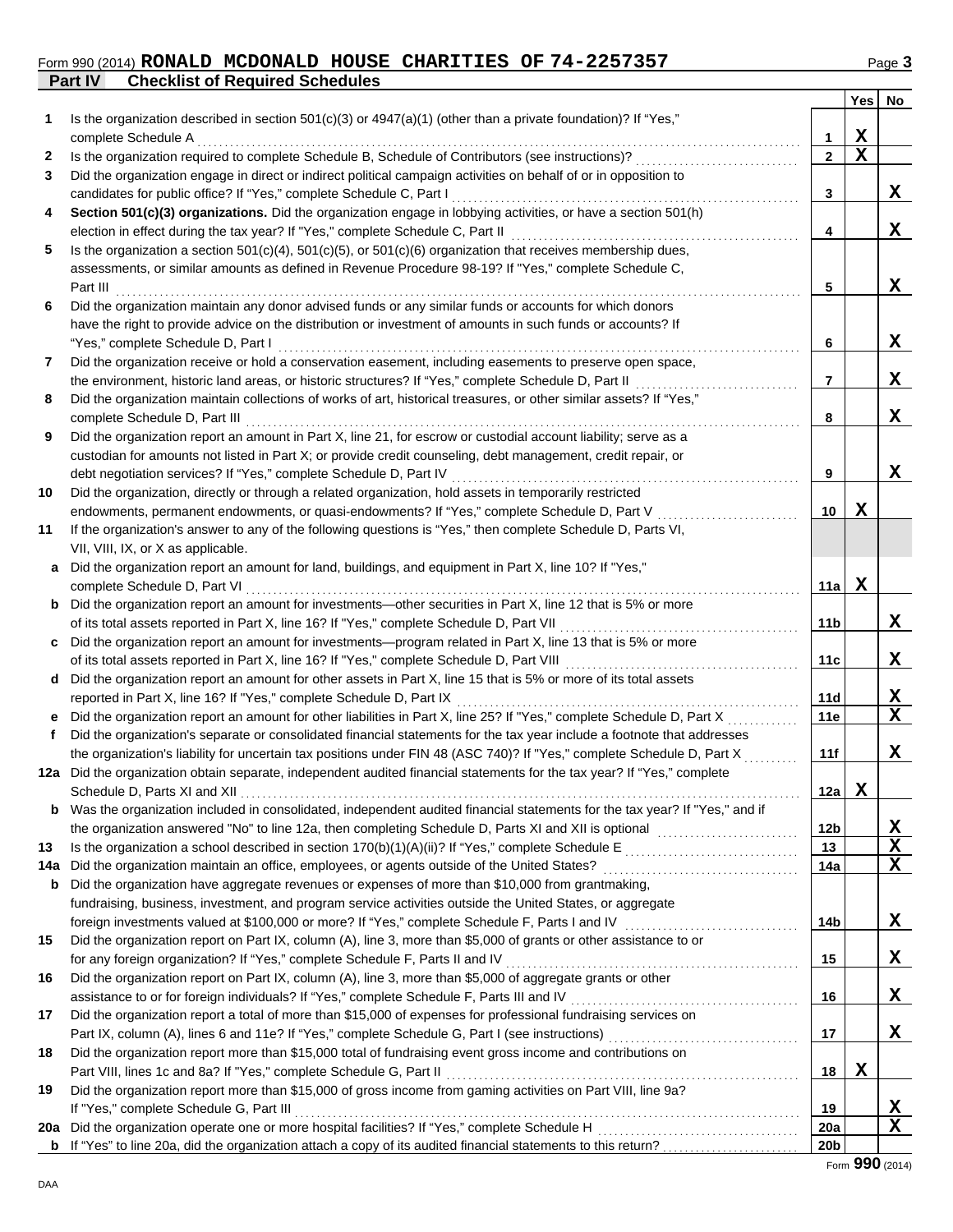Form 990 (2014) **RONALD MCDONALD HOUSE CHARITIES OF 74-2257357** Page 3

**Part IV Checklist of Required Schedules**

| | | | Yes | No |
|---|---|---|---|---|
| 1 | Is the organization described in section 501(c)(3) or 4947(a)(1) (other than a private foundation)? If "Yes," complete Schedule A | 1 | X | |
| 2 | Is the organization required to complete Schedule B, Schedule of Contributors (see instructions)? | 2 | X | |
| 3 | Did the organization engage in direct or indirect political campaign activities on behalf of or in opposition to candidates for public office? If "Yes," complete Schedule C, Part I | 3 | | X |
| 4 | **Section 501(c)(3) organizations.** Did the organization engage in lobbying activities, or have a section 501(h) election in effect during the tax year? If "Yes," complete Schedule C, Part II | 4 | | X |
| 5 | Is the organization a section 501(c)(4), 501(c)(5), or 501(c)(6) organization that receives membership dues, assessments, or similar amounts as defined in Revenue Procedure 98-19? If "Yes," complete Schedule C, Part III | 5 | | X |
| 6 | Did the organization maintain any donor advised funds or any similar funds or accounts for which donors have the right to provide advice on the distribution or investment of amounts in such funds or accounts? If "Yes," complete Schedule D, Part I | 6 | | X |
| 7 | Did the organization receive or hold a conservation easement, including easements to preserve open space, the environment, historic land areas, or historic structures? If "Yes," complete Schedule D, Part II | 7 | | X |
| 8 | Did the organization maintain collections of works of art, historical treasures, or other similar assets? If "Yes," complete Schedule D, Part III | 8 | | X |
| 9 | Did the organization report an amount in Part X, line 21, for escrow or custodial account liability; serve as a custodian for amounts not listed in Part X; or provide credit counseling, debt management, credit repair, or debt negotiation services? If "Yes," complete Schedule D, Part IV | 9 | | X |
| 10 | Did the organization, directly or through a related organization, hold assets in temporarily restricted endowments, permanent endowments, or quasi-endowments? If "Yes," complete Schedule D, Part V | 10 | X | |
| 11 | If the organization's answer to any of the following questions is "Yes," then complete Schedule D, Parts VI, VII, VIII, IX, or X as applicable. | | | |
| a | Did the organization report an amount for land, buildings, and equipment in Part X, line 10? If "Yes," complete Schedule D, Part VI | 11a | X | |
| b | Did the organization report an amount for investments—other securities in Part X, line 12 that is 5% or more of its total assets reported in Part X, line 16? If "Yes," complete Schedule D, Part VII | 11b | | X |
| c | Did the organization report an amount for investments—program related in Part X, line 13 that is 5% or more of its total assets reported in Part X, line 16? If "Yes," complete Schedule D, Part VIII | 11c | | X |
| d | Did the organization report an amount for other assets in Part X, line 15 that is 5% or more of its total assets reported in Part X, line 16? If "Yes," complete Schedule D, Part IX | 11d | | X |
| e | Did the organization report an amount for other liabilities in Part X, line 25? If "Yes," complete Schedule D, Part X | 11e | | X |
| f | Did the organization's separate or consolidated financial statements for the tax year include a footnote that addresses the organization's liability for uncertain tax positions under FIN 48 (ASC 740)? If "Yes," complete Schedule D, Part X | 11f | | X |
| 12a | Did the organization obtain separate, independent audited financial statements for the tax year? If "Yes," complete Schedule D, Parts XI and XII | 12a | X | |
| b | Was the organization included in consolidated, independent audited financial statements for the tax year? If "Yes," and if the organization answered "No" to line 12a, then completing Schedule D, Parts XI and XII is optional | 12b | | X |
| 13 | Is the organization a school described in section 170(b)(1)(A)(ii)? If "Yes," complete Schedule E | 13 | | X |
| 14a | Did the organization maintain an office, employees, or agents outside of the United States? | 14a | | X |
| b | Did the organization have aggregate revenues or expenses of more than $10,000 from grantmaking, fundraising, business, investment, and program service activities outside the United States, or aggregate foreign investments valued at $100,000 or more? If "Yes," complete Schedule F, Parts I and IV | 14b | | X |
| 15 | Did the organization report on Part IX, column (A), line 3, more than $5,000 of grants or other assistance to or for any foreign organization? If "Yes," complete Schedule F, Parts II and IV | 15 | | X |
| 16 | Did the organization report on Part IX, column (A), line 3, more than $5,000 of aggregate grants or other assistance to or for foreign individuals? If "Yes," complete Schedule F, Parts III and IV | 16 | | X |
| 17 | Did the organization report a total of more than $15,000 of expenses for professional fundraising services on Part IX, column (A), lines 6 and 11e? If "Yes," complete Schedule G, Part I (see instructions) | 17 | | X |
| 18 | Did the organization report more than $15,000 total of fundraising event gross income and contributions on Part VIII, lines 1c and 8a? If "Yes," complete Schedule G, Part II | 18 | X | |
| 19 | Did the organization report more than $15,000 of gross income from gaming activities on Part VIII, line 9a? If "Yes," complete Schedule G, Part III | 19 | | X |
| 20a | Did the organization operate one or more hospital facilities? If "Yes," complete Schedule H | 20a | | X |
| b | If "Yes" to line 20a, did the organization attach a copy of its audited financial statements to this return? | 20b | | |

Form **990** (2014)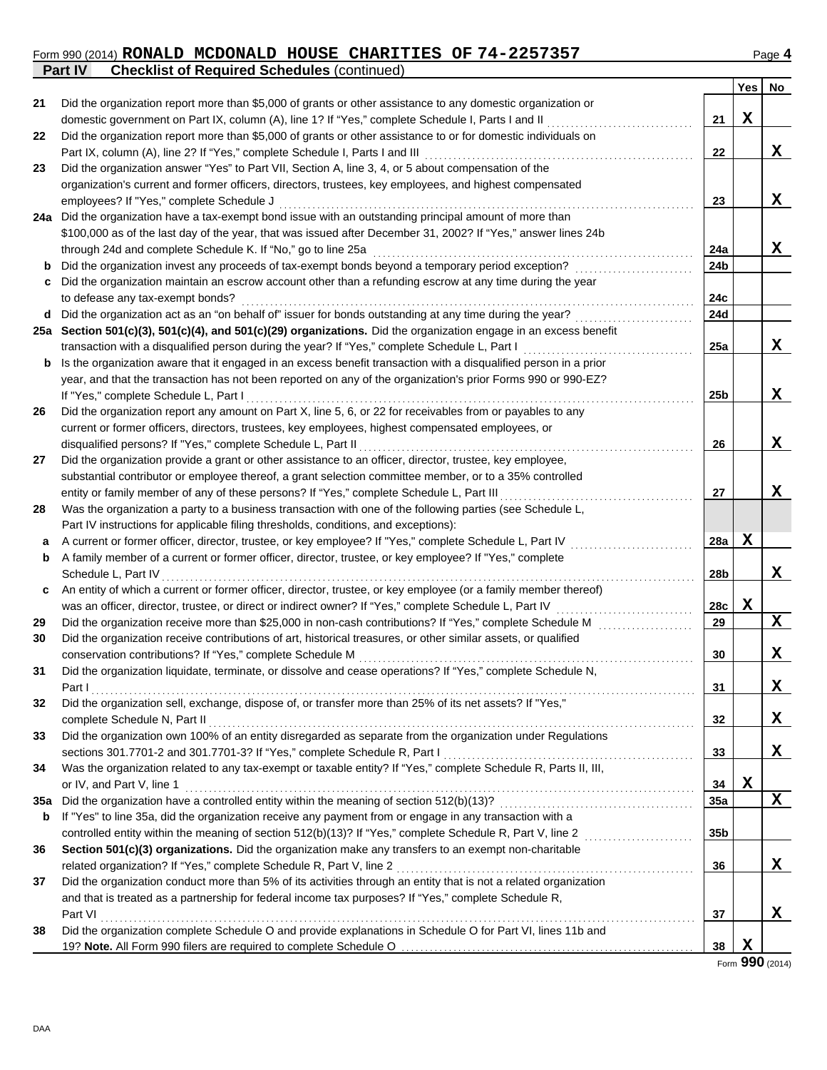Form 990 (2014) **RONALD MCDONALD HOUSE CHARITIES OF 74-2257357** Page **4**

**Part IV Checklist of Required Schedules** (continued)

| | | | Yes | No |
|---|---|---|---|---|
| 21 | Did the organization report more than $5,000 of grants or other assistance to any domestic organization or domestic government on Part IX, column (A), line 1? If "Yes," complete Schedule I, Parts I and II | 21 | X | |
| 22 | Did the organization report more than $5,000 of grants or other assistance to or for domestic individuals on Part IX, column (A), line 2? If "Yes," complete Schedule I, Parts I and III | 22 | | X |
| 23 | Did the organization answer "Yes" to Part VII, Section A, line 3, 4, or 5 about compensation of the organization's current and former officers, directors, trustees, key employees, and highest compensated employees? If "Yes," complete Schedule J | 23 | | X |
| 24a | Did the organization have a tax-exempt bond issue with an outstanding principal amount of more than $100,000 as of the last day of the year, that was issued after December 31, 2002? If "Yes," answer lines 24b through 24d and complete Schedule K. If "No," go to line 25a | 24a | | X |
| b | Did the organization invest any proceeds of tax-exempt bonds beyond a temporary period exception? | 24b | | |
| c | Did the organization maintain an escrow account other than a refunding escrow at any time during the year to defease any tax-exempt bonds? | 24c | | |
| d | Did the organization act as an "on behalf of" issuer for bonds outstanding at any time during the year? | 24d | | |
| 25a | **Section 501(c)(3), 501(c)(4), and 501(c)(29) organizations.** Did the organization engage in an excess benefit transaction with a disqualified person during the year? If "Yes," complete Schedule L, Part I | 25a | | X |
| b | Is the organization aware that it engaged in an excess benefit transaction with a disqualified person in a prior year, and that the transaction has not been reported on any of the organization's prior Forms 990 or 990-EZ? If "Yes," complete Schedule L, Part I | 25b | | X |
| 26 | Did the organization report any amount on Part X, line 5, 6, or 22 for receivables from or payables to any current or former officers, directors, trustees, key employees, highest compensated employees, or disqualified persons? If "Yes," complete Schedule L, Part II | 26 | | X |
| 27 | Did the organization provide a grant or other assistance to an officer, director, trustee, key employee, substantial contributor or employee thereof, a grant selection committee member, or to a 35% controlled entity or family member of any of these persons? If "Yes," complete Schedule L, Part III | 27 | | X |
| 28 | Was the organization a party to a business transaction with one of the following parties (see Schedule L, Part IV instructions for applicable filing thresholds, conditions, and exceptions): | | | |
| a | A current or former officer, director, trustee, or key employee? If "Yes," complete Schedule L, Part IV | 28a | X | |
| b | A family member of a current or former officer, director, trustee, or key employee? If "Yes," complete Schedule L, Part IV | 28b | | X |
| c | An entity of which a current or former officer, director, trustee, or key employee (or a family member thereof) was an officer, director, trustee, or direct or indirect owner? If "Yes," complete Schedule L, Part IV | 28c | X | |
| 29 | Did the organization receive more than $25,000 in non-cash contributions? If "Yes," complete Schedule M | 29 | | X |
| 30 | Did the organization receive contributions of art, historical treasures, or other similar assets, or qualified conservation contributions? If "Yes," complete Schedule M | 30 | | X |
| 31 | Did the organization liquidate, terminate, or dissolve and cease operations? If "Yes," complete Schedule N, Part I | 31 | | X |
| 32 | Did the organization sell, exchange, dispose of, or transfer more than 25% of its net assets? If "Yes," complete Schedule N, Part II | 32 | | X |
| 33 | Did the organization own 100% of an entity disregarded as separate from the organization under Regulations sections 301.7701-2 and 301.7701-3? If "Yes," complete Schedule R, Part I | 33 | | X |
| 34 | Was the organization related to any tax-exempt or taxable entity? If "Yes," complete Schedule R, Parts II, III, or IV, and Part V, line 1 | 34 | X | |
| 35a | Did the organization have a controlled entity within the meaning of section 512(b)(13)? | 35a | | X |
| b | If "Yes" to line 35a, did the organization receive any payment from or engage in any transaction with a controlled entity within the meaning of section 512(b)(13)? If "Yes," complete Schedule R, Part V, line 2 | 35b | | |
| 36 | **Section 501(c)(3) organizations.** Did the organization make any transfers to an exempt non-charitable related organization? If "Yes," complete Schedule R, Part V, line 2 | 36 | | X |
| 37 | Did the organization conduct more than 5% of its activities through an entity that is not a related organization and that is treated as a partnership for federal income tax purposes? If "Yes," complete Schedule R, Part VI | 37 | | X |
| 38 | Did the organization complete Schedule O and provide explanations in Schedule O for Part VI, lines 11b and 19? **Note.** All Form 990 filers are required to complete Schedule O | 38 | X | |

Form **990** (2014)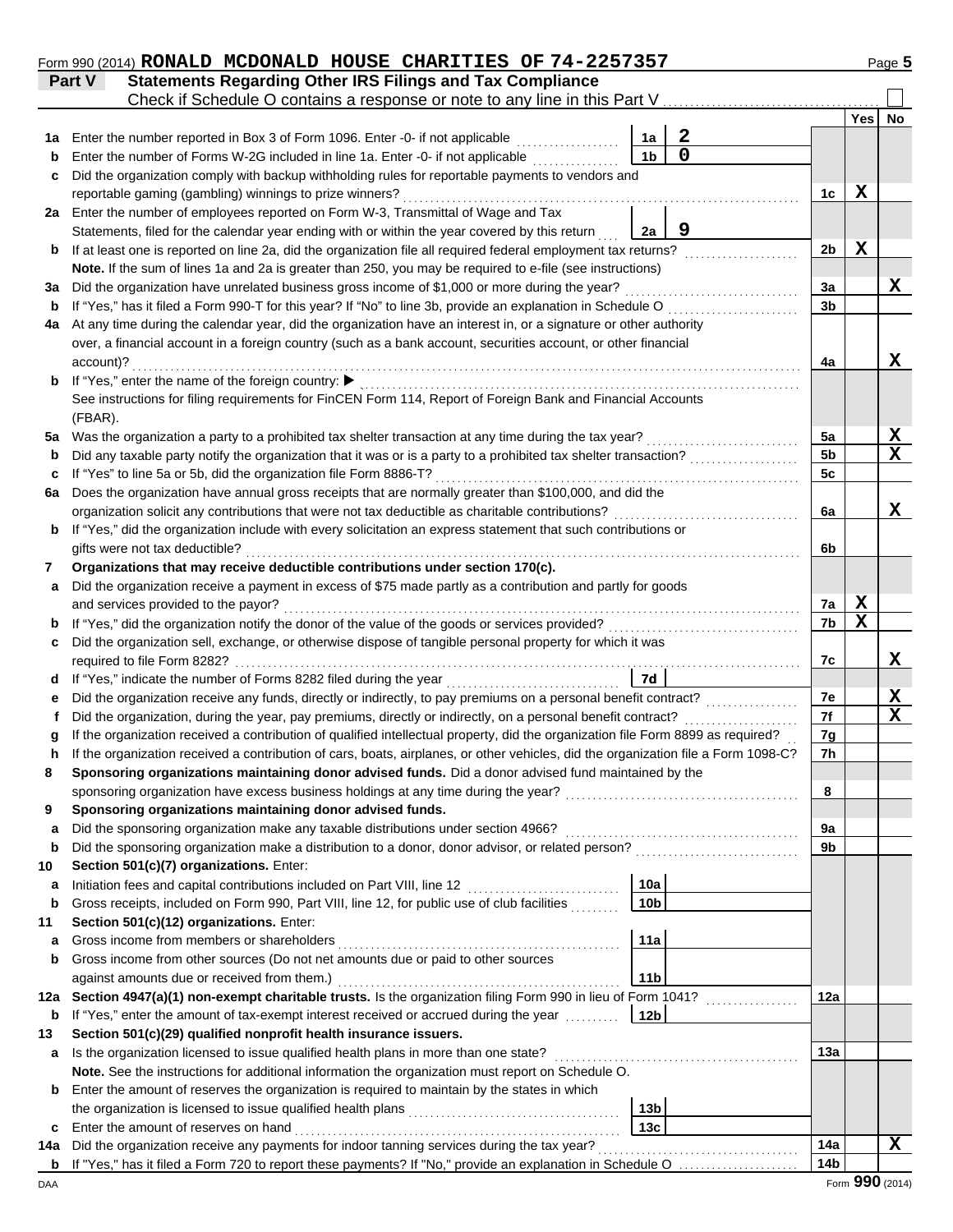Form 990 (2014) **RONALD MCDONALD HOUSE CHARITIES OF 74-2257357** Page 5

## Part V Statements Regarding Other IRS Filings and Tax Compliance

Check if Schedule O contains a response or note to any line in this Part V ☐

| Line | Description | Ref | Value | Line | Yes | No |
|---|---|---|---|---|---|---|
| 1a | Enter the number reported in Box 3 of Form 1096. Enter -0- if not applicable | 1a | 2 | | | |
| b | Enter the number of Forms W-2G included in line 1a. Enter -0- if not applicable | 1b | 0 | | | |
| c | Did the organization comply with backup withholding rules for reportable payments to vendors and reportable gaming (gambling) winnings to prize winners? | | | 1c | X | |
| 2a | Enter the number of employees reported on Form W-3, Transmittal of Wage and Tax Statements, filed for the calendar year ending with or within the year covered by this return | 2a | 9 | | | |
| b | If at least one is reported on line 2a, did the organization file all required federal employment tax returns? | | | 2b | X | |
| | **Note.** If the sum of lines 1a and 2a is greater than 250, you may be required to e-file (see instructions) | | | | | |
| 3a | Did the organization have unrelated business gross income of $1,000 or more during the year? | | | 3a | | X |
| b | If "Yes," has it filed a Form 990-T for this year? If "No" to line 3b, provide an explanation in Schedule O | | | 3b | | |
| 4a | At any time during the calendar year, did the organization have an interest in, or a signature or other authority over, a financial account in a foreign country (such as a bank account, securities account, or other financial account)? | | | 4a | | X |
| b | If "Yes," enter the name of the foreign country: ▶ See instructions for filing requirements for FinCEN Form 114, Report of Foreign Bank and Financial Accounts (FBAR). | | | | | |
| 5a | Was the organization a party to a prohibited tax shelter transaction at any time during the tax year? | | | 5a | | X |
| b | Did any taxable party notify the organization that it was or is a party to a prohibited tax shelter transaction? | | | 5b | | X |
| c | If "Yes" to line 5a or 5b, did the organization file Form 8886-T? | | | 5c | | |
| 6a | Does the organization have annual gross receipts that are normally greater than $100,000, and did the organization solicit any contributions that were not tax deductible as charitable contributions? | | | 6a | | X |
| b | If "Yes," did the organization include with every solicitation an express statement that such contributions or gifts were not tax deductible? | | | 6b | | |
| 7 | **Organizations that may receive deductible contributions under section 170(c).** | | | | | |
| a | Did the organization receive a payment in excess of $75 made partly as a contribution and partly for goods and services provided to the payor? | | | 7a | X | |
| b | If "Yes," did the organization notify the donor of the value of the goods or services provided? | | | 7b | X | |
| c | Did the organization sell, exchange, or otherwise dispose of tangible personal property for which it was required to file Form 8282? | | | 7c | | X |
| d | If "Yes," indicate the number of Forms 8282 filed during the year | 7d | | | | |
| e | Did the organization receive any funds, directly or indirectly, to pay premiums on a personal benefit contract? | | | 7e | | X |
| f | Did the organization, during the year, pay premiums, directly or indirectly, on a personal benefit contract? | | | 7f | | X |
| g | If the organization received a contribution of qualified intellectual property, did the organization file Form 8899 as required? | | | 7g | | |
| h | If the organization received a contribution of cars, boats, airplanes, or other vehicles, did the organization file a Form 1098-C? | | | 7h | | |
| 8 | **Sponsoring organizations maintaining donor advised funds.** Did a donor advised fund maintained by the sponsoring organization have excess business holdings at any time during the year? | | | 8 | | |
| 9 | **Sponsoring organizations maintaining donor advised funds.** | | | | | |
| a | Did the sponsoring organization make any taxable distributions under section 4966? | | | 9a | | |
| b | Did the sponsoring organization make a distribution to a donor, donor advisor, or related person? | | | 9b | | |
| 10 | **Section 501(c)(7) organizations.** Enter: | | | | | |
| a | Initiation fees and capital contributions included on Part VIII, line 12 | 10a | | | | |
| b | Gross receipts, included on Form 990, Part VIII, line 12, for public use of club facilities | 10b | | | | |
| 11 | **Section 501(c)(12) organizations.** Enter: | | | | | |
| a | Gross income from members or shareholders | 11a | | | | |
| b | Gross income from other sources (Do not net amounts due or paid to other sources against amounts due or received from them.) | 11b | | | | |
| 12a | **Section 4947(a)(1) non-exempt charitable trusts.** Is the organization filing Form 990 in lieu of Form 1041? | | | 12a | | |
| b | If "Yes," enter the amount of tax-exempt interest received or accrued during the year | 12b | | | | |
| 13 | **Section 501(c)(29) qualified nonprofit health insurance issuers.** | | | | | |
| a | Is the organization licensed to issue qualified health plans in more than one state? | | | 13a | | |
| | **Note.** See the instructions for additional information the organization must report on Schedule O. | | | | | |
| b | Enter the amount of reserves the organization is required to maintain by the states in which the organization is licensed to issue qualified health plans | 13b | | | | |
| c | Enter the amount of reserves on hand | 13c | | | | |
| 14a | Did the organization receive any payments for indoor tanning services during the tax year? | | | 14a | | X |
| b | If "Yes," has it filed a Form 720 to report these payments? If "No," provide an explanation in Schedule O | | | 14b | | |

DAA Form **990** (2014)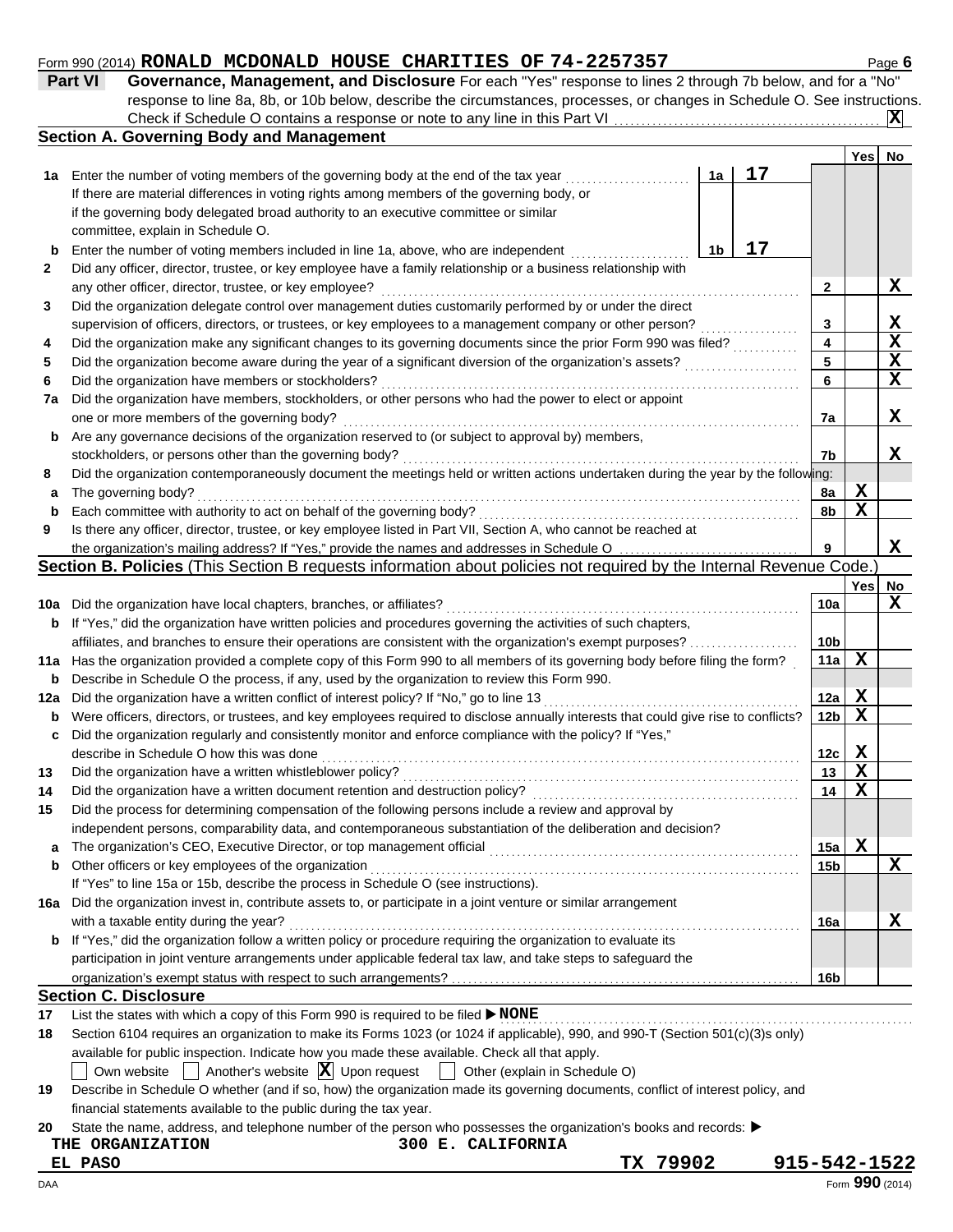Form 990 (2014) **RONALD MCDONALD HOUSE CHARITIES OF 74-2257357**

## Part VI Governance, Management, and Disclosure

For each "Yes" response to lines 2 through 7b below, and for a "No" response to line 8a, 8b, or 10b below, describe the circumstances, processes, or changes in Schedule O. See instructions.

Check if Schedule O contains a response or note to any line in this Part VI ..... **X**

### Section A. Governing Body and Management

| | | | | Yes | No |
|---|---|---|---|---|---|
| 1a | Enter the number of voting members of the governing body at the end of the tax year | 1a | 17 | | |
| | If there are material differences in voting rights among members of the governing body, or if the governing body delegated broad authority to an executive committee or similar committee, explain in Schedule O. | | | | |
| b | Enter the number of voting members included in line 1a, above, who are independent | 1b | 17 | | |
| 2 | Did any officer, director, trustee, or key employee have a family relationship or a business relationship with any other officer, director, trustee, or key employee? | 2 | | | X |
| 3 | Did the organization delegate control over management duties customarily performed by or under the direct supervision of officers, directors, or trustees, or key employees to a management company or other person? | 3 | | | X |
| 4 | Did the organization make any significant changes to its governing documents since the prior Form 990 was filed? | 4 | | | X |
| 5 | Did the organization become aware during the year of a significant diversion of the organization's assets? | 5 | | | X |
| 6 | Did the organization have members or stockholders? | 6 | | | X |
| 7a | Did the organization have members, stockholders, or other persons who had the power to elect or appoint one or more members of the governing body? | 7a | | | X |
| b | Are any governance decisions of the organization reserved to (or subject to approval by) members, stockholders, or persons other than the governing body? | 7b | | | X |
| 8 | Did the organization contemporaneously document the meetings held or written actions undertaken during the year by the following: | | | | |
| a | The governing body? | 8a | | X | |
| b | Each committee with authority to act on behalf of the governing body? | 8b | | X | |
| 9 | Is there any officer, director, trustee, or key employee listed in Part VII, Section A, who cannot be reached at the organization's mailing address? If "Yes," provide the names and addresses in Schedule O | 9 | | | X |

### Section B. Policies (This Section B requests information about policies not required by the Internal Revenue Code.)

| | | | Yes | No |
|---|---|---|---|---|
| 10a | Did the organization have local chapters, branches, or affiliates? | 10a | | X |
| b | If "Yes," did the organization have written policies and procedures governing the activities of such chapters, affiliates, and branches to ensure their operations are consistent with the organization's exempt purposes? | 10b | | |
| 11a | Has the organization provided a complete copy of this Form 990 to all members of its governing body before filing the form? | 11a | X | |
| b | Describe in Schedule O the process, if any, used by the organization to review this Form 990. | | | |
| 12a | Did the organization have a written conflict of interest policy? If "No," go to line 13 | 12a | X | |
| b | Were officers, directors, or trustees, and key employees required to disclose annually interests that could give rise to conflicts? | 12b | X | |
| c | Did the organization regularly and consistently monitor and enforce compliance with the policy? If "Yes," describe in Schedule O how this was done | 12c | X | |
| 13 | Did the organization have a written whistleblower policy? | 13 | X | |
| 14 | Did the organization have a written document retention and destruction policy? | 14 | X | |
| 15 | Did the process for determining compensation of the following persons include a review and approval by independent persons, comparability data, and contemporaneous substantiation of the deliberation and decision? | | | |
| a | The organization's CEO, Executive Director, or top management official | 15a | X | |
| b | Other officers or key employees of the organization | 15b | | X |
| | If "Yes" to line 15a or 15b, describe the process in Schedule O (see instructions). | | | |
| 16a | Did the organization invest in, contribute assets to, or participate in a joint venture or similar arrangement with a taxable entity during the year? | 16a | | X |
| b | If "Yes," did the organization follow a written policy or procedure requiring the organization to evaluate its participation in joint venture arrangements under applicable federal tax law, and take steps to safeguard the organization's exempt status with respect to such arrangements? | 16b | | |

### Section C. Disclosure

17 List the states with which a copy of this Form 990 is required to be filed ▶ **NONE**

18 Section 6104 requires an organization to make its Forms 1023 (or 1024 if applicable), 990, and 990-T (Section 501(c)(3)s only) available for public inspection. Indicate how you made these available. Check all that apply.

☐ Own website ☐ Another's website ☒ Upon request ☐ Other (explain in Schedule O)

19 Describe in Schedule O whether (and if so, how) the organization made its governing documents, conflict of interest policy, and financial statements available to the public during the tax year.

20 State the name, address, and telephone number of the person who possesses the organization's books and records: ▶

THE ORGANIZATION 300 E. CALIFORNIA
EL PASO TX 79902 915-542-1522

Form **990** (2014)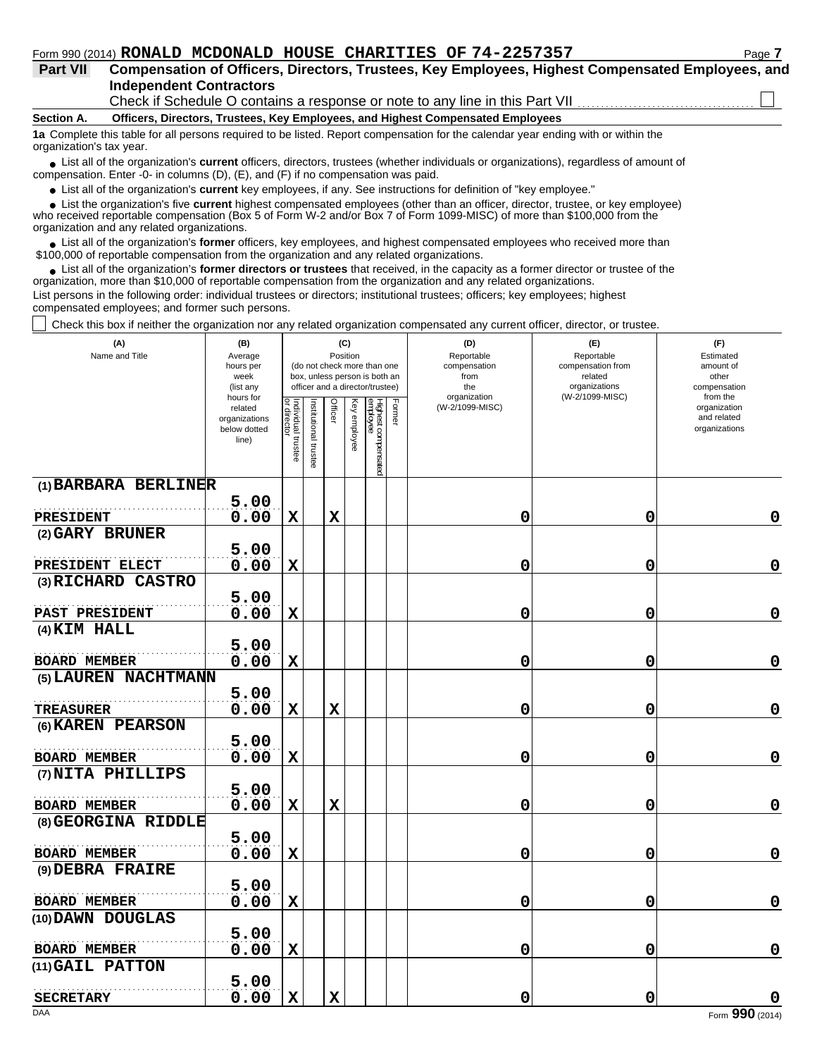Form 990 (2014) **RONALD MCDONALD HOUSE CHARITIES OF 74-2257357** Page **7**

**Part VII** **Compensation of Officers, Directors, Trustees, Key Employees, Highest Compensated Employees, and Independent Contractors**

Check if Schedule O contains a response or note to any line in this Part VII ☐

**Section A. Officers, Directors, Trustees, Key Employees, and Highest Compensated Employees**

**1a** Complete this table for all persons required to be listed. Report compensation for the calendar year ending with or within the organization's tax year.

- List all of the organization's **current** officers, directors, trustees (whether individuals or organizations), regardless of amount of compensation. Enter -0- in columns (D), (E), and (F) if no compensation was paid.
- List all of the organization's **current** key employees, if any. See instructions for definition of "key employee."
- List the organization's five **current** highest compensated employees (other than an officer, director, trustee, or key employee) who received reportable compensation (Box 5 of Form W-2 and/or Box 7 of Form 1099-MISC) of more than $100,000 from the organization and any related organizations.
- List all of the organization's **former** officers, key employees, and highest compensated employees who received more than $100,000 of reportable compensation from the organization and any related organizations.
- List all of the organization's **former directors or trustees** that received, in the capacity as a former director or trustee of the organization, more than $10,000 of reportable compensation from the organization and any related organizations.

List persons in the following order: individual trustees or directors; institutional trustees; officers; key employees; highest compensated employees; and former such persons.

☐ Check this box if neither the organization nor any related organization compensated any current officer, director, or trustee.

| (A) Name and Title | (B) Average hours per week (list any hours for related organizations below dotted line) | (C) Position (do not check more than one box, unless person is both an officer and a director/trustee): Individual trustee or director | Institutional trustee | Officer | Key employee | Highest compensated employee | Former | (D) Reportable compensation from the organization (W-2/1099-MISC) | (E) Reportable compensation from related organizations (W-2/1099-MISC) | (F) Estimated amount of other compensation from the organization and related organizations |
|---|---|---|---|---|---|---|---|---|---|---|
| (1) **BARBARA BERLINER** PRESIDENT | 5.00 / 0.00 | X | | X | | | | 0 | 0 | 0 |
| (2) **GARY BRUNER** PRESIDENT ELECT | 5.00 / 0.00 | X | | | | | | 0 | 0 | 0 |
| (3) **RICHARD CASTRO** PAST PRESIDENT | 5.00 / 0.00 | X | | | | | | 0 | 0 | 0 |
| (4) **KIM HALL** BOARD MEMBER | 5.00 / 0.00 | X | | | | | | 0 | 0 | 0 |
| (5) **LAUREN NACHTMANN** TREASURER | 5.00 / 0.00 | X | | X | | | | 0 | 0 | 0 |
| (6) **KAREN PEARSON** BOARD MEMBER | 5.00 / 0.00 | X | | | | | | 0 | 0 | 0 |
| (7) **NITA PHILLIPS** BOARD MEMBER | 5.00 / 0.00 | X | | X | | | | 0 | 0 | 0 |
| (8) **GEORGINA RIDDLE** BOARD MEMBER | 5.00 / 0.00 | X | | | | | | 0 | 0 | 0 |
| (9) **DEBRA FRAIRE** BOARD MEMBER | 5.00 / 0.00 | X | | | | | | 0 | 0 | 0 |
| (10) **DAWN DOUGLAS** BOARD MEMBER | 5.00 / 0.00 | X | | | | | | 0 | 0 | 0 |
| (11) **GAIL PATTON** SECRETARY | 5.00 / 0.00 | X | | X | | | | 0 | 0 | 0 |

DAA Form **990** (2014)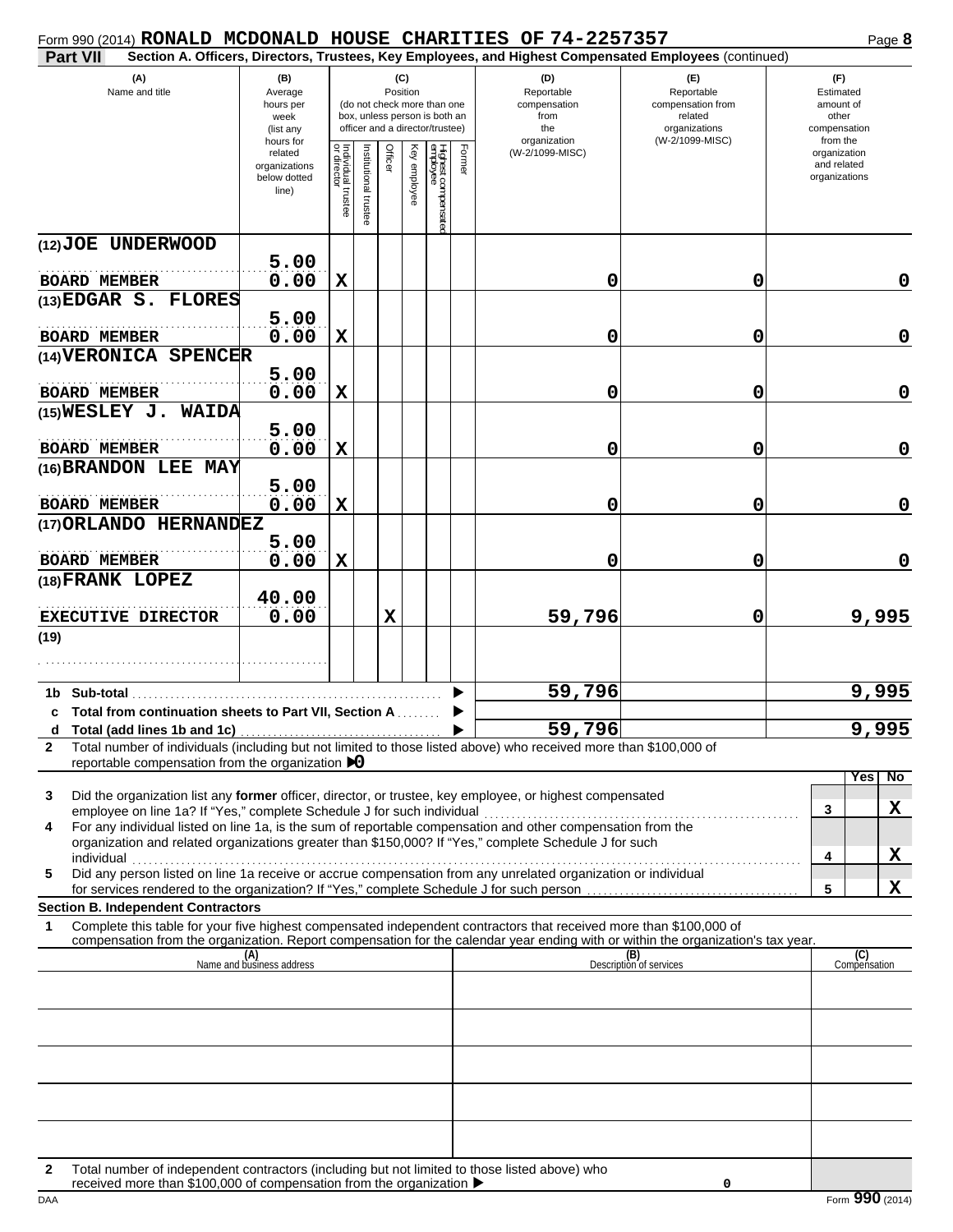Form 990 (2014) **RONALD MCDONALD HOUSE CHARITIES OF 74-2257357** Page **8**

**Part VII** **Section A. Officers, Directors, Trustees, Key Employees, and Highest Compensated Employees** (continued)

| (A) Name and title | (B) Average hours per week (list any hours for related organizations below dotted line) | (C) Position: Individual trustee or director | Institutional trustee | Officer | Key employee | Highest compensated employee | Former | (D) Reportable compensation from the organization (W-2/1099-MISC) | (E) Reportable compensation from related organizations (W-2/1099-MISC) | (F) Estimated amount of other compensation from the organization and related organizations |
|---|---|---|---|---|---|---|---|---|---|---|
| (12) JOE UNDERWOOD<br>BOARD MEMBER | 5.00<br>0.00 | X | | | | | | 0 | 0 | 0 |
| (13) EDGAR S. FLORES<br>BOARD MEMBER | 5.00<br>0.00 | X | | | | | | 0 | 0 | 0 |
| (14) VERONICA SPENCER<br>BOARD MEMBER | 5.00<br>0.00 | X | | | | | | 0 | 0 | 0 |
| (15) WESLEY J. WAIDA<br>BOARD MEMBER | 5.00<br>0.00 | X | | | | | | 0 | 0 | 0 |
| (16) BRANDON LEE MAY<br>BOARD MEMBER | 5.00<br>0.00 | X | | | | | | 0 | 0 | 0 |
| (17) ORLANDO HERNANDEZ<br>BOARD MEMBER | 5.00<br>0.00 | X | | | | | | 0 | 0 | 0 |
| (18) FRANK LOPEZ<br>EXECUTIVE DIRECTOR | 40.00<br>0.00 | | | X | | | | 59,796 | 0 | 9,995 |
| (19) | | | | | | | | | | |
| **1b Sub-total** | | | | | | | | 59,796 | | 9,995 |
| **c Total from continuation sheets to Part VII, Section A** | | | | | | | | | | |
| **d Total (add lines 1b and 1c)** | | | | | | | | 59,796 | | 9,995 |

**2** Total number of individuals (including but not limited to those listed above) who received more than $100,000 of reportable compensation from the organization ▶ **0**

| | | Yes | No |
|---|---|---|---|
| **3** Did the organization list any **former** officer, director, or trustee, key employee, or highest compensated employee on line 1a? If "Yes," complete Schedule J for such individual | 3 | | X |
| **4** For any individual listed on line 1a, is the sum of reportable compensation and other compensation from the organization and related organizations greater than $150,000? If "Yes," complete Schedule J for such individual | 4 | | X |
| **5** Did any person listed on line 1a receive or accrue compensation from any unrelated organization or individual for services rendered to the organization? If "Yes," complete Schedule J for such person | 5 | | X |

**Section B. Independent Contractors**

**1** Complete this table for your five highest compensated independent contractors that received more than $100,000 of compensation from the organization. Report compensation for the calendar year ending with or within the organization's tax year.

| (A) Name and business address | (B) Description of services | (C) Compensation |
|---|---|---|
| | | |
| | | |
| | | |
| | | |
| | | |

**2** Total number of independent contractors (including but not limited to those listed above) who received more than $100,000 of compensation from the organization ▶ 0

DAA Form **990** (2014)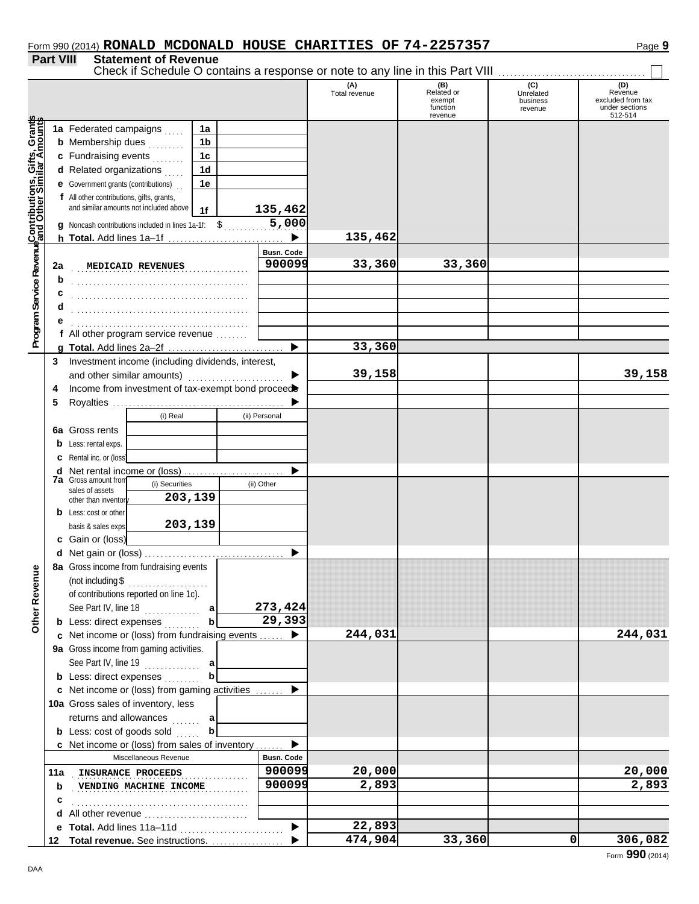Form 990 (2014) **RONALD MCDONALD HOUSE CHARITIES OF 74-2257357**

## Part VIII Statement of Revenue

Check if Schedule O contains a response or note to any line in this Part VIII ☐

| | | | (A) Total revenue | (B) Related or exempt function revenue | (C) Unrelated business revenue | (D) Revenue excluded from tax under sections 512-514 |
|---|---|---|---|---|---|---|
| **Contributions, Gifts, Grants and Other Similar Amounts** | 1a Federated campaigns | 1a | | | | |
| | b Membership dues | 1b | | | | |
| | c Fundraising events | 1c | | | | |
| | d Related organizations | 1d | | | | |
| | e Government grants (contributions) | 1e | | | | |
| | f All other contributions, gifts, grants, and similar amounts not included above | 1f 135,462 | | | | |
| | g Noncash contributions included in lines 1a-1f: $ 5,000 | | | | | |
| | h **Total.** Add lines 1a–1f | ▶ | 135,462 | | | |
| **Program Service Revenue** | | Busn. Code | | | | |
| | 2a MEDICAID REVENUES | 900099 | 33,360 | 33,360 | | |
| | b | | | | | |
| | c | | | | | |
| | d | | | | | |
| | e | | | | | |
| | f All other program service revenue | | | | | |
| | g **Total.** Add lines 2a–2f | ▶ | 33,360 | | | |
| **Other Revenue** | 3 Investment income (including dividends, interest, and other similar amounts) | ▶ | 39,158 | | | 39,158 |
| | 4 Income from investment of tax-exempt bond proceeds | ▶ | | | | |
| | 5 Royalties | ▶ | | | | |
| | | (i) Real / (ii) Personal | | | | |
| | 6a Gross rents | | | | | |
| | b Less: rental exps. | | | | | |
| | c Rental inc. or (loss) | | | | | |
| | d Net rental income or (loss) | ▶ | | | | |
| | 7a Gross amount from sales of assets other than inventory | (i) Securities 203,139 / (ii) Other | | | | |
| | b Less: cost or other basis & sales exps. | (i) Securities 203,139 / (ii) Other | | | | |
| | c Gain or (loss) | | | | | |
| | d Net gain or (loss) | ▶ | | | | |
| | 8a Gross income from fundraising events (not including $ of contributions reported on line 1c). See Part IV, line 18 | a 273,424 | | | | |
| | b Less: direct expenses | b 29,393 | | | | |
| | c Net income or (loss) from fundraising events | ▶ | 244,031 | | | 244,031 |
| | 9a Gross income from gaming activities. See Part IV, line 19 | a | | | | |
| | b Less: direct expenses | b | | | | |
| | c Net income or (loss) from gaming activities | ▶ | | | | |
| | 10a Gross sales of inventory, less returns and allowances | a | | | | |
| | b Less: cost of goods sold | b | | | | |
| | c Net income or (loss) from sales of inventory | ▶ | | | | |
| | Miscellaneous Revenue | Busn. Code | | | | |
| | 11a INSURANCE PROCEEDS | 900099 | 20,000 | | | 20,000 |
| | b VENDING MACHINE INCOME | 900099 | 2,893 | | | 2,893 |
| | c | | | | | |
| | d All other revenue | | | | | |
| | e **Total.** Add lines 11a–11d | ▶ | 22,893 | | | |
| | 12 **Total revenue.** See instructions. | ▶ | 474,904 | 33,360 | 0 | 306,082 |

Form **990** (2014)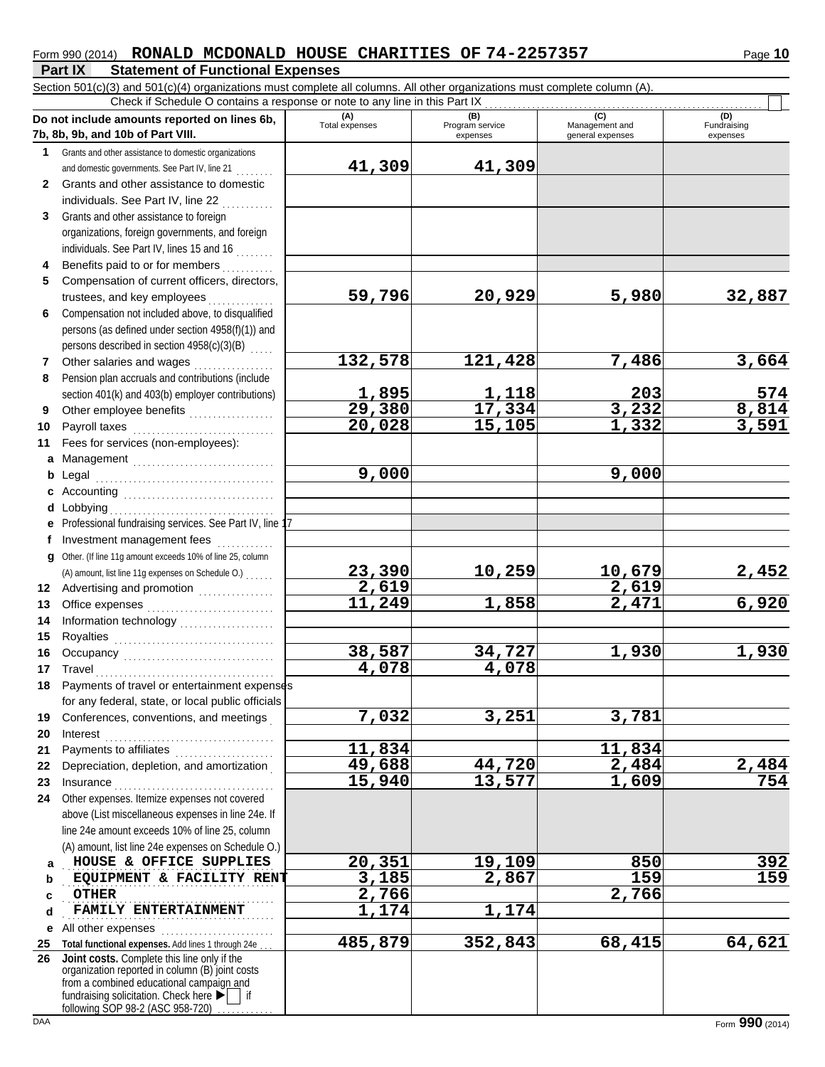Form 990 (2014) **RONALD MCDONALD HOUSE CHARITIES OF 74-2257357**

## Part IX Statement of Functional Expenses

Section 501(c)(3) and 501(c)(4) organizations must complete all columns. All other organizations must complete column (A).

Check if Schedule O contains a response or note to any line in this Part IX ☐

| Do not include amounts reported on lines 6b, 7b, 8b, 9b, and 10b of Part VIII. | (A) Total expenses | (B) Program service expenses | (C) Management and general expenses | (D) Fundraising expenses |
|---|---|---|---|---|
| **1** Grants and other assistance to domestic organizations and domestic governments. See Part IV, line 21 | 41,309 | 41,309 | | |
| **2** Grants and other assistance to domestic individuals. See Part IV, line 22 | | | | |
| **3** Grants and other assistance to foreign organizations, foreign governments, and foreign individuals. See Part IV, lines 15 and 16 | | | | |
| **4** Benefits paid to or for members | | | | |
| **5** Compensation of current officers, directors, trustees, and key employees | 59,796 | 20,929 | 5,980 | 32,887 |
| **6** Compensation not included above, to disqualified persons (as defined under section 4958(f)(1)) and persons described in section 4958(c)(3)(B) | | | | |
| **7** Other salaries and wages | 132,578 | 121,428 | 7,486 | 3,664 |
| **8** Pension plan accruals and contributions (include section 401(k) and 403(b) employer contributions) | 1,895 | 1,118 | 203 | 574 |
| **9** Other employee benefits | 29,380 | 17,334 | 3,232 | 8,814 |
| **10** Payroll taxes | 20,028 | 15,105 | 1,332 | 3,591 |
| **11** Fees for services (non-employees): | | | | |
| **a** Management | | | | |
| **b** Legal | 9,000 | | 9,000 | |
| **c** Accounting | | | | |
| **d** Lobbying | | | | |
| **e** Professional fundraising services. See Part IV, line 17 | | | | |
| **f** Investment management fees | | | | |
| **g** Other. (If line 11g amount exceeds 10% of line 25, column (A) amount, list line 11g expenses on Schedule O.) | 23,390 | 10,259 | 10,679 | 2,452 |
| **12** Advertising and promotion | 2,619 | | 2,619 | |
| **13** Office expenses | 11,249 | 1,858 | 2,471 | 6,920 |
| **14** Information technology | | | | |
| **15** Royalties | | | | |
| **16** Occupancy | 38,587 | 34,727 | 1,930 | 1,930 |
| **17** Travel | 4,078 | 4,078 | | |
| **18** Payments of travel or entertainment expenses for any federal, state, or local public officials | | | | |
| **19** Conferences, conventions, and meetings | 7,032 | 3,251 | 3,781 | |
| **20** Interest | | | | |
| **21** Payments to affiliates | 11,834 | | 11,834 | |
| **22** Depreciation, depletion, and amortization | 49,688 | 44,720 | 2,484 | 2,484 |
| **23** Insurance | 15,940 | 13,577 | 1,609 | 754 |
| **24** Other expenses. Itemize expenses not covered above (List miscellaneous expenses in line 24e. If line 24e amount exceeds 10% of line 25, column (A) amount, list line 24e expenses on Schedule O.) | | | | |
| **a** HOUSE & OFFICE SUPPLIES | 20,351 | 19,109 | 850 | 392 |
| **b** EQUIPMENT & FACILITY RENT | 3,185 | 2,867 | 159 | 159 |
| **c** OTHER | 2,766 | | 2,766 | |
| **d** FAMILY ENTERTAINMENT | 1,174 | 1,174 | | |
| **e** All other expenses | | | | |
| **25 Total functional expenses.** Add lines 1 through 24e | 485,879 | 352,843 | 68,415 | 64,621 |
| **26 Joint costs.** Complete this line only if the organization reported in column (B) joint costs from a combined educational campaign and fundraising solicitation. Check here ▶ ☐ if following SOP 98-2 (ASC 958-720) | | | | |

DAA

Form **990** (2014)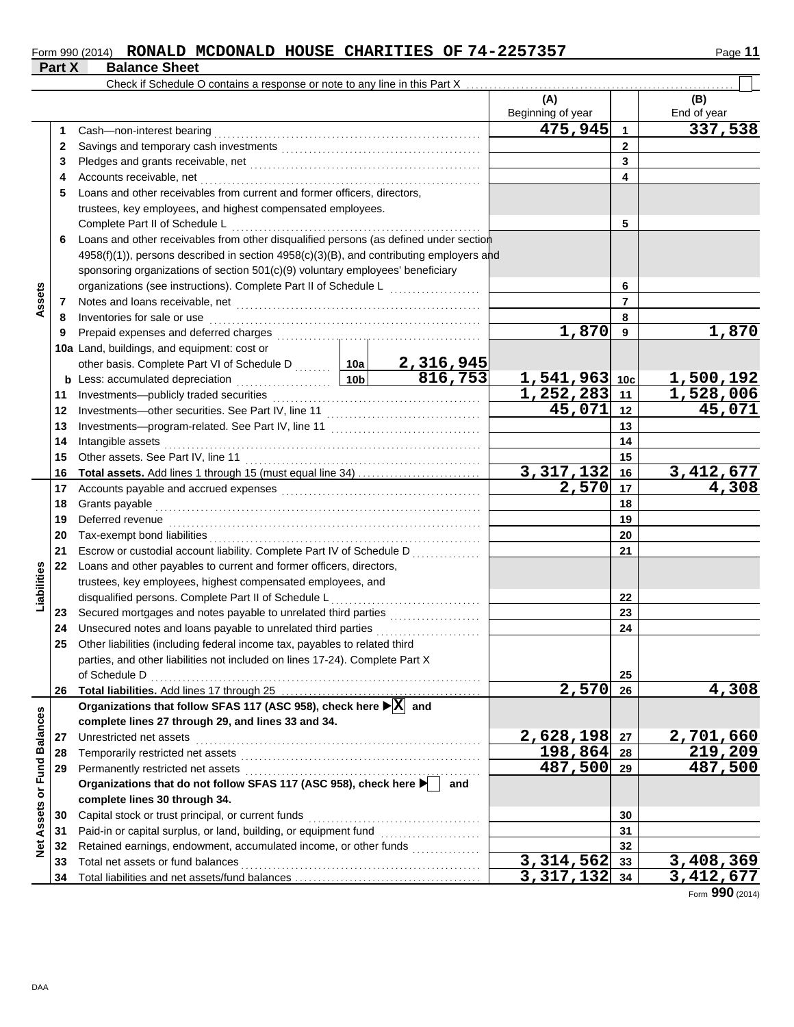Form 990 (2014) **RONALD MCDONALD HOUSE CHARITIES OF 74-2257357**

## Part X Balance Sheet

Check if Schedule O contains a response or note to any line in this Part X . . . . . ☐

| | | | | (A) Beginning of year | | (B) End of year |
|---|---|---|---|---|---|---|
| **Assets** | 1 | Cash—non-interest bearing | | 475,945 | 1 | 337,538 |
| | 2 | Savings and temporary cash investments | | | 2 | |
| | 3 | Pledges and grants receivable, net | | | 3 | |
| | 4 | Accounts receivable, net | | | 4 | |
| | 5 | Loans and other receivables from current and former officers, directors, trustees, key employees, and highest compensated employees. Complete Part II of Schedule L | | | 5 | |
| | 6 | Loans and other receivables from other disqualified persons (as defined under section 4958(f)(1)), persons described in section 4958(c)(3)(B), and contributing employers and sponsoring organizations of section 501(c)(9) voluntary employees' beneficiary organizations (see instructions). Complete Part II of Schedule L | | | 6 | |
| | 7 | Notes and loans receivable, net | | | 7 | |
| | 8 | Inventories for sale or use | | | 8 | |
| | 9 | Prepaid expenses and deferred charges | | 1,870 | 9 | 1,870 |
| | 10a | Land, buildings, and equipment: cost or other basis. Complete Part VI of Schedule D | 10a 2,316,945 | | | |
| | b | Less: accumulated depreciation | 10b 816,753 | 1,541,963 | 10c | 1,500,192 |
| | 11 | Investments—publicly traded securities | | 1,252,283 | 11 | 1,528,006 |
| | 12 | Investments—other securities. See Part IV, line 11 | | 45,071 | 12 | 45,071 |
| | 13 | Investments—program-related. See Part IV, line 11 | | | 13 | |
| | 14 | Intangible assets | | | 14 | |
| | 15 | Other assets. See Part IV, line 11 | | | 15 | |
| | 16 | **Total assets.** Add lines 1 through 15 (must equal line 34) | | 3,317,132 | 16 | 3,412,677 |
| **Liabilities** | 17 | Accounts payable and accrued expenses | | 2,570 | 17 | 4,308 |
| | 18 | Grants payable | | | 18 | |
| | 19 | Deferred revenue | | | 19 | |
| | 20 | Tax-exempt bond liabilities | | | 20 | |
| | 21 | Escrow or custodial account liability. Complete Part IV of Schedule D | | | 21 | |
| | 22 | Loans and other payables to current and former officers, directors, trustees, key employees, highest compensated employees, and disqualified persons. Complete Part II of Schedule L | | | 22 | |
| | 23 | Secured mortgages and notes payable to unrelated third parties | | | 23 | |
| | 24 | Unsecured notes and loans payable to unrelated third parties | | | 24 | |
| | 25 | Other liabilities (including federal income tax, payables to related third parties, and other liabilities not included on lines 17-24). Complete Part X of Schedule D | | | 25 | |
| | 26 | **Total liabilities.** Add lines 17 through 25 | | 2,570 | 26 | 4,308 |
| **Net Assets or Fund Balances** | | **Organizations that follow SFAS 117 (ASC 958), check here ▶ ☒ and complete lines 27 through 29, and lines 33 and 34.** | | | | |
| | 27 | Unrestricted net assets | | 2,628,198 | 27 | 2,701,660 |
| | 28 | Temporarily restricted net assets | | 198,864 | 28 | 219,209 |
| | 29 | Permanently restricted net assets | | 487,500 | 29 | 487,500 |
| | | **Organizations that do not follow SFAS 117 (ASC 958), check here ▶ ☐ and complete lines 30 through 34.** | | | | |
| | 30 | Capital stock or trust principal, or current funds | | | 30 | |
| | 31 | Paid-in or capital surplus, or land, building, or equipment fund | | | 31 | |
| | 32 | Retained earnings, endowment, accumulated income, or other funds | | | 32 | |
| | 33 | Total net assets or fund balances | | 3,314,562 | 33 | 3,408,369 |
| | 34 | Total liabilities and net assets/fund balances | | 3,317,132 | 34 | 3,412,677 |

Form **990** (2014)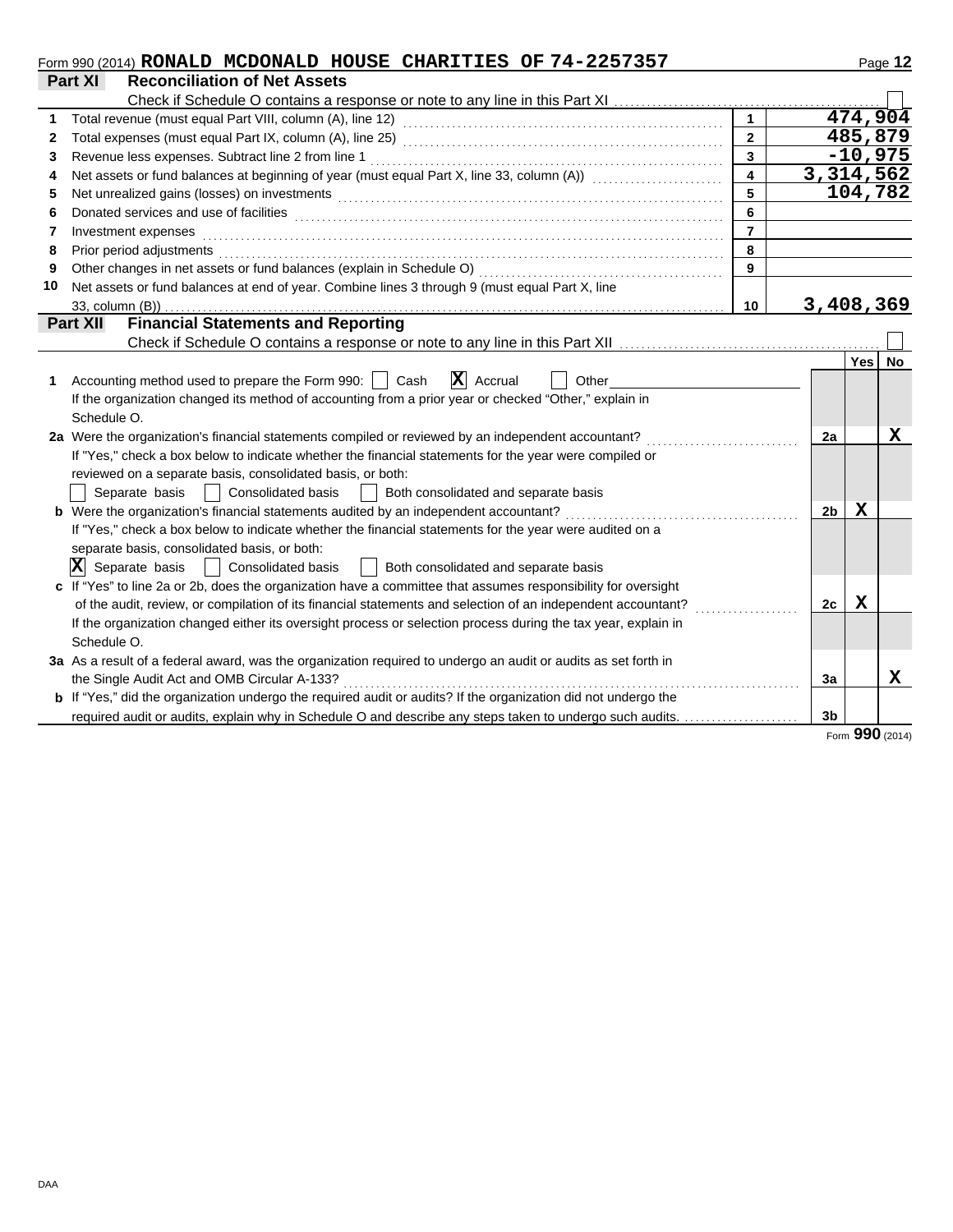Form 990 (2014) **RONALD MCDONALD HOUSE CHARITIES OF 74-2257357**

## Part XI Reconciliation of Net Assets

Check if Schedule O contains a response or note to any line in this Part XI ☐

| | | | |
|---|---|---|---|
| 1 | Total revenue (must equal Part VIII, column (A), line 12) | 1 | 474,904 |
| 2 | Total expenses (must equal Part IX, column (A), line 25) | 2 | 485,879 |
| 3 | Revenue less expenses. Subtract line 2 from line 1 | 3 | -10,975 |
| 4 | Net assets or fund balances at beginning of year (must equal Part X, line 33, column (A)) | 4 | 3,314,562 |
| 5 | Net unrealized gains (losses) on investments | 5 | 104,782 |
| 6 | Donated services and use of facilities | 6 | |
| 7 | Investment expenses | 7 | |
| 8 | Prior period adjustments | 8 | |
| 9 | Other changes in net assets or fund balances (explain in Schedule O) | 9 | |
| 10 | Net assets or fund balances at end of year. Combine lines 3 through 9 (must equal Part X, line 33, column (B)) | 10 | 3,408,369 |

## Part XII Financial Statements and Reporting

Check if Schedule O contains a response or note to any line in this Part XII ☐

| | | | Yes | No |
|---|---|---|---|---|
| 1 | Accounting method used to prepare the Form 990: ☐ Cash ☒ Accrual ☐ Other<br>If the organization changed its method of accounting from a prior year or checked "Other," explain in Schedule O. | | | |
| 2a | Were the organization's financial statements compiled or reviewed by an independent accountant? | 2a | | X |
| | If "Yes," check a box below to indicate whether the financial statements for the year were compiled or reviewed on a separate basis, consolidated basis, or both:<br>☐ Separate basis ☐ Consolidated basis ☐ Both consolidated and separate basis | | | |
| b | Were the organization's financial statements audited by an independent accountant? | 2b | X | |
| | If "Yes," check a box below to indicate whether the financial statements for the year were audited on a separate basis, consolidated basis, or both:<br>☒ Separate basis ☐ Consolidated basis ☐ Both consolidated and separate basis | | | |
| c | If "Yes" to line 2a or 2b, does the organization have a committee that assumes responsibility for oversight of the audit, review, or compilation of its financial statements and selection of an independent accountant? | 2c | X | |
| | If the organization changed either its oversight process or selection process during the tax year, explain in Schedule O. | | | |
| 3a | As a result of a federal award, was the organization required to undergo an audit or audits as set forth in the Single Audit Act and OMB Circular A-133? | 3a | | X |
| b | If "Yes," did the organization undergo the required audit or audits? If the organization did not undergo the required audit or audits, explain why in Schedule O and describe any steps taken to undergo such audits. | 3b | | |

Form **990** (2014)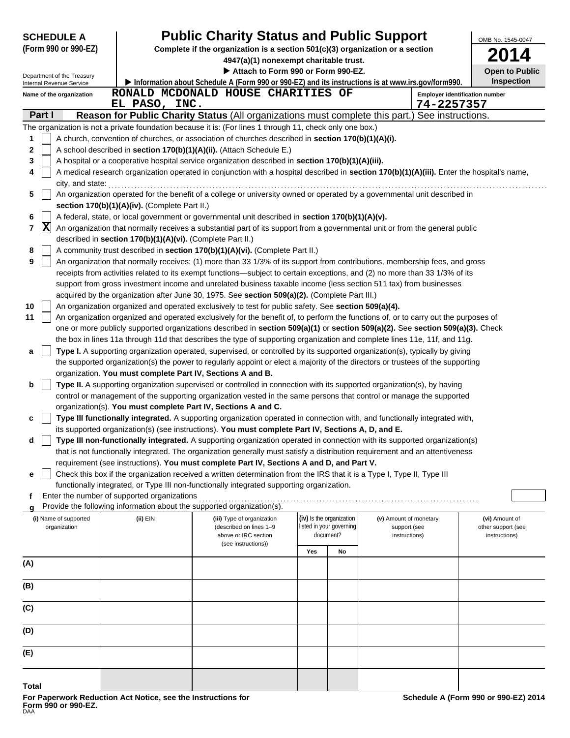**SCHEDULE A**
**(Form 990 or 990-EZ)**

Department of the Treasury
Internal Revenue Service

# Public Charity Status and Public Support

**Complete if the organization is a section 501(c)(3) organization or a section 4947(a)(1) nonexempt charitable trust.**

▶ **Attach to Form 990 or Form 990-EZ.**

▶ **Information about Schedule A (Form 990 or 990-EZ) and its instructions is at www.irs.gov/form990.**

OMB No. 1545-0047

**2014**

**Open to Public Inspection**

**Name of the organization:** RONALD MCDONALD HOUSE CHARITIES OF EL PASO, INC.

**Employer identification number:** 74-2257357

## Part I Reason for Public Charity Status (All organizations must complete this part.) See instructions.

The organization is not a private foundation because it is: (For lines 1 through 11, check only one box.)

1 [ ] A church, convention of churches, or association of churches described in **section 170(b)(1)(A)(i).**

2 [ ] A school described in **section 170(b)(1)(A)(ii).** (Attach Schedule E.)

3 [ ] A hospital or a cooperative hospital service organization described in **section 170(b)(1)(A)(iii).**

4 [ ] A medical research organization operated in conjunction with a hospital described in **section 170(b)(1)(A)(iii).** Enter the hospital's name, city, and state:

5 [ ] An organization operated for the benefit of a college or university owned or operated by a governmental unit described in **section 170(b)(1)(A)(iv).** (Complete Part II.)

6 [ ] A federal, state, or local government or governmental unit described in **section 170(b)(1)(A)(v).**

7 [X] An organization that normally receives a substantial part of its support from a governmental unit or from the general public described in **section 170(b)(1)(A)(vi).** (Complete Part II.)

8 [ ] A community trust described in **section 170(b)(1)(A)(vi).** (Complete Part II.)

9 [ ] An organization that normally receives: (1) more than 33 1/3% of its support from contributions, membership fees, and gross receipts from activities related to its exempt functions—subject to certain exceptions, and (2) no more than 33 1/3% of its support from gross investment income and unrelated business taxable income (less section 511 tax) from businesses acquired by the organization after June 30, 1975. See **section 509(a)(2).** (Complete Part III.)

10 [ ] An organization organized and operated exclusively to test for public safety. See **section 509(a)(4).**

11 [ ] An organization organized and operated exclusively for the benefit of, to perform the functions of, or to carry out the purposes of one or more publicly supported organizations described in **section 509(a)(1)** or **section 509(a)(2).** See **section 509(a)(3).** Check the box in lines 11a through 11d that describes the type of supporting organization and complete lines 11e, 11f, and 11g.

a [ ] **Type I.** A supporting organization operated, supervised, or controlled by its supported organization(s), typically by giving the supported organization(s) the power to regularly appoint or elect a majority of the directors or trustees of the supporting organization. **You must complete Part IV, Sections A and B.**

b [ ] **Type II.** A supporting organization supervised or controlled in connection with its supported organization(s), by having control or management of the supporting organization vested in the same persons that control or manage the supported organization(s). **You must complete Part IV, Sections A and C.**

c [ ] **Type III functionally integrated.** A supporting organization operated in connection with, and functionally integrated with, its supported organization(s) (see instructions). **You must complete Part IV, Sections A, D, and E.**

d [ ] **Type III non-functionally integrated.** A supporting organization operated in connection with its supported organization(s) that is not functionally integrated. The organization generally must satisfy a distribution requirement and an attentiveness requirement (see instructions). **You must complete Part IV, Sections A and D, and Part V.**

e [ ] Check this box if the organization received a written determination from the IRS that it is a Type I, Type II, Type III functionally integrated, or Type III non-functionally integrated supporting organization.

f Enter the number of supported organizations

g Provide the following information about the supported organization(s).

| (i) Name of supported organization | (ii) EIN | (iii) Type of organization (described on lines 1–9 above or IRC section (see instructions)) | (iv) Is the organization listed in your governing document? | | (v) Amount of monetary support (see instructions) | (vi) Amount of other support (see instructions) |
|---|---|---|---|---|---|---|
| | | | Yes | No | | |
| (A) | | | | | | |
| (B) | | | | | | |
| (C) | | | | | | |
| (D) | | | | | | |
| (E) | | | | | | |
| Total | | | | | | |

**For Paperwork Reduction Act Notice, see the Instructions for Form 990 or 990-EZ.**
DAA

**Schedule A (Form 990 or 990-EZ) 2014**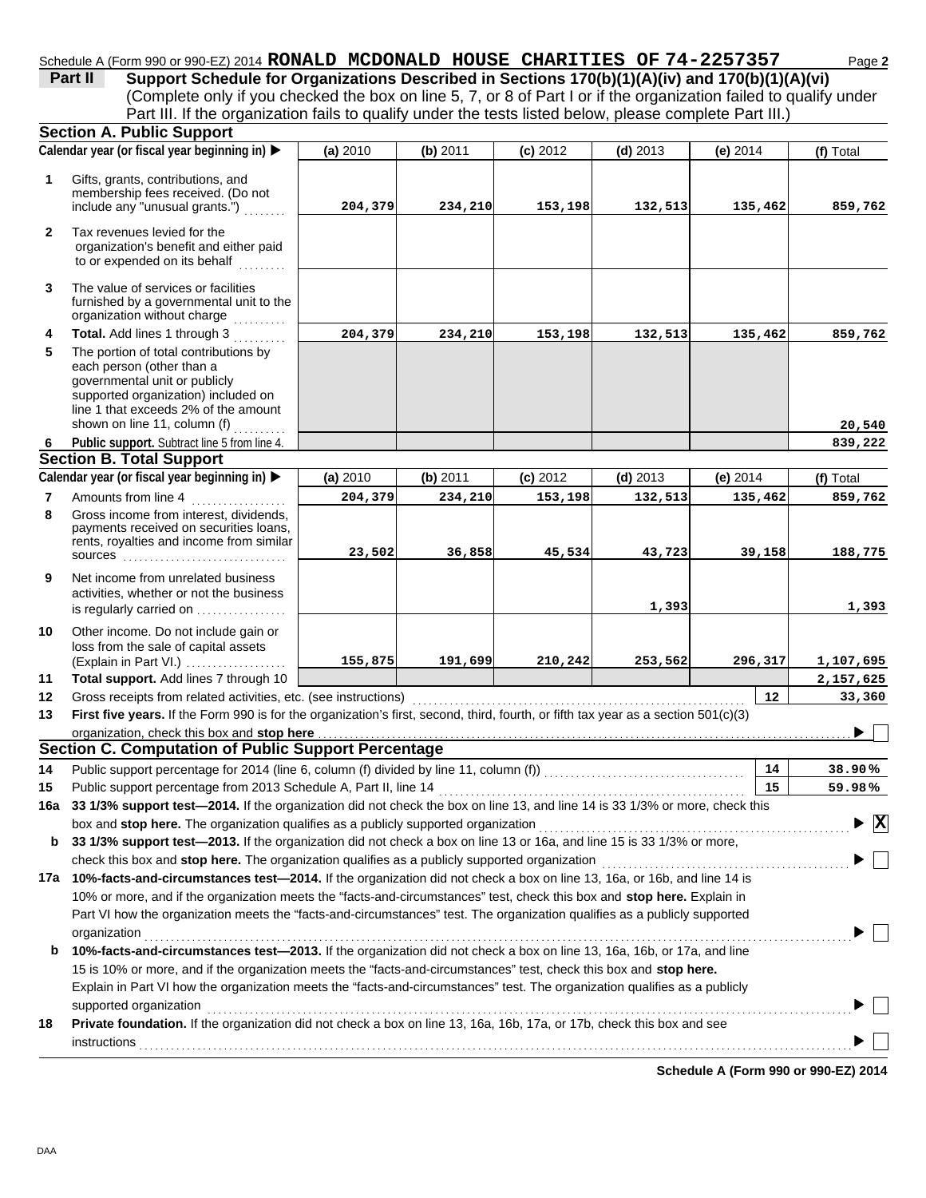Schedule A (Form 990 or 990-EZ) 2014 **RONALD MCDONALD HOUSE CHARITIES OF 74-2257357** Page **2**

**Part II** **Support Schedule for Organizations Described in Sections 170(b)(1)(A)(iv) and 170(b)(1)(A)(vi)**
(Complete only if you checked the box on line 5, 7, or 8 of Part I or if the organization failed to qualify under Part III. If the organization fails to qualify under the tests listed below, please complete Part III.)

## Section A. Public Support

| | Calendar year (or fiscal year beginning in) ▶ | (a) 2010 | (b) 2011 | (c) 2012 | (d) 2013 | (e) 2014 | (f) Total |
|---|---|---|---|---|---|---|---|
| 1 | Gifts, grants, contributions, and membership fees received. (Do not include any "unusual grants.") | 204,379 | 234,210 | 153,198 | 132,513 | 135,462 | 859,762 |
| 2 | Tax revenues levied for the organization's benefit and either paid to or expended on its behalf | | | | | | |
| 3 | The value of services or facilities furnished by a governmental unit to the organization without charge | | | | | | |
| 4 | **Total.** Add lines 1 through 3 | 204,379 | 234,210 | 153,198 | 132,513 | 135,462 | 859,762 |
| 5 | The portion of total contributions by each person (other than a governmental unit or publicly supported organization) included on line 1 that exceeds 2% of the amount shown on line 11, column (f) | | | | | | 20,540 |
| 6 | **Public support.** Subtract line 5 from line 4. | | | | | | 839,222 |

## Section B. Total Support

| | Calendar year (or fiscal year beginning in) ▶ | (a) 2010 | (b) 2011 | (c) 2012 | (d) 2013 | (e) 2014 | (f) Total |
|---|---|---|---|---|---|---|---|
| 7 | Amounts from line 4 | 204,379 | 234,210 | 153,198 | 132,513 | 135,462 | 859,762 |
| 8 | Gross income from interest, dividends, payments received on securities loans, rents, royalties and income from similar sources | 23,502 | 36,858 | 45,534 | 43,723 | 39,158 | 188,775 |
| 9 | Net income from unrelated business activities, whether or not the business is regularly carried on | | | | 1,393 | | 1,393 |
| 10 | Other income. Do not include gain or loss from the sale of capital assets (Explain in Part VI.) | 155,875 | 191,699 | 210,242 | 253,562 | 296,317 | 1,107,695 |
| 11 | **Total support.** Add lines 7 through 10 | | | | | | 2,157,625 |

12 Gross receipts from related activities, etc. (see instructions) | 12 | 33,360

13 **First five years.** If the Form 990 is for the organization's first, second, third, fourth, or fifth tax year as a section 501(c)(3) organization, check this box and **stop here** ▶ ☐

## Section C. Computation of Public Support Percentage

14 Public support percentage for 2014 (line 6, column (f) divided by line 11, column (f)) | 14 | 38.90 %

15 Public support percentage from 2013 Schedule A, Part II, line 14 | 15 | 59.98 %

16a **33 1/3% support test—2014.** If the organization did not check the box on line 13, and line 14 is 33 1/3% or more, check this box and **stop here.** The organization qualifies as a publicly supported organization ▶ ☒

b **33 1/3% support test—2013.** If the organization did not check a box on line 13 or 16a, and line 15 is 33 1/3% or more, check this box and **stop here.** The organization qualifies as a publicly supported organization ▶ ☐

17a **10%-facts-and-circumstances test—2014.** If the organization did not check a box on line 13, 16a, or 16b, and line 14 is 10% or more, and if the organization meets the "facts-and-circumstances" test, check this box and **stop here.** Explain in Part VI how the organization meets the "facts-and-circumstances" test. The organization qualifies as a publicly supported organization ▶ ☐

b **10%-facts-and-circumstances test—2013.** If the organization did not check a box on line 13, 16a, 16b, or 17a, and line 15 is 10% or more, and if the organization meets the "facts-and-circumstances" test, check this box and **stop here.** Explain in Part VI how the organization meets the "facts-and-circumstances" test. The organization qualifies as a publicly supported organization ▶ ☐

18 **Private foundation.** If the organization did not check a box on line 13, 16a, 16b, 17a, or 17b, check this box and see instructions ▶ ☐

**Schedule A (Form 990 or 990-EZ) 2014**

DAA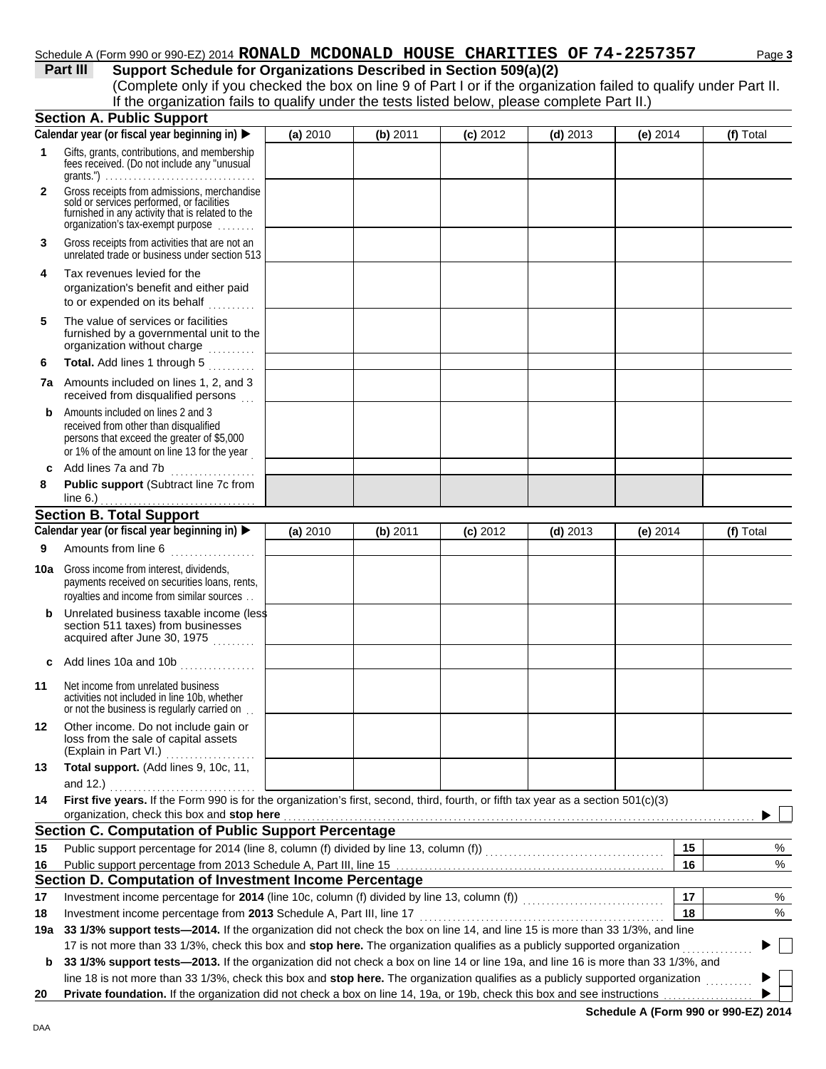Schedule A (Form 990 or 990-EZ) 2014 **RONALD MCDONALD HOUSE CHARITIES OF 74-2257357** Page **3**

**Part III** **Support Schedule for Organizations Described in Section 509(a)(2)**

(Complete only if you checked the box on line 9 of Part I or if the organization failed to qualify under Part II. If the organization fails to qualify under the tests listed below, please complete Part II.)

## Section A. Public Support

| Calendar year (or fiscal year beginning in) ▶ | (a) 2010 | (b) 2011 | (c) 2012 | (d) 2013 | (e) 2014 | (f) Total |
|---|---|---|---|---|---|---|
| **1** Gifts, grants, contributions, and membership fees received. (Do not include any "unusual grants.") | | | | | | |
| **2** Gross receipts from admissions, merchandise sold or services performed, or facilities furnished in any activity that is related to the organization's tax-exempt purpose | | | | | | |
| **3** Gross receipts from activities that are not an unrelated trade or business under section 513 | | | | | | |
| **4** Tax revenues levied for the organization's benefit and either paid to or expended on its behalf | | | | | | |
| **5** The value of services or facilities furnished by a governmental unit to the organization without charge | | | | | | |
| **6** **Total.** Add lines 1 through 5 | | | | | | |
| **7a** Amounts included on lines 1, 2, and 3 received from disqualified persons | | | | | | |
| **b** Amounts included on lines 2 and 3 received from other than disqualified persons that exceed the greater of $5,000 or 1% of the amount on line 13 for the year | | | | | | |
| **c** Add lines 7a and 7b | | | | | | |
| **8** **Public support** (Subtract line 7c from line 6.) | | | | | | |

## Section B. Total Support

| Calendar year (or fiscal year beginning in) ▶ | (a) 2010 | (b) 2011 | (c) 2012 | (d) 2013 | (e) 2014 | (f) Total |
|---|---|---|---|---|---|---|
| **9** Amounts from line 6 | | | | | | |
| **10a** Gross income from interest, dividends, payments received on securities loans, rents, royalties and income from similar sources | | | | | | |
| **b** Unrelated business taxable income (less section 511 taxes) from businesses acquired after June 30, 1975 | | | | | | |
| **c** Add lines 10a and 10b | | | | | | |
| **11** Net income from unrelated business activities not included in line 10b, whether or not the business is regularly carried on | | | | | | |
| **12** Other income. Do not include gain or loss from the sale of capital assets (Explain in Part VI.) | | | | | | |
| **13** **Total support.** (Add lines 9, 10c, 11, and 12.) | | | | | | |

**14** **First five years.** If the Form 990 is for the organization's first, second, third, fourth, or fifth tax year as a section 501(c)(3) organization, check this box and **stop here** ▶ ☐

## Section C. Computation of Public Support Percentage

| | | | |
|---|---|---|---|
| **15** | Public support percentage for 2014 (line 8, column (f) divided by line 13, column (f)) | **15** | % |
| **16** | Public support percentage from 2013 Schedule A, Part III, line 15 | **16** | % |

## Section D. Computation of Investment Income Percentage

| | | | |
|---|---|---|---|
| **17** | Investment income percentage for **2014** (line 10c, column (f) divided by line 13, column (f)) | **17** | % |
| **18** | Investment income percentage from **2013** Schedule A, Part III, line 17 | **18** | % |

**19a** **33 1/3% support tests—2014.** If the organization did not check the box on line 14, and line 15 is more than 33 1/3%, and line 17 is not more than 33 1/3%, check this box and **stop here.** The organization qualifies as a publicly supported organization ▶ ☐

**b** **33 1/3% support tests—2013.** If the organization did not check a box on line 14 or line 19a, and line 16 is more than 33 1/3%, and line 18 is not more than 33 1/3%, check this box and **stop here.** The organization qualifies as a publicly supported organization ▶ ☐

**20** **Private foundation.** If the organization did not check a box on line 14, 19a, or 19b, check this box and see instructions ▶ ☐

**Schedule A (Form 990 or 990-EZ) 2014**

DAA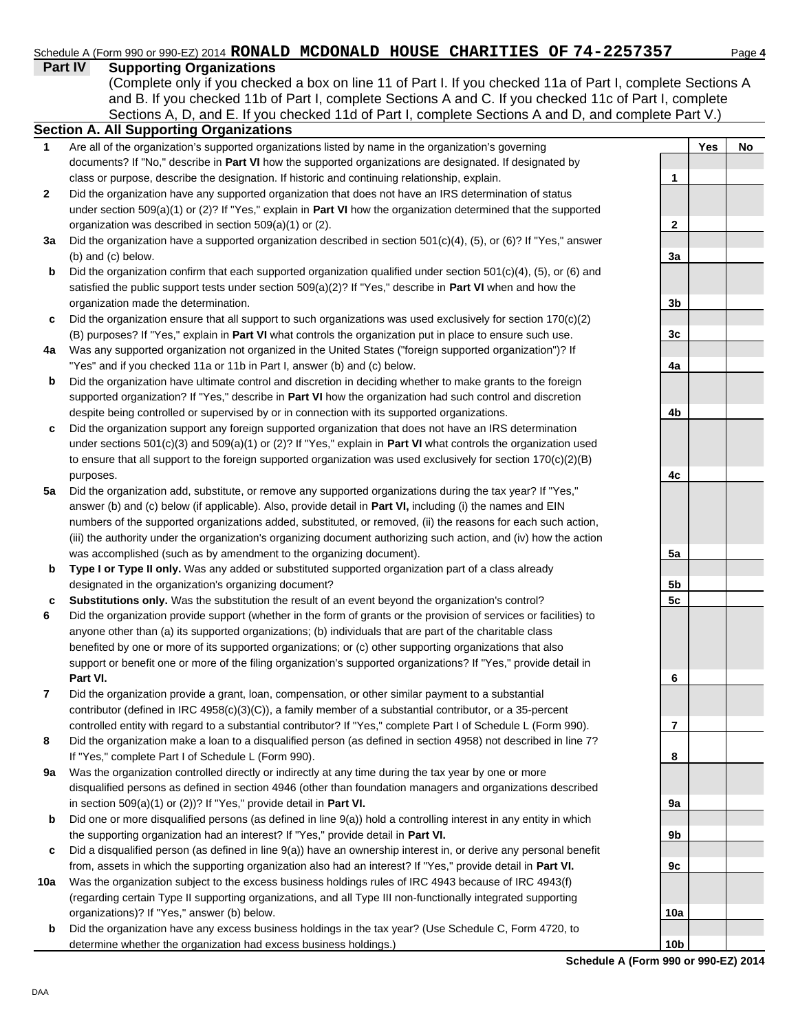Schedule A (Form 990 or 990-EZ) 2014 **RONALD MCDONALD HOUSE CHARITIES OF 74-2257357**

## Part IV Supporting Organizations

(Complete only if you checked a box on line 11 of Part I. If you checked 11a of Part I, complete Sections A and B. If you checked 11b of Part I, complete Sections A and C. If you checked 11c of Part I, complete Sections A, D, and E. If you checked 11d of Part I, complete Sections A and D, and complete Part V.)

### Section A. All Supporting Organizations

| | | | Yes | No |
|---|---|---|---|---|
| **1** | Are all of the organization's supported organizations listed by name in the organization's governing documents? If "No," describe in **Part VI** how the supported organizations are designated. If designated by class or purpose, describe the designation. If historic and continuing relationship, explain. | 1 | | |
| **2** | Did the organization have any supported organization that does not have an IRS determination of status under section 509(a)(1) or (2)? If "Yes," explain in **Part VI** how the organization determined that the supported organization was described in section 509(a)(1) or (2). | 2 | | |
| **3a** | Did the organization have a supported organization described in section 501(c)(4), (5), or (6)? If "Yes," answer (b) and (c) below. | 3a | | |
| **b** | Did the organization confirm that each supported organization qualified under section 501(c)(4), (5), or (6) and satisfied the public support tests under section 509(a)(2)? If "Yes," describe in **Part VI** when and how the organization made the determination. | 3b | | |
| **c** | Did the organization ensure that all support to such organizations was used exclusively for section 170(c)(2)(B) purposes? If "Yes," explain in **Part VI** what controls the organization put in place to ensure such use. | 3c | | |
| **4a** | Was any supported organization not organized in the United States ("foreign supported organization")? If "Yes" and if you checked 11a or 11b in Part I, answer (b) and (c) below. | 4a | | |
| **b** | Did the organization have ultimate control and discretion in deciding whether to make grants to the foreign supported organization? If "Yes," describe in **Part VI** how the organization had such control and discretion despite being controlled or supervised by or in connection with its supported organizations. | 4b | | |
| **c** | Did the organization support any foreign supported organization that does not have an IRS determination under sections 501(c)(3) and 509(a)(1) or (2)? If "Yes," explain in **Part VI** what controls the organization used to ensure that all support to the foreign supported organization was used exclusively for section 170(c)(2)(B) purposes. | 4c | | |
| **5a** | Did the organization add, substitute, or remove any supported organizations during the tax year? If "Yes," answer (b) and (c) below (if applicable). Also, provide detail in **Part VI,** including (i) the names and EIN numbers of the supported organizations added, substituted, or removed, (ii) the reasons for each such action, (iii) the authority under the organization's organizing document authorizing such action, and (iv) how the action was accomplished (such as by amendment to the organizing document). | 5a | | |
| **b** | **Type I or Type II only.** Was any added or substituted supported organization part of a class already designated in the organization's organizing document? | 5b | | |
| **c** | **Substitutions only.** Was the substitution the result of an event beyond the organization's control? | 5c | | |
| **6** | Did the organization provide support (whether in the form of grants or the provision of services or facilities) to anyone other than (a) its supported organizations; (b) individuals that are part of the charitable class benefited by one or more of its supported organizations; or (c) other supporting organizations that also support or benefit one or more of the filing organization's supported organizations? If "Yes," provide detail in **Part VI.** | 6 | | |
| **7** | Did the organization provide a grant, loan, compensation, or other similar payment to a substantial contributor (defined in IRC 4958(c)(3)(C)), a family member of a substantial contributor, or a 35-percent controlled entity with regard to a substantial contributor? If "Yes," complete Part I of Schedule L (Form 990). | 7 | | |
| **8** | Did the organization make a loan to a disqualified person (as defined in section 4958) not described in line 7? If "Yes," complete Part I of Schedule L (Form 990). | 8 | | |
| **9a** | Was the organization controlled directly or indirectly at any time during the tax year by one or more disqualified persons as defined in section 4946 (other than foundation managers and organizations described in section 509(a)(1) or (2))? If "Yes," provide detail in **Part VI.** | 9a | | |
| **b** | Did one or more disqualified persons (as defined in line 9(a)) hold a controlling interest in any entity in which the supporting organization had an interest? If "Yes," provide detail in **Part VI.** | 9b | | |
| **c** | Did a disqualified person (as defined in line 9(a)) have an ownership interest in, or derive any personal benefit from, assets in which the supporting organization also had an interest? If "Yes," provide detail in **Part VI.** | 9c | | |
| **10a** | Was the organization subject to the excess business holdings rules of IRC 4943 because of IRC 4943(f) (regarding certain Type II supporting organizations, and all Type III non-functionally integrated supporting organizations)? If "Yes," answer (b) below. | 10a | | |
| **b** | Did the organization have any excess business holdings in the tax year? (Use Schedule C, Form 4720, to determine whether the organization had excess business holdings.) | 10b | | |

**Schedule A (Form 990 or 990-EZ) 2014**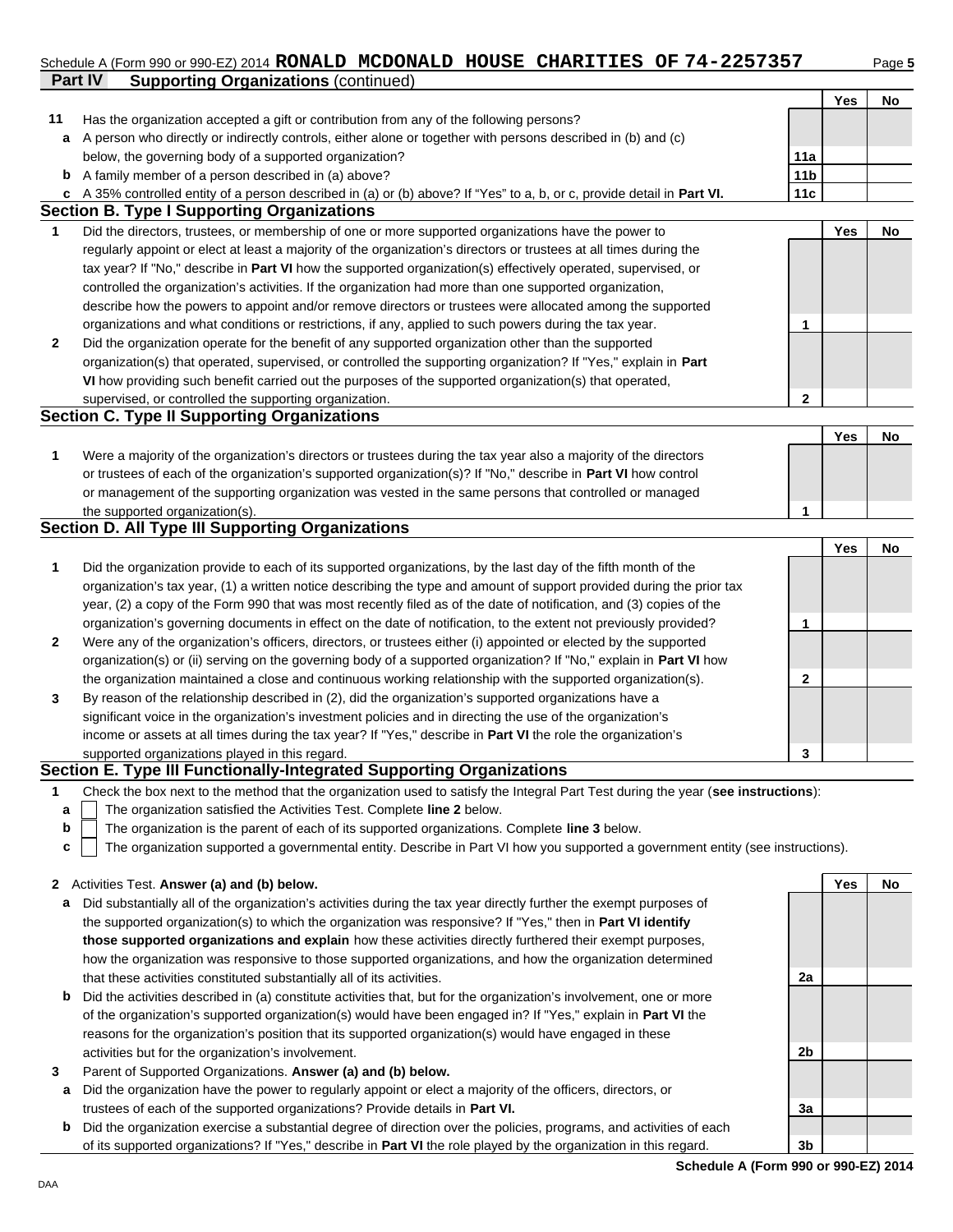Schedule A (Form 990 or 990-EZ) 2014 **RONALD MCDONALD HOUSE CHARITIES OF 74-2257357**

## Part IV Supporting Organizations (continued)

| | | | Yes | No |
|---|---|---|---|---|
| **11** | Has the organization accepted a gift or contribution from any of the following persons? | | | |
| **a** | A person who directly or indirectly controls, either alone or together with persons described in (b) and (c) below, the governing body of a supported organization? | 11a | | |
| **b** | A family member of a person described in (a) above? | 11b | | |
| **c** | A 35% controlled entity of a person described in (a) or (b) above? If "Yes" to a, b, or c, provide detail in **Part VI.** | 11c | | |

### Section B. Type I Supporting Organizations

| | | | Yes | No |
|---|---|---|---|---|
| **1** | Did the directors, trustees, or membership of one or more supported organizations have the power to regularly appoint or elect at least a majority of the organization's directors or trustees at all times during the tax year? If "No," describe in **Part VI** how the supported organization(s) effectively operated, supervised, or controlled the organization's activities. If the organization had more than one supported organization, describe how the powers to appoint and/or remove directors or trustees were allocated among the supported organizations and what conditions or restrictions, if any, applied to such powers during the tax year. | 1 | | |
| **2** | Did the organization operate for the benefit of any supported organization other than the supported organization(s) that operated, supervised, or controlled the supporting organization? If "Yes," explain in **Part VI** how providing such benefit carried out the purposes of the supported organization(s) that operated, supervised, or controlled the supporting organization. | 2 | | |

### Section C. Type II Supporting Organizations

| | | | Yes | No |
|---|---|---|---|---|
| **1** | Were a majority of the organization's directors or trustees during the tax year also a majority of the directors or trustees of each of the organization's supported organization(s)? If "No," describe in **Part VI** how control or management of the supporting organization was vested in the same persons that controlled or managed the supported organization(s). | 1 | | |

### Section D. All Type III Supporting Organizations

| | | | Yes | No |
|---|---|---|---|---|
| **1** | Did the organization provide to each of its supported organizations, by the last day of the fifth month of the organization's tax year, (1) a written notice describing the type and amount of support provided during the prior tax year, (2) a copy of the Form 990 that was most recently filed as of the date of notification, and (3) copies of the organization's governing documents in effect on the date of notification, to the extent not previously provided? | 1 | | |
| **2** | Were any of the organization's officers, directors, or trustees either (i) appointed or elected by the supported organization(s) or (ii) serving on the governing body of a supported organization? If "No," explain in **Part VI** how the organization maintained a close and continuous working relationship with the supported organization(s). | 2 | | |
| **3** | By reason of the relationship described in (2), did the organization's supported organizations have a significant voice in the organization's investment policies and in directing the use of the organization's income or assets at all times during the tax year? If "Yes," describe in **Part VI** the role the organization's supported organizations played in this regard. | 3 | | |

### Section E. Type III Functionally-Integrated Supporting Organizations

**1** Check the box next to the method that the organization used to satisfy the Integral Part Test during the year (**see instructions**):

- **a** ☐ The organization satisfied the Activities Test. Complete **line 2** below.
- **b** ☐ The organization is the parent of each of its supported organizations. Complete **line 3** below.
- **c** ☐ The organization supported a governmental entity. Describe in Part VI how you supported a government entity (see instructions).

| | | | Yes | No |
|---|---|---|---|---|
| **2** | Activities Test. **Answer (a) and (b) below.** | | | |
| **a** | Did substantially all of the organization's activities during the tax year directly further the exempt purposes of the supported organization(s) to which the organization was responsive? If "Yes," then in **Part VI identify those supported organizations and explain** how these activities directly furthered their exempt purposes, how the organization was responsive to those supported organizations, and how the organization determined that these activities constituted substantially all of its activities. | 2a | | |
| **b** | Did the activities described in (a) constitute activities that, but for the organization's involvement, one or more of the organization's supported organization(s) would have been engaged in? If "Yes," explain in **Part VI** the reasons for the organization's position that its supported organization(s) would have engaged in these activities but for the organization's involvement. | 2b | | |
| **3** | Parent of Supported Organizations. **Answer (a) and (b) below.** | | | |
| **a** | Did the organization have the power to regularly appoint or elect a majority of the officers, directors, or trustees of each of the supported organizations? Provide details in **Part VI.** | 3a | | |
| **b** | Did the organization exercise a substantial degree of direction over the policies, programs, and activities of each of its supported organizations? If "Yes," describe in **Part VI** the role played by the organization in this regard. | 3b | | |

**Schedule A (Form 990 or 990-EZ) 2014**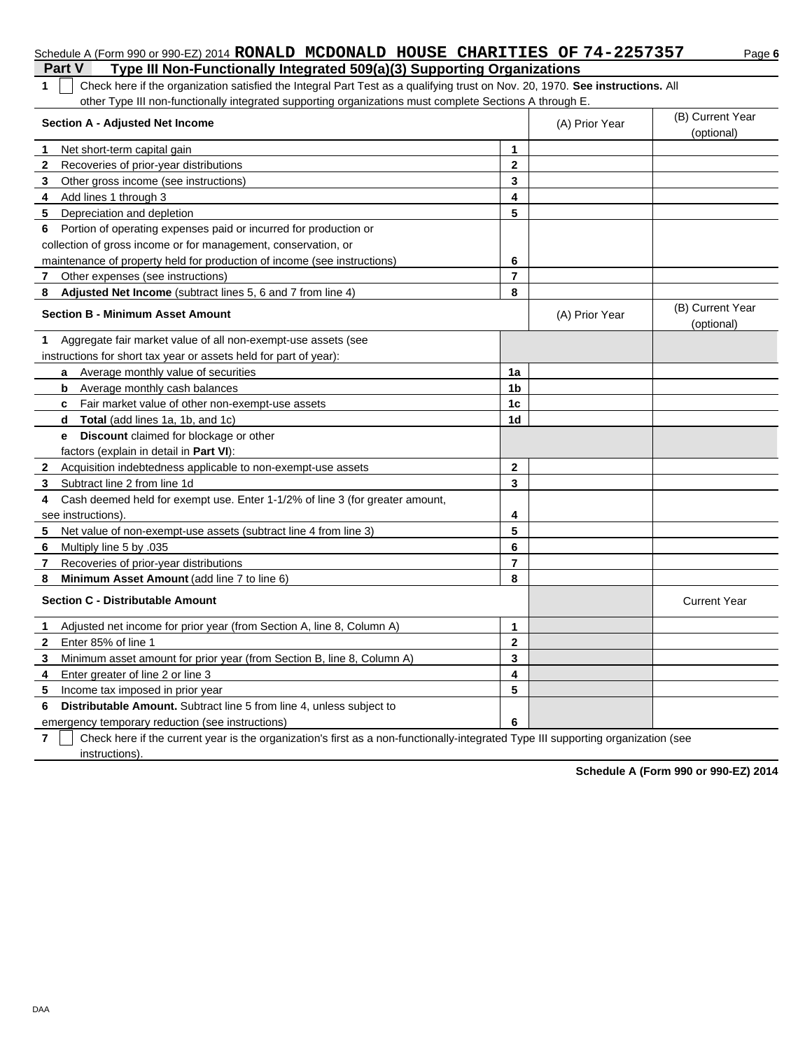Schedule A (Form 990 or 990-EZ) 2014 **RONALD MCDONALD HOUSE CHARITIES OF 74-2257357** Page **6**

## Part V Type III Non-Functionally Integrated 509(a)(3) Supporting Organizations

**1** ☐ Check here if the organization satisfied the Integral Part Test as a qualifying trust on Nov. 20, 1970. **See instructions.** All other Type III non-functionally integrated supporting organizations must complete Sections A through E.

| **Section A - Adjusted Net Income** | | (A) Prior Year | (B) Current Year (optional) |
|---|---|---|---|
| **1** Net short-term capital gain | **1** | | |
| **2** Recoveries of prior-year distributions | **2** | | |
| **3** Other gross income (see instructions) | **3** | | |
| **4** Add lines 1 through 3 | **4** | | |
| **5** Depreciation and depletion | **5** | | |
| **6** Portion of operating expenses paid or incurred for production or collection of gross income or for management, conservation, or maintenance of property held for production of income (see instructions) | **6** | | |
| **7** Other expenses (see instructions) | **7** | | |
| **8** **Adjusted Net Income** (subtract lines 5, 6 and 7 from line 4) | **8** | | |

| **Section B - Minimum Asset Amount** | | (A) Prior Year | (B) Current Year (optional) |
|---|---|---|---|
| **1** Aggregate fair market value of all non-exempt-use assets (see instructions for short tax year or assets held for part of year): | | | |
| **a** Average monthly value of securities | **1a** | | |
| **b** Average monthly cash balances | **1b** | | |
| **c** Fair market value of other non-exempt-use assets | **1c** | | |
| **d** **Total** (add lines 1a, 1b, and 1c) | **1d** | | |
| **e** **Discount** claimed for blockage or other factors (explain in detail in **Part VI**): | | | |
| **2** Acquisition indebtedness applicable to non-exempt-use assets | **2** | | |
| **3** Subtract line 2 from line 1d | **3** | | |
| **4** Cash deemed held for exempt use. Enter 1-1/2% of line 3 (for greater amount, see instructions). | **4** | | |
| **5** Net value of non-exempt-use assets (subtract line 4 from line 3) | **5** | | |
| **6** Multiply line 5 by .035 | **6** | | |
| **7** Recoveries of prior-year distributions | **7** | | |
| **8** **Minimum Asset Amount** (add line 7 to line 6) | **8** | | |

| **Section C - Distributable Amount** | | | Current Year |
|---|---|---|---|
| **1** Adjusted net income for prior year (from Section A, line 8, Column A) | **1** | | |
| **2** Enter 85% of line 1 | **2** | | |
| **3** Minimum asset amount for prior year (from Section B, line 8, Column A) | **3** | | |
| **4** Enter greater of line 2 or line 3 | **4** | | |
| **5** Income tax imposed in prior year | **5** | | |
| **6** **Distributable Amount.** Subtract line 5 from line 4, unless subject to emergency temporary reduction (see instructions) | **6** | | |

**7** ☐ Check here if the current year is the organization's first as a non-functionally-integrated Type III supporting organization (see instructions).

**Schedule A (Form 990 or 990-EZ) 2014**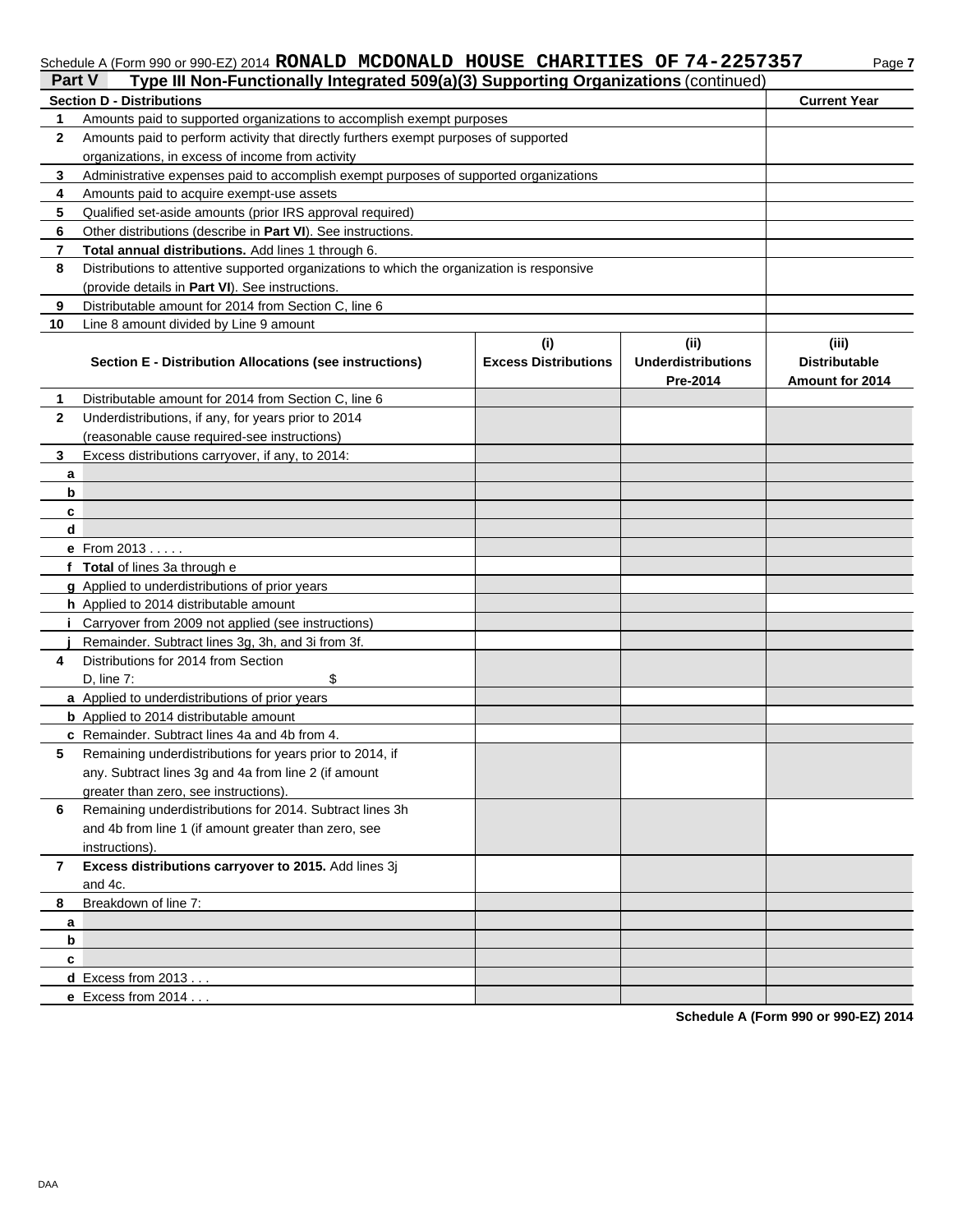Schedule A (Form 990 or 990-EZ) 2014 **RONALD MCDONALD HOUSE CHARITIES OF 74-2257357**

## Part V Type III Non-Functionally Integrated 509(a)(3) Supporting Organizations (continued)

| **Section D - Distributions** | | **Current Year** |
|---|---|---|
| 1 | Amounts paid to supported organizations to accomplish exempt purposes | |
| 2 | Amounts paid to perform activity that directly furthers exempt purposes of supported organizations, in excess of income from activity | |
| 3 | Administrative expenses paid to accomplish exempt purposes of supported organizations | |
| 4 | Amounts paid to acquire exempt-use assets | |
| 5 | Qualified set-aside amounts (prior IRS approval required) | |
| 6 | Other distributions (describe in **Part VI**). See instructions. | |
| 7 | **Total annual distributions.** Add lines 1 through 6. | |
| 8 | Distributions to attentive supported organizations to which the organization is responsive (provide details in **Part VI**). See instructions. | |
| 9 | Distributable amount for 2014 from Section C, line 6 | |
| 10 | Line 8 amount divided by Line 9 amount | |

| | **Section E - Distribution Allocations (see instructions)** | **(i) Excess Distributions** | **(ii) Underdistributions Pre-2014** | **(iii) Distributable Amount for 2014** |
|---|---|---|---|---|
| 1 | Distributable amount for 2014 from Section C, line 6 | | | |
| 2 | Underdistributions, if any, for years prior to 2014 (reasonable cause required-see instructions) | | | |
| 3 | Excess distributions carryover, if any, to 2014: | | | |
| a | | | | |
| b | | | | |
| c | | | | |
| d | | | | |
| e | From 2013 . . . . . | | | |
| f | **Total** of lines 3a through e | | | |
| g | Applied to underdistributions of prior years | | | |
| h | Applied to 2014 distributable amount | | | |
| i | Carryover from 2009 not applied (see instructions) | | | |
| j | Remainder. Subtract lines 3g, 3h, and 3i from 3f. | | | |
| 4 | Distributions for 2014 from Section D, line 7: $ | | | |
| a | Applied to underdistributions of prior years | | | |
| b | Applied to 2014 distributable amount | | | |
| c | Remainder. Subtract lines 4a and 4b from 4. | | | |
| 5 | Remaining underdistributions for years prior to 2014, if any. Subtract lines 3g and 4a from line 2 (if amount greater than zero, see instructions). | | | |
| 6 | Remaining underdistributions for 2014. Subtract lines 3h and 4b from line 1 (if amount greater than zero, see instructions). | | | |
| 7 | **Excess distributions carryover to 2015.** Add lines 3j and 4c. | | | |
| 8 | Breakdown of line 7: | | | |
| a | | | | |
| b | | | | |
| c | | | | |
| d | Excess from 2013 . . . | | | |
| e | Excess from 2014 . . . | | | |

**Schedule A (Form 990 or 990-EZ) 2014**

DAA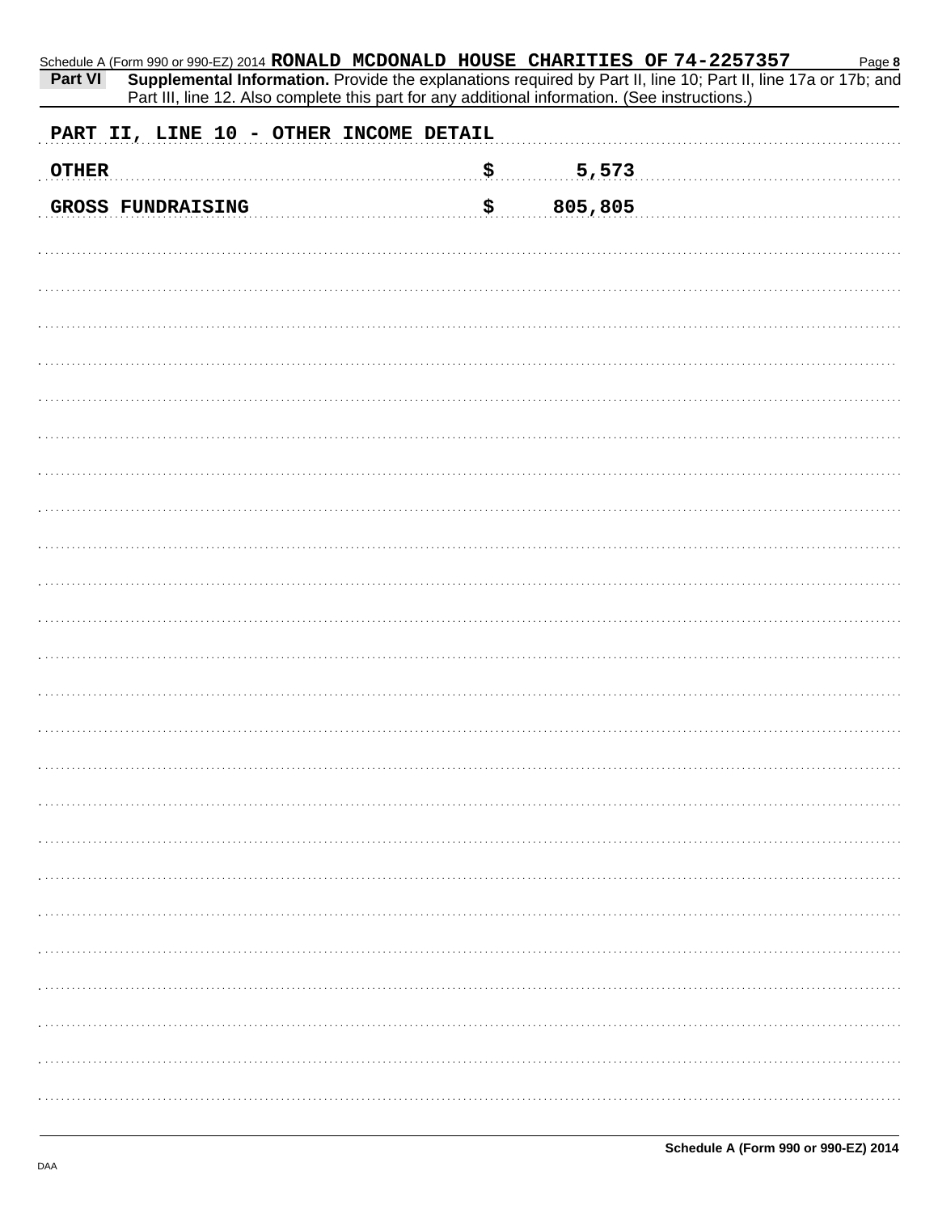Schedule A (Form 990 or 990-EZ) 2014 RONALD MCDONALD HOUSE CHARITIES OF 74-2257357

**Part VI** **Supplemental Information.** Provide the explanations required by Part II, line 10; Part II, line 17a or 17b; and Part III, line 12. Also complete this part for any additional information. (See instructions.)

PART II, LINE 10 - OTHER INCOME DETAIL

| | | |
|---|---|---|
| OTHER | $ | 5,573 |
| GROSS FUNDRAISING | $ | 805,805 |

Schedule A (Form 990 or 990-EZ) 2014

DAA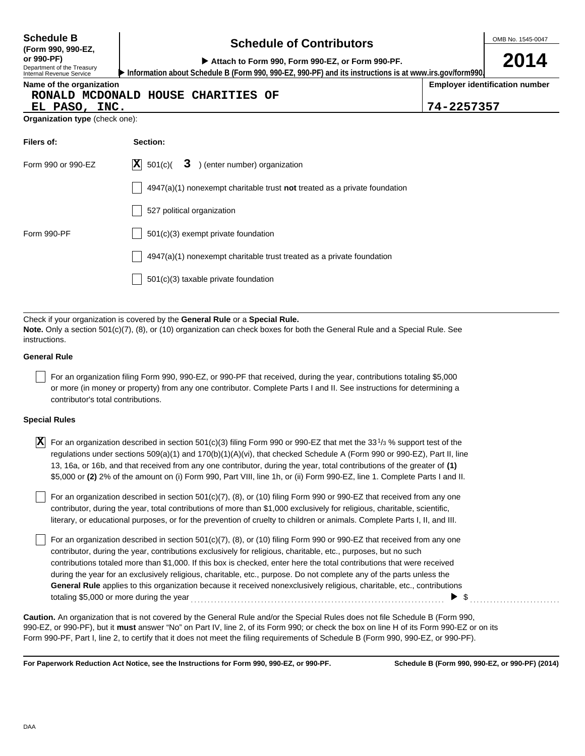**Schedule B** (Form 990, 990-EZ, or 990-PF)
Department of the Treasury
Internal Revenue Service

# Schedule of Contributors

▶ Attach to Form 990, Form 990-EZ, or Form 990-PF.
▶ Information about Schedule B (Form 990, 990-EZ, 990-PF) and its instructions is at www.irs.gov/form990.

OMB No. 1545-0047

**2014**

**Name of the organization**
RONALD MCDONALD HOUSE CHARITIES OF
EL PASO, INC.

**Employer identification number**
74-2257357

**Organization type** (check one):

| Filers of: | Section: |
|---|---|
| Form 990 or 990-EZ | [X] 501(c)( 3 ) (enter number) organization |
| | [ ] 4947(a)(1) nonexempt charitable trust **not** treated as a private foundation |
| | [ ] 527 political organization |
| Form 990-PF | [ ] 501(c)(3) exempt private foundation |
| | [ ] 4947(a)(1) nonexempt charitable trust treated as a private foundation |
| | [ ] 501(c)(3) taxable private foundation |

Check if your organization is covered by the **General Rule** or a **Special Rule.**
**Note.** Only a section 501(c)(7), (8), or (10) organization can check boxes for both the General Rule and a Special Rule. See instructions.

**General Rule**

[ ] For an organization filing Form 990, 990-EZ, or 990-PF that received, during the year, contributions totaling $5,000 or more (in money or property) from any one contributor. Complete Parts I and II. See instructions for determining a contributor's total contributions.

**Special Rules**

[X] For an organization described in section 501(c)(3) filing Form 990 or 990-EZ that met the $33\frac{1}{3}$ % support test of the regulations under sections 509(a)(1) and 170(b)(1)(A)(vi), that checked Schedule A (Form 990 or 990-EZ), Part II, line 13, 16a, or 16b, and that received from any one contributor, during the year, total contributions of the greater of **(1)** $5,000 or **(2)** 2% of the amount on (i) Form 990, Part VIII, line 1h, or (ii) Form 990-EZ, line 1. Complete Parts I and II.

[ ] For an organization described in section 501(c)(7), (8), or (10) filing Form 990 or 990-EZ that received from any one contributor, during the year, total contributions of more than $1,000 exclusively for religious, charitable, scientific, literary, or educational purposes, or for the prevention of cruelty to children or animals. Complete Parts I, II, and III.

[ ] For an organization described in section 501(c)(7), (8), or (10) filing Form 990 or 990-EZ that received from any one contributor, during the year, contributions exclusively for religious, charitable, etc., purposes, but no such contributions totaled more than $1,000. If this box is checked, enter here the total contributions that were received during the year for an exclusively religious, charitable, etc., purpose. Do not complete any of the parts unless the **General Rule** applies to this organization because it received nonexclusively religious, charitable, etc., contributions totaling $5,000 or more during the year ▶ $

**Caution.** An organization that is not covered by the General Rule and/or the Special Rules does not file Schedule B (Form 990, 990-EZ, or 990-PF), but it **must** answer "No" on Part IV, line 2, of its Form 990; or check the box on line H of its Form 990-EZ or on its Form 990-PF, Part I, line 2, to certify that it does not meet the filing requirements of Schedule B (Form 990, 990-EZ, or 990-PF).

**For Paperwork Reduction Act Notice, see the Instructions for Form 990, 990-EZ, or 990-PF.** **Schedule B (Form 990, 990-EZ, or 990-PF) (2014)**

DAA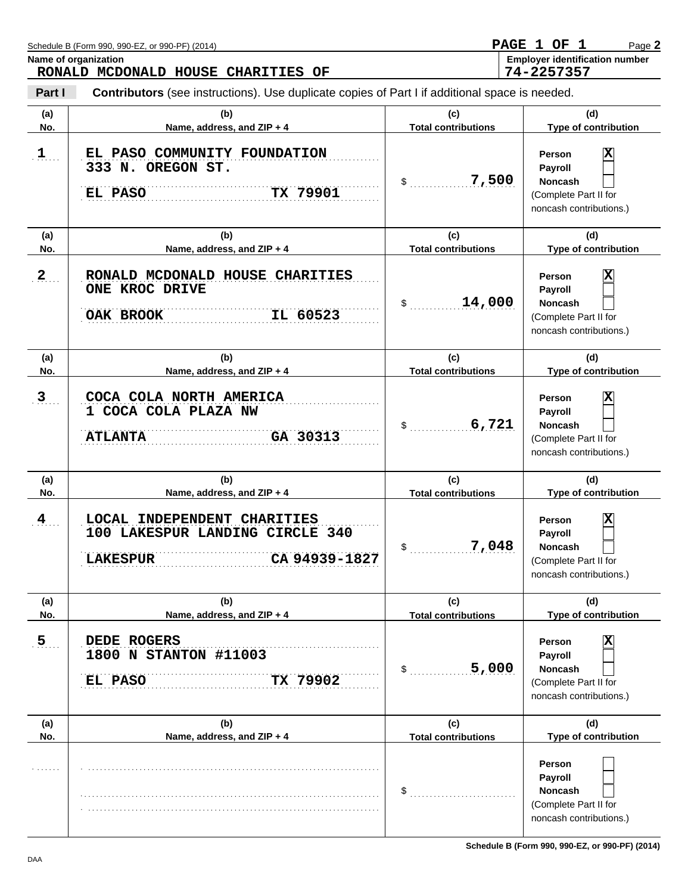Schedule B (Form 990, 990-EZ, or 990-PF) (2014)

**PAGE 1 OF 1**

**Name of organization**
RONALD MCDONALD HOUSE CHARITIES OF

**Employer identification number**
74-2257357

**Part I** **Contributors** (see instructions). Use duplicate copies of Part I if additional space is needed.

| (a) No. | (b) Name, address, and ZIP + 4 | (c) Total contributions | (d) Type of contribution |
|---|---|---|---|
| 1 | EL PASO COMMUNITY FOUNDATION<br>333 N. OREGON ST.<br>EL PASO TX 79901 | $ 7,500 | Person [X]<br>Payroll [ ]<br>Noncash [ ]<br>(Complete Part II for noncash contributions.) |
| 2 | RONALD MCDONALD HOUSE CHARITIES<br>ONE KROC DRIVE<br>OAK BROOK IL 60523 | $ 14,000 | Person [X]<br>Payroll [ ]<br>Noncash [ ]<br>(Complete Part II for noncash contributions.) |
| 3 | COCA COLA NORTH AMERICA<br>1 COCA COLA PLAZA NW<br>ATLANTA GA 30313 | $ 6,721 | Person [X]<br>Payroll [ ]<br>Noncash [ ]<br>(Complete Part II for noncash contributions.) |
| 4 | LOCAL INDEPENDENT CHARITIES<br>100 LAKESPUR LANDING CIRCLE 340<br>LAKESPUR CA 94939-1827 | $ 7,048 | Person [X]<br>Payroll [ ]<br>Noncash [ ]<br>(Complete Part II for noncash contributions.) |
| 5 | DEDE ROGERS<br>1800 N STANTON #11003<br>EL PASO TX 79902 | $ 5,000 | Person [X]<br>Payroll [ ]<br>Noncash [ ]<br>(Complete Part II for noncash contributions.) |
| | | $ | Person [ ]<br>Payroll [ ]<br>Noncash [ ]<br>(Complete Part II for noncash contributions.) |

Schedule B (Form 990, 990-EZ, or 990-PF) (2014)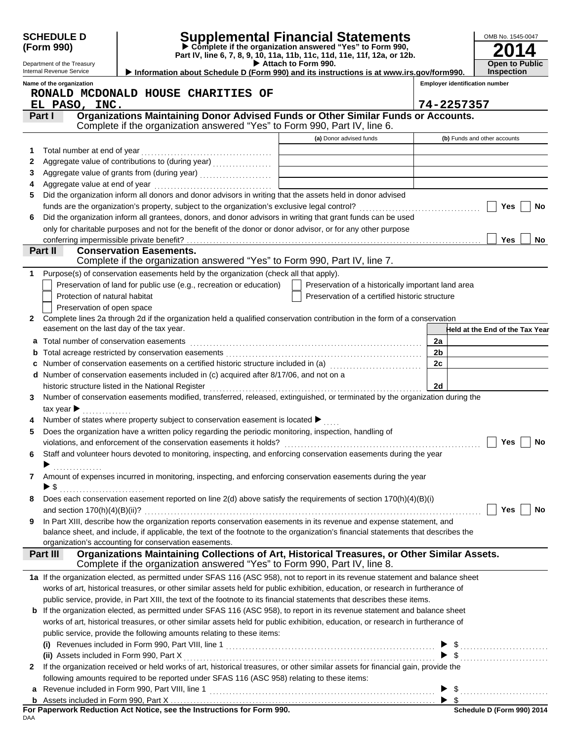**SCHEDULE D (Form 990)**

Department of the Treasury
Internal Revenue Service

# Supplemental Financial Statements

▶ Complete if the organization answered "Yes" to Form 990, Part IV, line 6, 7, 8, 9, 10, 11a, 11b, 11c, 11d, 11e, 11f, 12a, or 12b.
▶ Attach to Form 990.
▶ Information about Schedule D (Form 990) and its instructions is at www.irs.gov/form990.

OMB No. 1545-0047

**2014**

**Open to Public Inspection**

Name of the organization: RONALD MCDONALD HOUSE CHARITIES OF EL PASO, INC.

Employer identification number: 74-2257357

## Part I Organizations Maintaining Donor Advised Funds or Other Similar Funds or Accounts.

Complete if the organization answered "Yes" to Form 990, Part IV, line 6.

| | | (a) Donor advised funds | (b) Funds and other accounts |
|---|---|---|---|
| 1 | Total number at end of year | | |
| 2 | Aggregate value of contributions to (during year) | | |
| 3 | Aggregate value of grants from (during year) | | |
| 4 | Aggregate value at end of year | | |

5 Did the organization inform all donors and donor advisors in writing that the assets held in donor advised funds are the organization's property, subject to the organization's exclusive legal control? ☐ Yes ☐ No

6 Did the organization inform all grantees, donors, and donor advisors in writing that grant funds can be used only for charitable purposes and not for the benefit of the donor or donor advisor, or for any other purpose conferring impermissible private benefit? ☐ Yes ☐ No

## Part II Conservation Easements.

Complete if the organization answered "Yes" to Form 990, Part IV, line 7.

1 Purpose(s) of conservation easements held by the organization (check all that apply).

- ☐ Preservation of land for public use (e.g., recreation or education)
- ☐ Preservation of a historically important land area
- ☐ Protection of natural habitat
- ☐ Preservation of a certified historic structure
- ☐ Preservation of open space

2 Complete lines 2a through 2d if the organization held a qualified conservation contribution in the form of a conservation easement on the last day of the tax year.

| | | | Held at the End of the Tax Year |
|---|---|---|---|
| a | Total number of conservation easements | 2a | |
| b | Total acreage restricted by conservation easements | 2b | |
| c | Number of conservation easements on a certified historic structure included in (a) | 2c | |
| d | Number of conservation easements included in (c) acquired after 8/17/06, and not on a historic structure listed in the National Register | 2d | |

3 Number of conservation easements modified, transferred, released, extinguished, or terminated by the organization during the tax year ▶

4 Number of states where property subject to conservation easement is located ▶

5 Does the organization have a written policy regarding the periodic monitoring, inspection, handling of violations, and enforcement of the conservation easements it holds? ☐ Yes ☐ No

6 Staff and volunteer hours devoted to monitoring, inspecting, and enforcing conservation easements during the year ▶

7 Amount of expenses incurred in monitoring, inspecting, and enforcing conservation easements during the year ▶ $

8 Does each conservation easement reported on line 2(d) above satisfy the requirements of section 170(h)(4)(B)(i) and section 170(h)(4)(B)(ii)? ☐ Yes ☐ No

9 In Part XIII, describe how the organization reports conservation easements in its revenue and expense statement, and balance sheet, and include, if applicable, the text of the footnote to the organization's financial statements that describes the organization's accounting for conservation easements.

## Part III Organizations Maintaining Collections of Art, Historical Treasures, or Other Similar Assets.

Complete if the organization answered "Yes" to Form 990, Part IV, line 8.

1a If the organization elected, as permitted under SFAS 116 (ASC 958), not to report in its revenue statement and balance sheet works of art, historical treasures, or other similar assets held for public exhibition, education, or research in furtherance of public service, provide, in Part XIII, the text of the footnote to its financial statements that describes these items.

b If the organization elected, as permitted under SFAS 116 (ASC 958), to report in its revenue statement and balance sheet works of art, historical treasures, or other similar assets held for public exhibition, education, or research in furtherance of public service, provide the following amounts relating to these items:

(i) Revenues included in Form 990, Part VIII, line 1 ▶ $

(ii) Assets included in Form 990, Part X ▶ $

2 If the organization received or held works of art, historical treasures, or other similar assets for financial gain, provide the following amounts required to be reported under SFAS 116 (ASC 958) relating to these items:

a Revenue included in Form 990, Part VIII, line 1 ▶ $

b Assets included in Form 990, Part X ▶ $

**For Paperwork Reduction Act Notice, see the Instructions for Form 990.** Schedule D (Form 990) 2014

DAA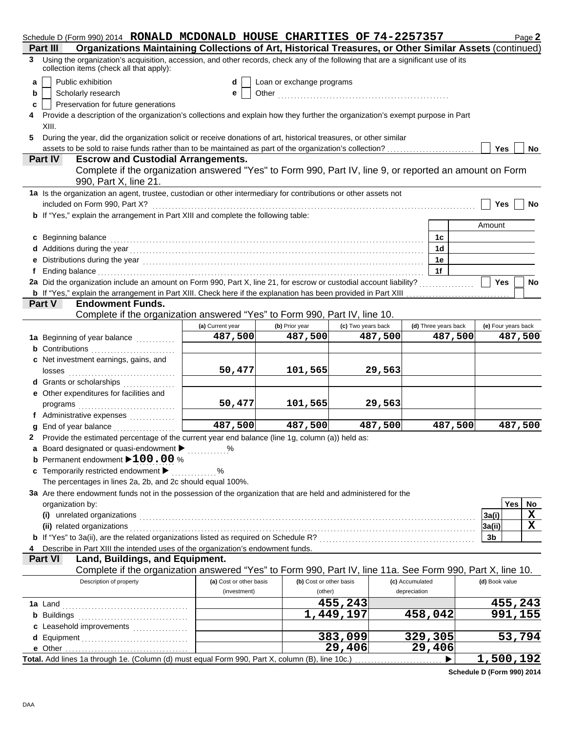Schedule D (Form 990) 2014 **RONALD MCDONALD HOUSE CHARITIES OF 74-2257357** Page **2**

**Part III Organizations Maintaining Collections of Art, Historical Treasures, or Other Similar Assets** (continued)

**3** Using the organization's acquisition, accession, and other records, check any of the following that are a significant use of its collection items (check all that apply):

- **a** ☐ Public exhibition
- **b** ☐ Scholarly research
- **c** ☐ Preservation for future generations
- **d** ☐ Loan or exchange programs
- **e** ☐ Other

**4** Provide a description of the organization's collections and explain how they further the organization's exempt purpose in Part XIII.

**5** During the year, did the organization solicit or receive donations of art, historical treasures, or other similar assets to be sold to raise funds rather than to be maintained as part of the organization's collection? ☐ Yes ☐ No

**Part IV Escrow and Custodial Arrangements.**
Complete if the organization answered "Yes" to Form 990, Part IV, line 9, or reported an amount on Form 990, Part X, line 21.

**1a** Is the organization an agent, trustee, custodian or other intermediary for contributions or other assets not included on Form 990, Part X? ☐ Yes ☐ No

**b** If "Yes," explain the arrangement in Part XIII and complete the following table:

| | | Amount |
|---|---|---|
| **c** Beginning balance | 1c | |
| **d** Additions during the year | 1d | |
| **e** Distributions during the year | 1e | |
| **f** Ending balance | 1f | |

**2a** Did the organization include an amount on Form 990, Part X, line 21, for escrow or custodial account liability? ☐ Yes ☐ No

**b** If "Yes," explain the arrangement in Part XIII. Check here if the explanation has been provided in Part XIII ☐

**Part V Endowment Funds.**
Complete if the organization answered "Yes" to Form 990, Part IV, line 10.

| | (a) Current year | (b) Prior year | (c) Two years back | (d) Three years back | (e) Four years back |
|---|---|---|---|---|---|
| **1a** Beginning of year balance | 487,500 | 487,500 | 487,500 | 487,500 | 487,500 |
| **b** Contributions | | | | | |
| **c** Net investment earnings, gains, and losses | 50,477 | 101,565 | 29,563 | | |
| **d** Grants or scholarships | | | | | |
| **e** Other expenditures for facilities and programs | 50,477 | 101,565 | 29,563 | | |
| **f** Administrative expenses | | | | | |
| **g** End of year balance | 487,500 | 487,500 | 487,500 | 487,500 | 487,500 |

**2** Provide the estimated percentage of the current year end balance (line 1g, column (a)) held as:

- **a** Board designated or quasi-endowment ▶ %
- **b** Permanent endowment ▶**100.00** %
- **c** Temporarily restricted endowment ▶ %

The percentages in lines 2a, 2b, and 2c should equal 100%.

**3a** Are there endowment funds not in the possession of the organization that are held and administered for the organization by:

| | | Yes | No |
|---|---|---|---|
| **(i)** unrelated organizations | 3a(i) | | X |
| **(ii)** related organizations | 3a(ii) | | X |
| **b** If "Yes" to 3a(ii), are the related organizations listed as required on Schedule R? | 3b | | |

**4** Describe in Part XIII the intended uses of the organization's endowment funds.

**Part VI Land, Buildings, and Equipment.**
Complete if the organization answered "Yes" to Form 990, Part IV, line 11a. See Form 990, Part X, line 10.

| Description of property | (a) Cost or other basis (investment) | (b) Cost or other basis (other) | (c) Accumulated depreciation | (d) Book value |
|---|---|---|---|---|
| **1a** Land | | 455,243 | | 455,243 |
| **b** Buildings | | 1,449,197 | 458,042 | 991,155 |
| **c** Leasehold improvements | | | | |
| **d** Equipment | | 383,099 | 329,305 | 53,794 |
| **e** Other | | 29,406 | 29,406 | |
| **Total.** Add lines 1a through 1e. (Column (d) must equal Form 990, Part X, column (B), line 10c.) ▶ | | | | 1,500,192 |

**Schedule D (Form 990) 2014**

DAA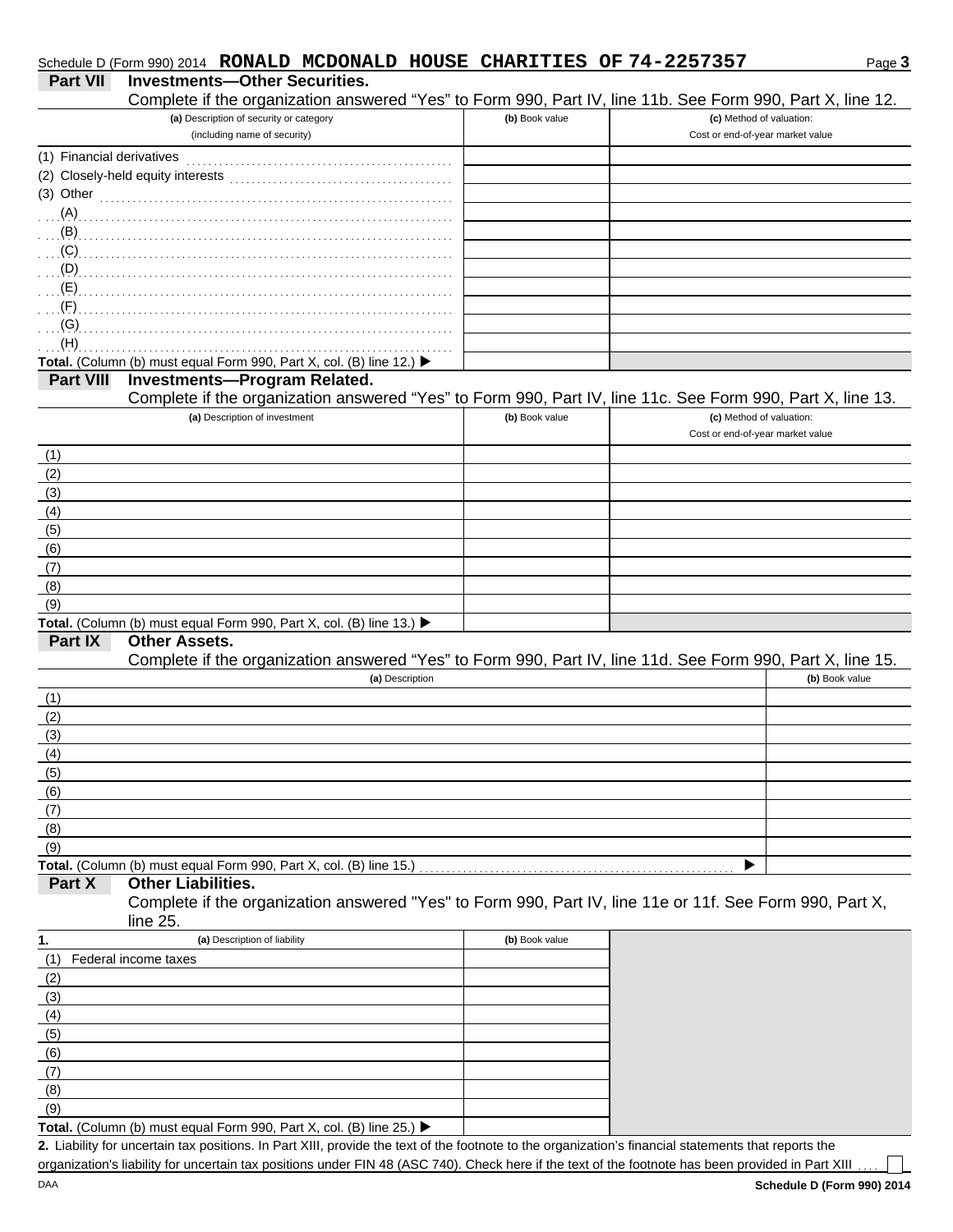Schedule D (Form 990) 2014 **RONALD MCDONALD HOUSE CHARITIES OF 74-2257357**

## Part VII Investments—Other Securities.

Complete if the organization answered "Yes" to Form 990, Part IV, line 11b. See Form 990, Part X, line 12.

| (a) Description of security or category (including name of security) | (b) Book value | (c) Method of valuation: Cost or end-of-year market value |
|---|---|---|
| (1) Financial derivatives | | |
| (2) Closely-held equity interests | | |
| (3) Other | | |
| (A) | | |
| (B) | | |
| (C) | | |
| (D) | | |
| (E) | | |
| (F) | | |
| (G) | | |
| (H) | | |
| **Total.** (Column (b) must equal Form 990, Part X, col. (B) line 12.) ▶ | | |

## Part VIII Investments—Program Related.

Complete if the organization answered "Yes" to Form 990, Part IV, line 11c. See Form 990, Part X, line 13.

| (a) Description of investment | (b) Book value | (c) Method of valuation: Cost or end-of-year market value |
|---|---|---|
| (1) | | |
| (2) | | |
| (3) | | |
| (4) | | |
| (5) | | |
| (6) | | |
| (7) | | |
| (8) | | |
| (9) | | |
| **Total.** (Column (b) must equal Form 990, Part X, col. (B) line 13.) ▶ | | |

## Part IX Other Assets.

Complete if the organization answered "Yes" to Form 990, Part IV, line 11d. See Form 990, Part X, line 15.

| (a) Description | (b) Book value |
|---|---|
| (1) | |
| (2) | |
| (3) | |
| (4) | |
| (5) | |
| (6) | |
| (7) | |
| (8) | |
| (9) | |
| **Total.** (Column (b) must equal Form 990, Part X, col. (B) line 15.) ▶ | |

## Part X Other Liabilities.

Complete if the organization answered "Yes" to Form 990, Part IV, line 11e or 11f. See Form 990, Part X, line 25.

| 1. (a) Description of liability | (b) Book value |
|---|---|
| (1) Federal income taxes | |
| (2) | |
| (3) | |
| (4) | |
| (5) | |
| (6) | |
| (7) | |
| (8) | |
| (9) | |
| **Total.** (Column (b) must equal Form 990, Part X, col. (B) line 25.) ▶ | |

**2.** Liability for uncertain tax positions. In Part XIII, provide the text of the footnote to the organization's financial statements that reports the organization's liability for uncertain tax positions under FIN 48 (ASC 740). Check here if the text of the footnote has been provided in Part XIII ☐

DAA **Schedule D (Form 990) 2014**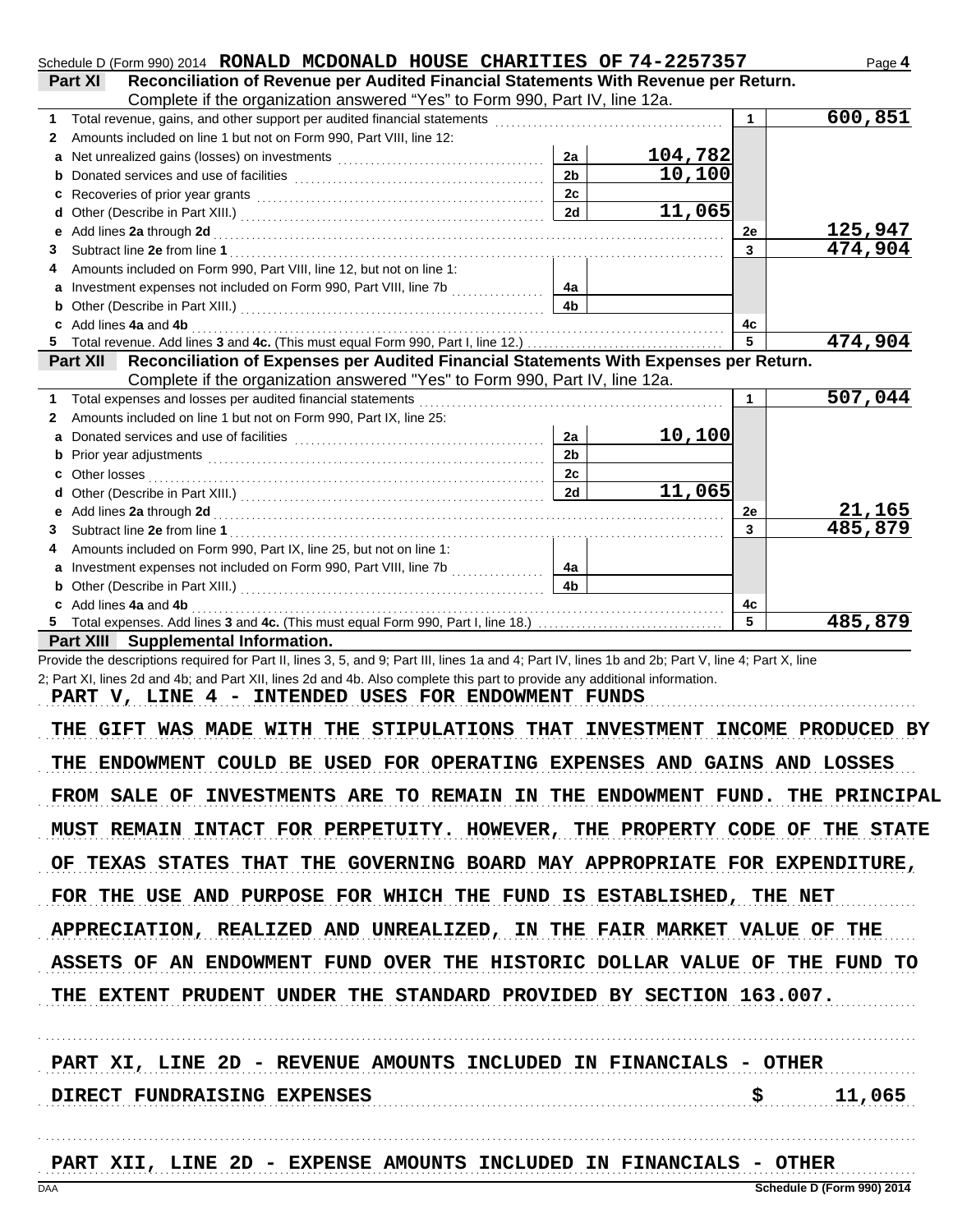Schedule D (Form 990) 2014 **RONALD MCDONALD HOUSE CHARITIES OF 74-2257357** Page **4**

## Part XI Reconciliation of Revenue per Audited Financial Statements With Revenue per Return.

Complete if the organization answered "Yes" to Form 990, Part IV, line 12a.

| | | | | | |
|---|---|---|---|---|---|
| 1 | Total revenue, gains, and other support per audited financial statements | | | 1 | 600,851 |
| 2 | Amounts included on line 1 but not on Form 990, Part VIII, line 12: | | | | |
| a | Net unrealized gains (losses) on investments | 2a | 104,782 | | |
| b | Donated services and use of facilities | 2b | 10,100 | | |
| c | Recoveries of prior year grants | 2c | | | |
| d | Other (Describe in Part XIII.) | 2d | 11,065 | | |
| e | Add lines **2a** through **2d** | | | 2e | 125,947 |
| 3 | Subtract line **2e** from line **1** | | | 3 | 474,904 |
| 4 | Amounts included on Form 990, Part VIII, line 12, but not on line 1: | | | | |
| a | Investment expenses not included on Form 990, Part VIII, line 7b | 4a | | | |
| b | Other (Describe in Part XIII.) | 4b | | | |
| c | Add lines **4a** and **4b** | | | 4c | |
| 5 | Total revenue. Add lines **3** and **4c.** (This must equal Form 990, Part I, line 12.) | | | 5 | 474,904 |

## Part XII Reconciliation of Expenses per Audited Financial Statements With Expenses per Return.

Complete if the organization answered "Yes" to Form 990, Part IV, line 12a.

| | | | | | |
|---|---|---|---|---|---|
| 1 | Total expenses and losses per audited financial statements | | | 1 | 507,044 |
| 2 | Amounts included on line 1 but not on Form 990, Part IX, line 25: | | | | |
| a | Donated services and use of facilities | 2a | 10,100 | | |
| b | Prior year adjustments | 2b | | | |
| c | Other losses | 2c | | | |
| d | Other (Describe in Part XIII.) | 2d | 11,065 | | |
| e | Add lines **2a** through **2d** | | | 2e | 21,165 |
| 3 | Subtract line **2e** from line **1** | | | 3 | 485,879 |
| 4 | Amounts included on Form 990, Part IX, line 25, but not on line 1: | | | | |
| a | Investment expenses not included on Form 990, Part VIII, line 7b | 4a | | | |
| b | Other (Describe in Part XIII.) | 4b | | | |
| c | Add lines **4a** and **4b** | | | 4c | |
| 5 | Total expenses. Add lines **3** and **4c.** (This must equal Form 990, Part I, line 18.) | | | 5 | 485,879 |

## Part XIII Supplemental Information.

Provide the descriptions required for Part II, lines 3, 5, and 9; Part III, lines 1a and 4; Part IV, lines 1b and 2b; Part V, line 4; Part X, line 2; Part XI, lines 2d and 4b; and Part XII, lines 2d and 4b. Also complete this part to provide any additional information.

PART V, LINE 4 - INTENDED USES FOR ENDOWMENT FUNDS

THE GIFT WAS MADE WITH THE STIPULATIONS THAT INVESTMENT INCOME PRODUCED BY THE ENDOWMENT COULD BE USED FOR OPERATING EXPENSES AND GAINS AND LOSSES FROM SALE OF INVESTMENTS ARE TO REMAIN IN THE ENDOWMENT FUND. THE PRINCIPAL MUST REMAIN INTACT FOR PERPETUITY. HOWEVER, THE PROPERTY CODE OF THE STATE OF TEXAS STATES THAT THE GOVERNING BOARD MAY APPROPRIATE FOR EXPENDITURE, FOR THE USE AND PURPOSE FOR WHICH THE FUND IS ESTABLISHED, THE NET APPRECIATION, REALIZED AND UNREALIZED, IN THE FAIR MARKET VALUE OF THE ASSETS OF AN ENDOWMENT FUND OVER THE HISTORIC DOLLAR VALUE OF THE FUND TO THE EXTENT PRUDENT UNDER THE STANDARD PROVIDED BY SECTION 163.007.

PART XI, LINE 2D - REVENUE AMOUNTS INCLUDED IN FINANCIALS - OTHER

DIRECT FUNDRAISING EXPENSES $ 11,065

PART XII, LINE 2D - EXPENSE AMOUNTS INCLUDED IN FINANCIALS - OTHER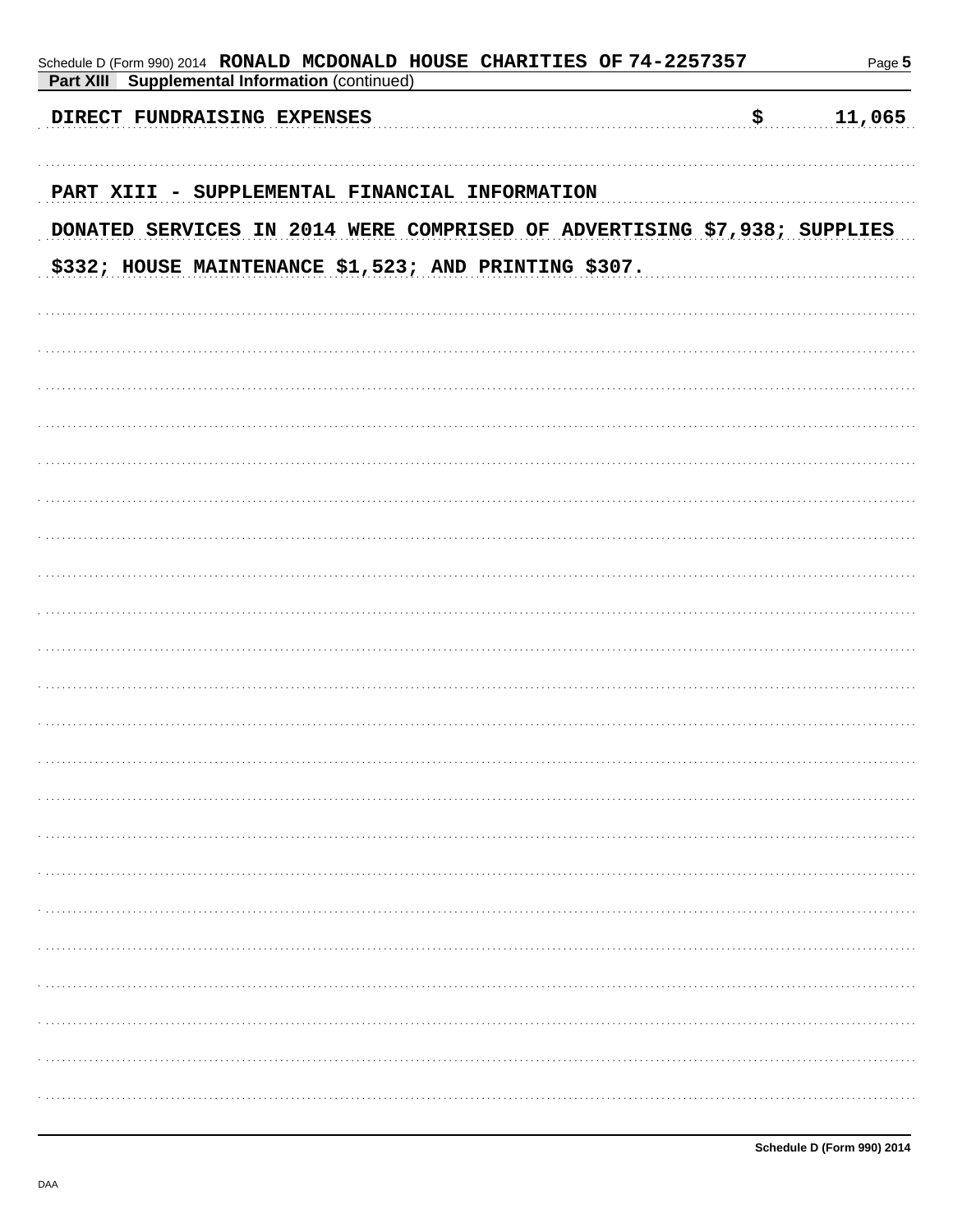Schedule D (Form 990) 2014 RONALD MCDONALD HOUSE CHARITIES OF 74-2257357

**Part XIII Supplemental Information** (continued)

DIRECT FUNDRAISING EXPENSES $ 11,065

PART XIII - SUPPLEMENTAL FINANCIAL INFORMATION

DONATED SERVICES IN 2014 WERE COMPRISED OF ADVERTISING $7,938; SUPPLIES $332; HOUSE MAINTENANCE $1,523; AND PRINTING $307.

Schedule D (Form 990) 2014

DAA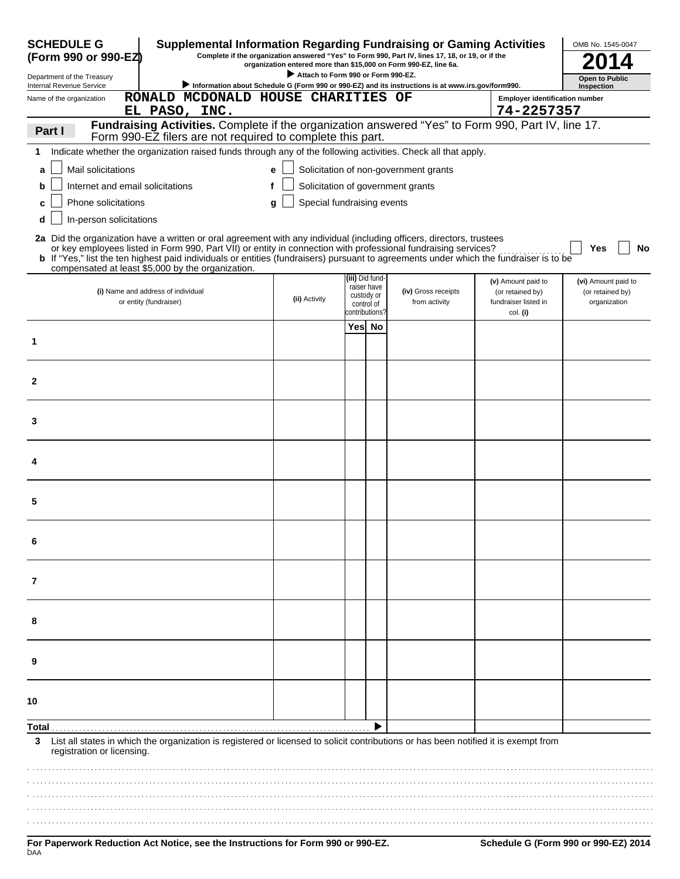**SCHEDULE G (Form 990 or 990-EZ)**

Department of the Treasury
Internal Revenue Service

# Supplemental Information Regarding Fundraising or Gaming Activities

Complete if the organization answered "Yes" to Form 990, Part IV, lines 17, 18, or 19, or if the organization entered more than $15,000 on Form 990-EZ, line 6a.

▶ Attach to Form 990 or Form 990-EZ.

▶ Information about Schedule G (Form 990 or 990-EZ) and its instructions is at www.irs.gov/form990.

OMB No. 1545-0047

**2014**

**Open to Public Inspection**

Name of the organization: RONALD MCDONALD HOUSE CHARITIES OF EL PASO, INC.

Employer identification number: 74-2257357

**Part I — Fundraising Activities.** Complete if the organization answered "Yes" to Form 990, Part IV, line 17. Form 990-EZ filers are not required to complete this part.

1 Indicate whether the organization raised funds through any of the following activities. Check all that apply.

- a ☐ Mail solicitations
- b ☐ Internet and email solicitations
- c ☐ Phone solicitations
- d ☐ In-person solicitations
- e ☐ Solicitation of non-government grants
- f ☐ Solicitation of government grants
- g ☐ Special fundraising events

2a Did the organization have a written or oral agreement with any individual (including officers, directors, trustees or key employees listed in Form 990, Part VII) or entity in connection with professional fundraising services? ☐ Yes ☐ No

b If "Yes," list the ten highest paid individuals or entities (fundraisers) pursuant to agreements under which the fundraiser is to be compensated at least $5,000 by the organization.

| | (i) Name and address of individual or entity (fundraiser) | (ii) Activity | (iii) Did fundraiser have custody or control of contributions? Yes | No | (iv) Gross receipts from activity | (v) Amount paid to (or retained by) fundraiser listed in col. (i) | (vi) Amount paid to (or retained by) organization |
|---|---|---|---|---|---|---|---|
| 1 | | | | | | | |
| 2 | | | | | | | |
| 3 | | | | | | | |
| 4 | | | | | | | |
| 5 | | | | | | | |
| 6 | | | | | | | |
| 7 | | | | | | | |
| 8 | | | | | | | |
| 9 | | | | | | | |
| 10 | | | | | | | |
| Total ▶ | | | | | | | |

3 List all states in which the organization is registered or licensed to solicit contributions or has been notified it is exempt from registration or licensing.

For Paperwork Reduction Act Notice, see the Instructions for Form 990 or 990-EZ.

Schedule G (Form 990 or 990-EZ) 2014

DAA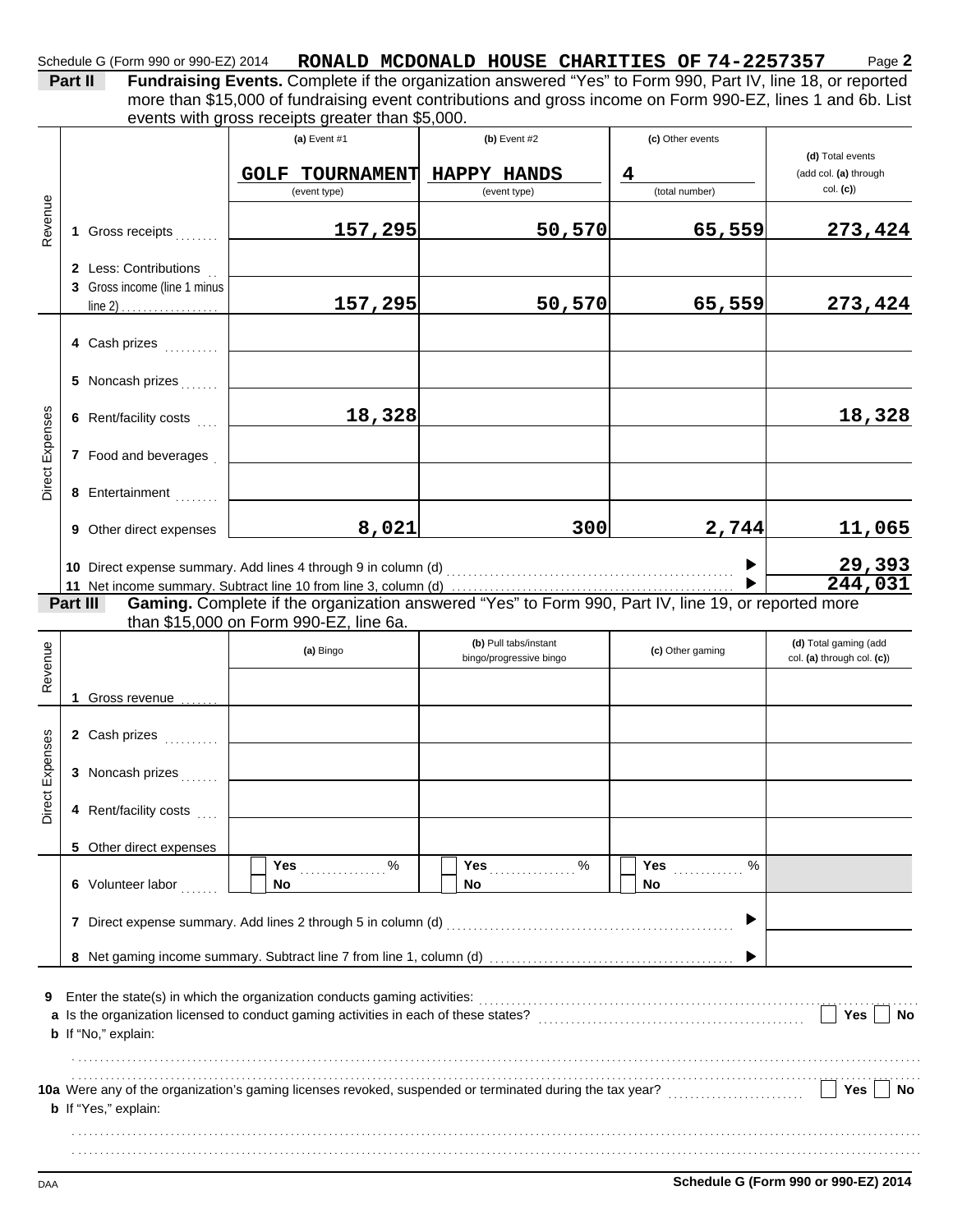Schedule G (Form 990 or 990-EZ) 2014 **RONALD MCDONALD HOUSE CHARITIES OF 74-2257357** Page **2**

**Part II** **Fundraising Events.** Complete if the organization answered "Yes" to Form 990, Part IV, line 18, or reported more than $15,000 of fundraising event contributions and gross income on Form 990-EZ, lines 1 and 6b. List events with gross receipts greater than $5,000.

| | | (a) Event #1 | (b) Event #2 | (c) Other events | (d) Total events (add col. (a) through col. (c)) |
|---|---|---|---|---|---|
| | | GOLF TOURNAMENT (event type) | HAPPY HANDS (event type) | 4 (total number) | |
| Revenue | 1 Gross receipts | 157,295 | 50,570 | 65,559 | 273,424 |
| | 2 Less: Contributions | | | | |
| | 3 Gross income (line 1 minus line 2) | 157,295 | 50,570 | 65,559 | 273,424 |
| Direct Expenses | 4 Cash prizes | | | | |
| | 5 Noncash prizes | | | | |
| | 6 Rent/facility costs | 18,328 | | | 18,328 |
| | 7 Food and beverages | | | | |
| | 8 Entertainment | | | | |
| | 9 Other direct expenses | 8,021 | 300 | 2,744 | 11,065 |
| | 10 Direct expense summary. Add lines 4 through 9 in column (d) | | | | 29,393 |
| | 11 Net income summary. Subtract line 10 from line 3, column (d) | | | | 244,031 |

**Part III** **Gaming.** Complete if the organization answered "Yes" to Form 990, Part IV, line 19, or reported more than $15,000 on Form 990-EZ, line 6a.

| | | (a) Bingo | (b) Pull tabs/instant bingo/progressive bingo | (c) Other gaming | (d) Total gaming (add col. (a) through col. (c)) |
|---|---|---|---|---|---|
| Revenue | 1 Gross revenue | | | | |
| Direct Expenses | 2 Cash prizes | | | | |
| | 3 Noncash prizes | | | | |
| | 4 Rent/facility costs | | | | |
| | 5 Other direct expenses | | | | |
| | 6 Volunteer labor | Yes ___ % / No | Yes ___ % / No | Yes ___ % / No | |
| | 7 Direct expense summary. Add lines 2 through 5 in column (d) | | | | |
| | 8 Net gaming income summary. Subtract line 7 from line 1, column (d) | | | | |

**9** Enter the state(s) in which the organization conducts gaming activities:

**a** Is the organization licensed to conduct gaming activities in each of these states? Yes No

**b** If "No," explain:

**10a** Were any of the organization's gaming licenses revoked, suspended or terminated during the tax year? Yes No

**b** If "Yes," explain:

DAA **Schedule G (Form 990 or 990-EZ) 2014**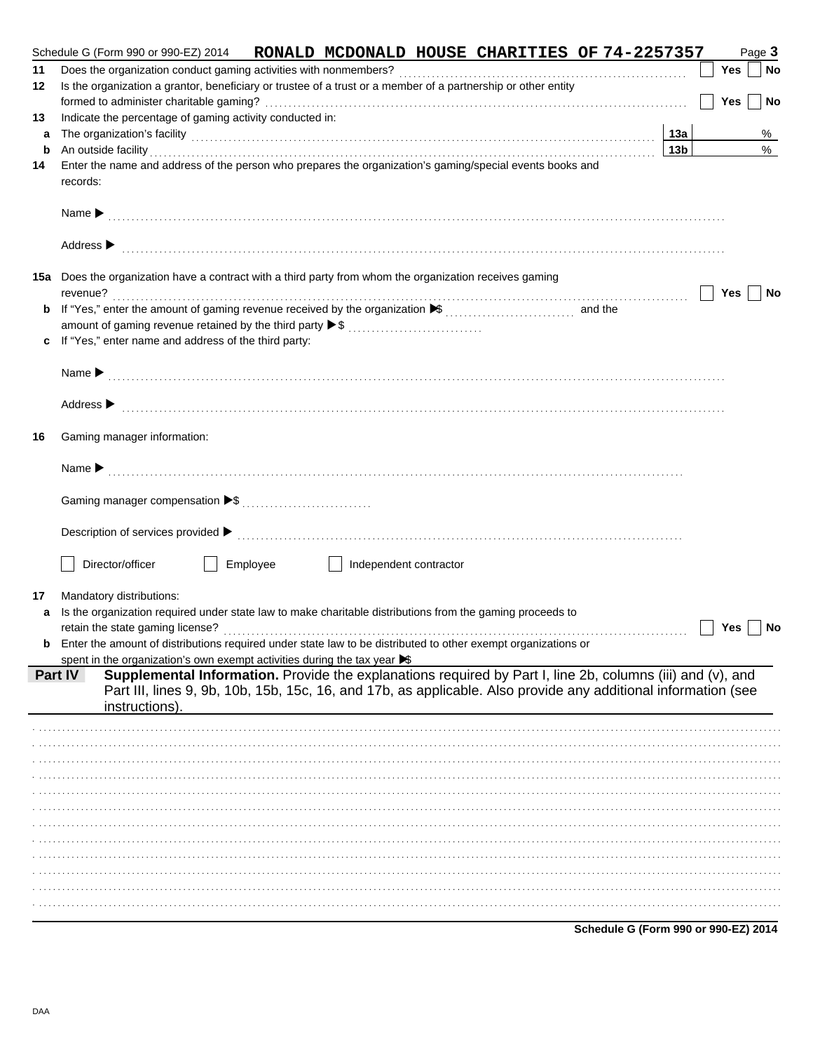Schedule G (Form 990 or 990-EZ) 2014 RONALD MCDONALD HOUSE CHARITIES OF 74-2257357 Page **3**

**11** Does the organization conduct gaming activities with nonmembers? ☐ Yes ☐ No

**12** Is the organization a grantor, beneficiary or trustee of a trust or a member of a partnership or other entity formed to administer charitable gaming? ☐ Yes ☐ No

**13** Indicate the percentage of gaming activity conducted in:

**a** The organization's facility **13a** %

**b** An outside facility **13b** %

**14** Enter the name and address of the person who prepares the organization's gaming/special events books and records:

Name ▶

Address ▶

**15a** Does the organization have a contract with a third party from whom the organization receives gaming revenue? ☐ Yes ☐ No

**b** If "Yes," enter the amount of gaming revenue received by the organization ▶$ and the amount of gaming revenue retained by the third party ▶$

**c** If "Yes," enter name and address of the third party:

Name ▶

Address ▶

**16** Gaming manager information:

Name ▶

Gaming manager compensation ▶$

Description of services provided ▶

☐ Director/officer ☐ Employee ☐ Independent contractor

**17** Mandatory distributions:

**a** Is the organization required under state law to make charitable distributions from the gaming proceeds to retain the state gaming license? ☐ Yes ☐ No

**b** Enter the amount of distributions required under state law to be distributed to other exempt organizations or spent in the organization's own exempt activities during the tax year ▶$

**Part IV** **Supplemental Information.** Provide the explanations required by Part I, line 2b, columns (iii) and (v), and Part III, lines 9, 9b, 10b, 15b, 15c, 16, and 17b, as applicable. Also provide any additional information (see instructions).

**Schedule G (Form 990 or 990-EZ) 2014**

DAA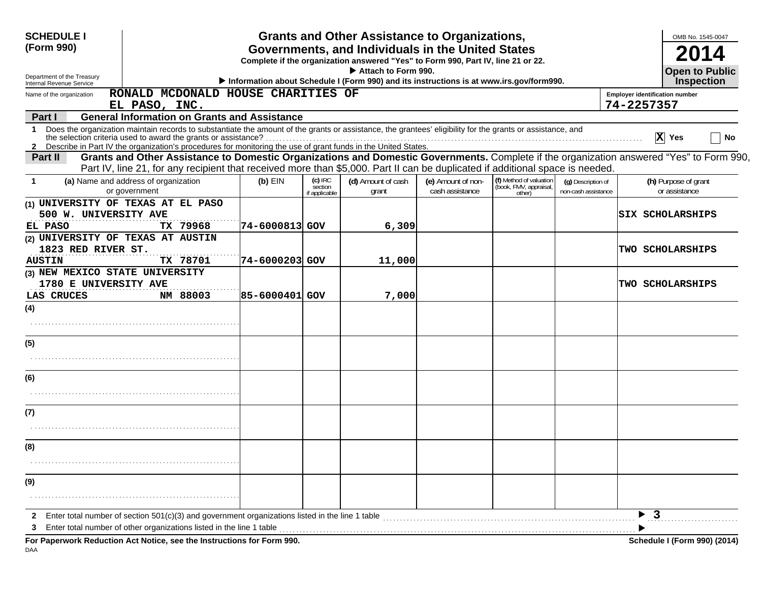**SCHEDULE I (Form 990)**

Department of the Treasury
Internal Revenue Service

# Grants and Other Assistance to Organizations, Governments, and Individuals in the United States

**Complete if the organization answered "Yes" to Form 990, Part IV, line 21 or 22.**
▶ Attach to Form 990.
▶ Information about Schedule I (Form 990) and its instructions is at www.irs.gov/form990.

OMB No. 1545-0047
**2014**
**Open to Public Inspection**

Name of the organization: RONALD MCDONALD HOUSE CHARITIES OF EL PASO, INC.

Employer identification number: 74-2257357

**Part I — General Information on Grants and Assistance**

1 Does the organization maintain records to substantiate the amount of the grants or assistance, the grantees' eligibility for the grants or assistance, and the selection criteria used to award the grants or assistance? [X] Yes [ ] No

2 Describe in Part IV the organization's procedures for monitoring the use of grant funds in the United States.

**Part II — Grants and Other Assistance to Domestic Organizations and Domestic Governments.** Complete if the organization answered "Yes" to Form 990, Part IV, line 21, for any recipient that received more than $5,000. Part II can be duplicated if additional space is needed.

| 1 (a) Name and address of organization or government | (b) EIN | (c) IRC section if applicable | (d) Amount of cash grant | (e) Amount of non-cash assistance | (f) Method of valuation (book, FMV, appraisal, other) | (g) Description of non-cash assistance | (h) Purpose of grant or assistance |
|---|---|---|---|---|---|---|---|
| (1) UNIVERSITY OF TEXAS AT EL PASO 500 W. UNIVERSITY AVE EL PASO TX 79968 | 74-6000813 | GOV | 6,309 | | | | SIX SCHOLARSHIPS |
| (2) UNIVERSITY OF TEXAS AT AUSTIN 1823 RED RIVER ST. AUSTIN TX 78701 | 74-6000203 | GOV | 11,000 | | | | TWO SCHOLARSHIPS |
| (3) NEW MEXICO STATE UNIVERSITY 1780 E UNIVERSITY AVE LAS CRUCES NM 88003 | 85-6000401 | GOV | 7,000 | | | | TWO SCHOLARSHIPS |
| (4) | | | | | | | |
| (5) | | | | | | | |
| (6) | | | | | | | |
| (7) | | | | | | | |
| (8) | | | | | | | |
| (9) | | | | | | | |

2 Enter total number of section 501(c)(3) and government organizations listed in the line 1 table ▶ 3

3 Enter total number of other organizations listed in the line 1 table ▶

**For Paperwork Reduction Act Notice, see the Instructions for Form 990.** DAA **Schedule I (Form 990) (2014)**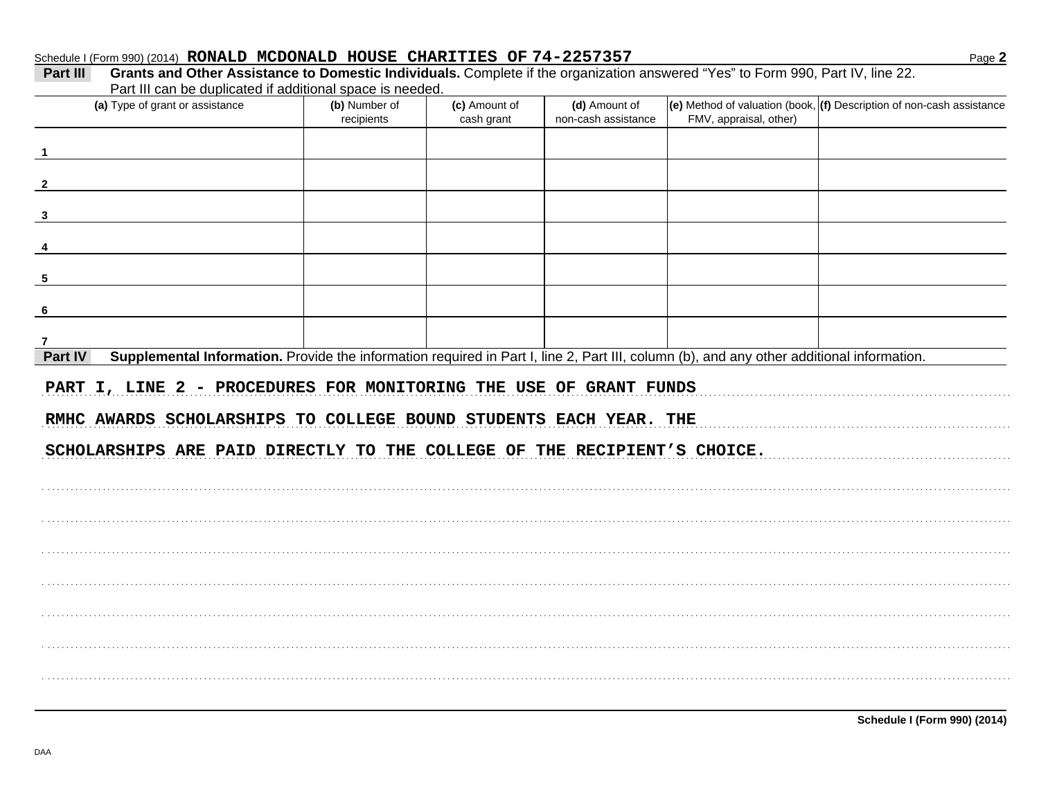Schedule I (Form 990) (2014) **RONALD MCDONALD HOUSE CHARITIES OF 74-2257357**

**Part III** **Grants and Other Assistance to Domestic Individuals.** Complete if the organization answered "Yes" to Form 990, Part IV, line 22. Part III can be duplicated if additional space is needed.

| (a) Type of grant or assistance | (b) Number of recipients | (c) Amount of cash grant | (d) Amount of non-cash assistance | (e) Method of valuation (book, FMV, appraisal, other) | (f) Description of non-cash assistance |
|---|---|---|---|---|---|
| 1 | | | | | |
| 2 | | | | | |
| 3 | | | | | |
| 4 | | | | | |
| 5 | | | | | |
| 6 | | | | | |
| 7 | | | | | |

**Part IV** **Supplemental Information.** Provide the information required in Part I, line 2, Part III, column (b), and any other additional information.

PART I, LINE 2 - PROCEDURES FOR MONITORING THE USE OF GRANT FUNDS

RMHC AWARDS SCHOLARSHIPS TO COLLEGE BOUND STUDENTS EACH YEAR. THE SCHOLARSHIPS ARE PAID DIRECTLY TO THE COLLEGE OF THE RECIPIENT'S CHOICE.

**Schedule I (Form 990) (2014)**

DAA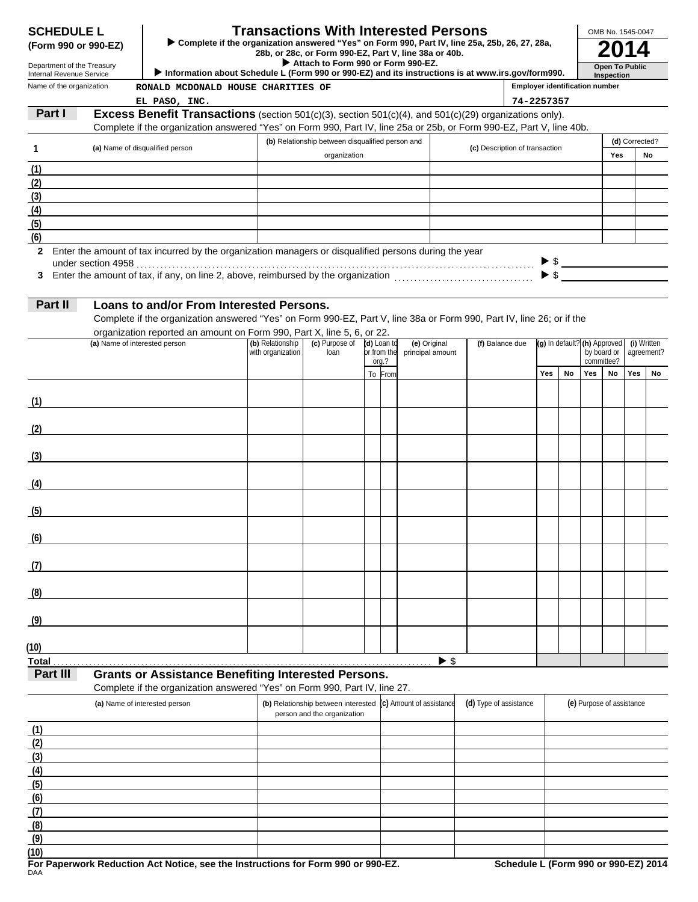# SCHEDULE L (Form 990 or 990-EZ)

Department of the Treasury
Internal Revenue Service

## Transactions With Interested Persons

▶ Complete if the organization answered "Yes" on Form 990, Part IV, line 25a, 25b, 26, 27, 28a, 28b, or 28c, or Form 990-EZ, Part V, line 38a or 40b.
▶ Attach to Form 990 or Form 990-EZ.
▶ Information about Schedule L (Form 990 or 990-EZ) and its instructions is at www.irs.gov/form990.

OMB No. 1545-0047

**2014**

**Open To Public Inspection**

Name of the organization: RONALD MCDONALD HOUSE CHARITIES OF EL PASO, INC.

Employer identification number: 74-2257357

## Part I — Excess Benefit Transactions (section 501(c)(3), section 501(c)(4), and 501(c)(29) organizations only).

Complete if the organization answered "Yes" on Form 990, Part IV, line 25a or 25b, or Form 990-EZ, Part V, line 40b.

| 1 | (a) Name of disqualified person | (b) Relationship between disqualified person and organization | (c) Description of transaction | (d) Corrected? Yes | No |
|---|---|---|---|---|---|
| (1) | | | | | |
| (2) | | | | | |
| (3) | | | | | |
| (4) | | | | | |
| (5) | | | | | |
| (6) | | | | | |

**2** Enter the amount of tax incurred by the organization managers or disqualified persons during the year under section 4958 . . . ▶ $

**3** Enter the amount of tax, if any, on line 2, above, reimbursed by the organization . . . ▶ $

## Part II — Loans to and/or From Interested Persons.

Complete if the organization answered "Yes" on Form 990-EZ, Part V, line 38a or Form 990, Part IV, line 26; or if the organization reported an amount on Form 990, Part X, line 5, 6, or 22.

| | (a) Name of interested person | (b) Relationship with organization | (c) Purpose of loan | (d) Loan to or from the org.? To | From | (e) Original principal amount | (f) Balance due | (g) In default? Yes | No | (h) Approved by board or committee? Yes | No | (i) Written agreement? Yes | No |
|---|---|---|---|---|---|---|---|---|---|---|---|---|---|
| (1) | | | | | | | | | | | | | |
| (2) | | | | | | | | | | | | | |
| (3) | | | | | | | | | | | | | |
| (4) | | | | | | | | | | | | | |
| (5) | | | | | | | | | | | | | |
| (6) | | | | | | | | | | | | | |
| (7) | | | | | | | | | | | | | |
| (8) | | | | | | | | | | | | | |
| (9) | | | | | | | | | | | | | |
| (10) | | | | | | | | | | | | | |
| Total | | | | | | ▶ $ | | | | | | | |

## Part III — Grants or Assistance Benefiting Interested Persons.

Complete if the organization answered "Yes" on Form 990, Part IV, line 27.

| | (a) Name of interested person | (b) Relationship between interested person and the organization | (c) Amount of assistance | (d) Type of assistance | (e) Purpose of assistance |
|---|---|---|---|---|---|
| (1) | | | | | |
| (2) | | | | | |
| (3) | | | | | |
| (4) | | | | | |
| (5) | | | | | |
| (6) | | | | | |
| (7) | | | | | |
| (8) | | | | | |
| (9) | | | | | |
| (10) | | | | | |

**For Paperwork Reduction Act Notice, see the Instructions for Form 990 or 990-EZ.** **Schedule L (Form 990 or 990-EZ) 2014**

DAA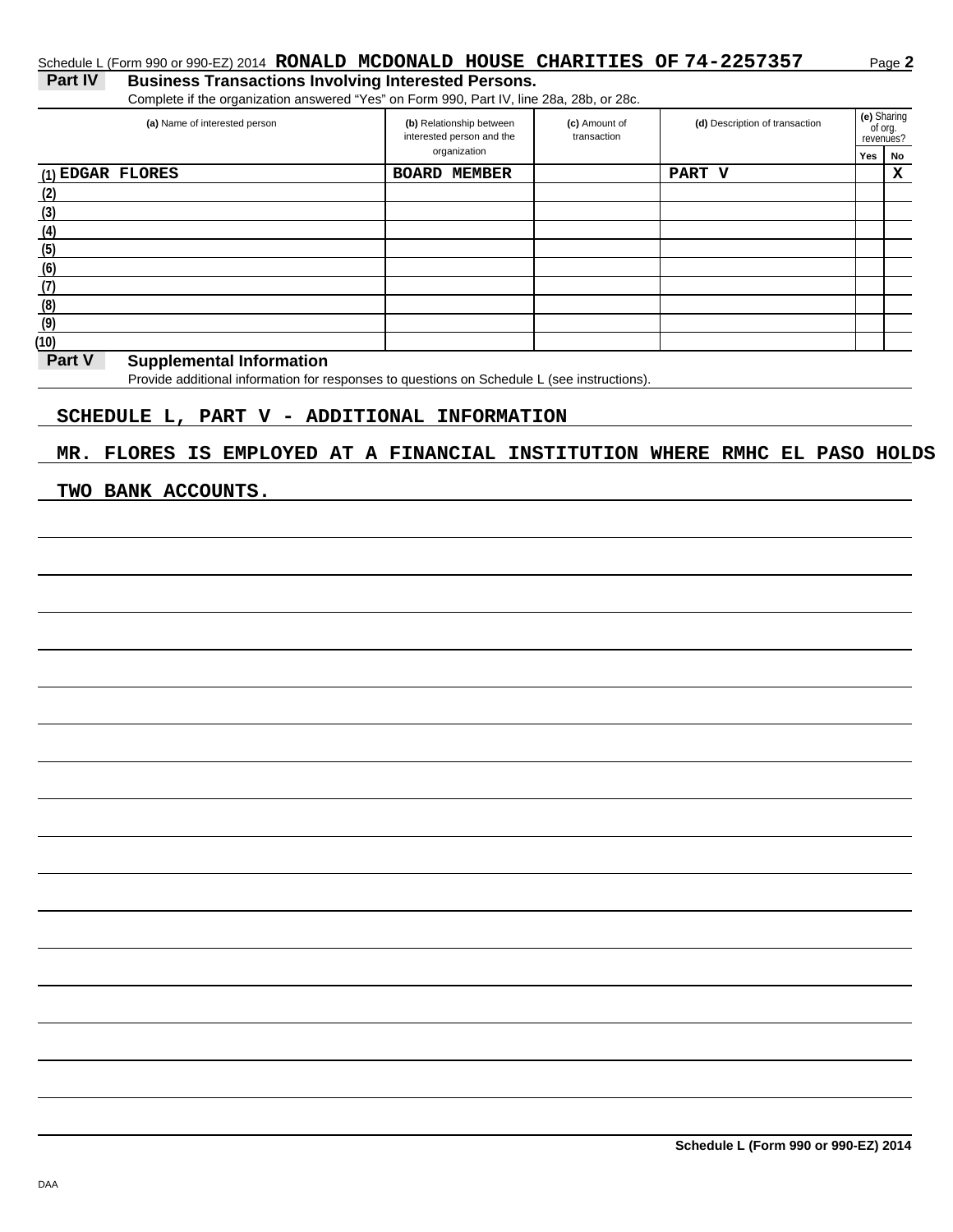Schedule L (Form 990 or 990-EZ) 2014 **RONALD MCDONALD HOUSE CHARITIES OF 74-2257357** Page **2**

## Part IV Business Transactions Involving Interested Persons.

Complete if the organization answered "Yes" on Form 990, Part IV, line 28a, 28b, or 28c.

| (a) Name of interested person | (b) Relationship between interested person and the organization | (c) Amount of transaction | (d) Description of transaction | (e) Sharing of org. revenues? | |
|---|---|---|---|---|---|
| | | | | Yes | No |
| (1) EDGAR FLORES | BOARD MEMBER | | PART V | | X |
| (2) | | | | | |
| (3) | | | | | |
| (4) | | | | | |
| (5) | | | | | |
| (6) | | | | | |
| (7) | | | | | |
| (8) | | | | | |
| (9) | | | | | |
| (10) | | | | | |

## Part V Supplemental Information

Provide additional information for responses to questions on Schedule L (see instructions).

SCHEDULE L, PART V - ADDITIONAL INFORMATION

MR. FLORES IS EMPLOYED AT A FINANCIAL INSTITUTION WHERE RMHC EL PASO HOLDS TWO BANK ACCOUNTS.

**Schedule L (Form 990 or 990-EZ) 2014**

DAA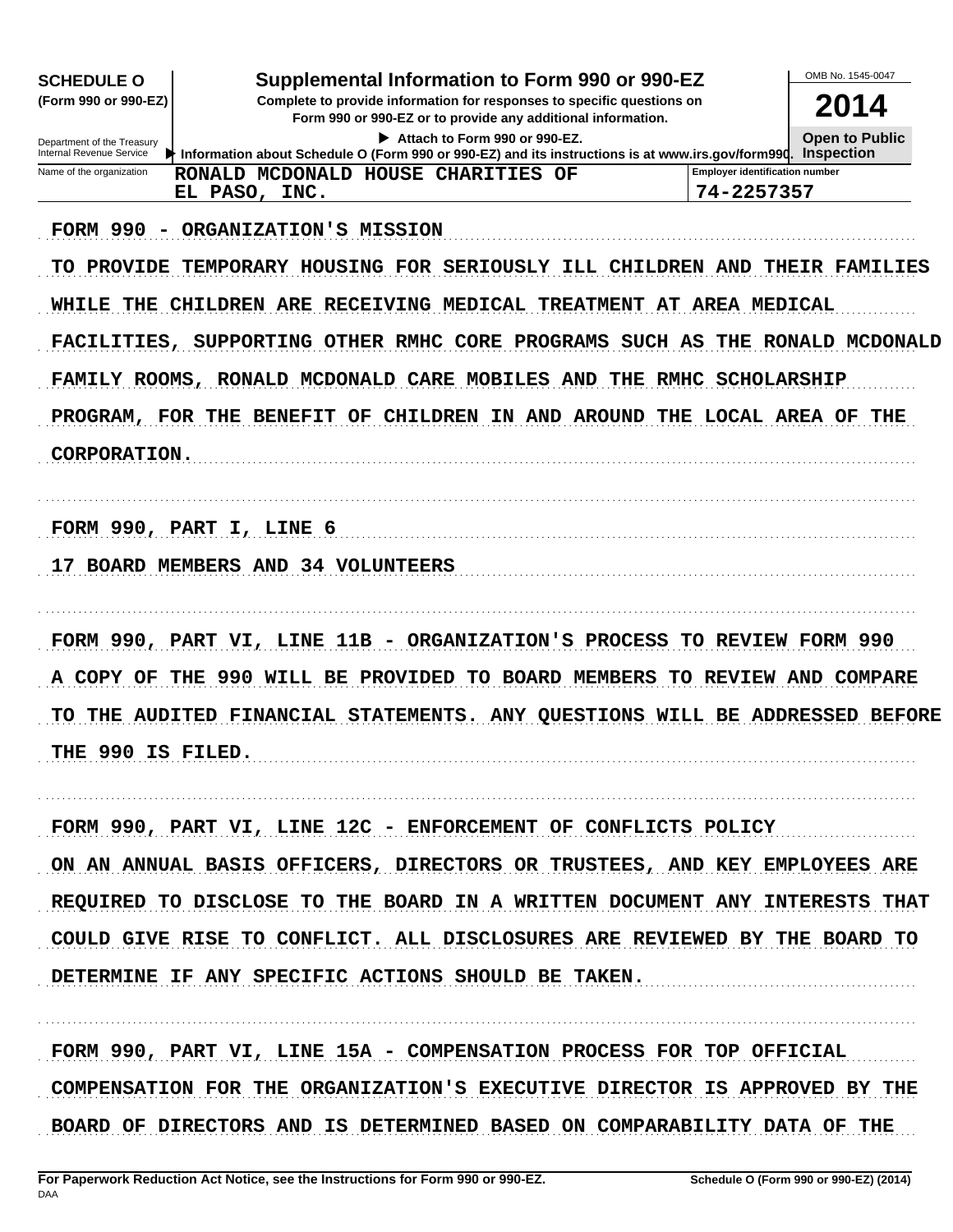**SCHEDULE O (Form 990 or 990-EZ)**

Department of the Treasury
Internal Revenue Service

# Supplemental Information to Form 990 or 990-EZ

**Complete to provide information for responses to specific questions on Form 990 or 990-EZ or to provide any additional information.**

▶ Attach to Form 990 or 990-EZ.

▶ Information about Schedule O (Form 990 or 990-EZ) and its instructions is at www.irs.gov/form990.

OMB No. 1545-0047

**2014**

**Open to Public Inspection**

| Name of the organization | Employer identification number |
|---|---|
| RONALD MCDONALD HOUSE CHARITIES OF EL PASO, INC. | 74-2257357 |

FORM 990 - ORGANIZATION'S MISSION

TO PROVIDE TEMPORARY HOUSING FOR SERIOUSLY ILL CHILDREN AND THEIR FAMILIES WHILE THE CHILDREN ARE RECEIVING MEDICAL TREATMENT AT AREA MEDICAL FACILITIES, SUPPORTING OTHER RMHC CORE PROGRAMS SUCH AS THE RONALD MCDONALD FAMILY ROOMS, RONALD MCDONALD CARE MOBILES AND THE RMHC SCHOLARSHIP PROGRAM, FOR THE BENEFIT OF CHILDREN IN AND AROUND THE LOCAL AREA OF THE CORPORATION.

FORM 990, PART I, LINE 6

17 BOARD MEMBERS AND 34 VOLUNTEERS

FORM 990, PART VI, LINE 11B - ORGANIZATION'S PROCESS TO REVIEW FORM 990

A COPY OF THE 990 WILL BE PROVIDED TO BOARD MEMBERS TO REVIEW AND COMPARE TO THE AUDITED FINANCIAL STATEMENTS. ANY QUESTIONS WILL BE ADDRESSED BEFORE THE 990 IS FILED.

FORM 990, PART VI, LINE 12C - ENFORCEMENT OF CONFLICTS POLICY

ON AN ANNUAL BASIS OFFICERS, DIRECTORS OR TRUSTEES, AND KEY EMPLOYEES ARE REQUIRED TO DISCLOSE TO THE BOARD IN A WRITTEN DOCUMENT ANY INTERESTS THAT COULD GIVE RISE TO CONFLICT. ALL DISCLOSURES ARE REVIEWED BY THE BOARD TO DETERMINE IF ANY SPECIFIC ACTIONS SHOULD BE TAKEN.

FORM 990, PART VI, LINE 15A - COMPENSATION PROCESS FOR TOP OFFICIAL

COMPENSATION FOR THE ORGANIZATION'S EXECUTIVE DIRECTOR IS APPROVED BY THE BOARD OF DIRECTORS AND IS DETERMINED BASED ON COMPARABILITY DATA OF THE

**For Paperwork Reduction Act Notice, see the Instructions for Form 990 or 990-EZ.** **Schedule O (Form 990 or 990-EZ) (2014)**

DAA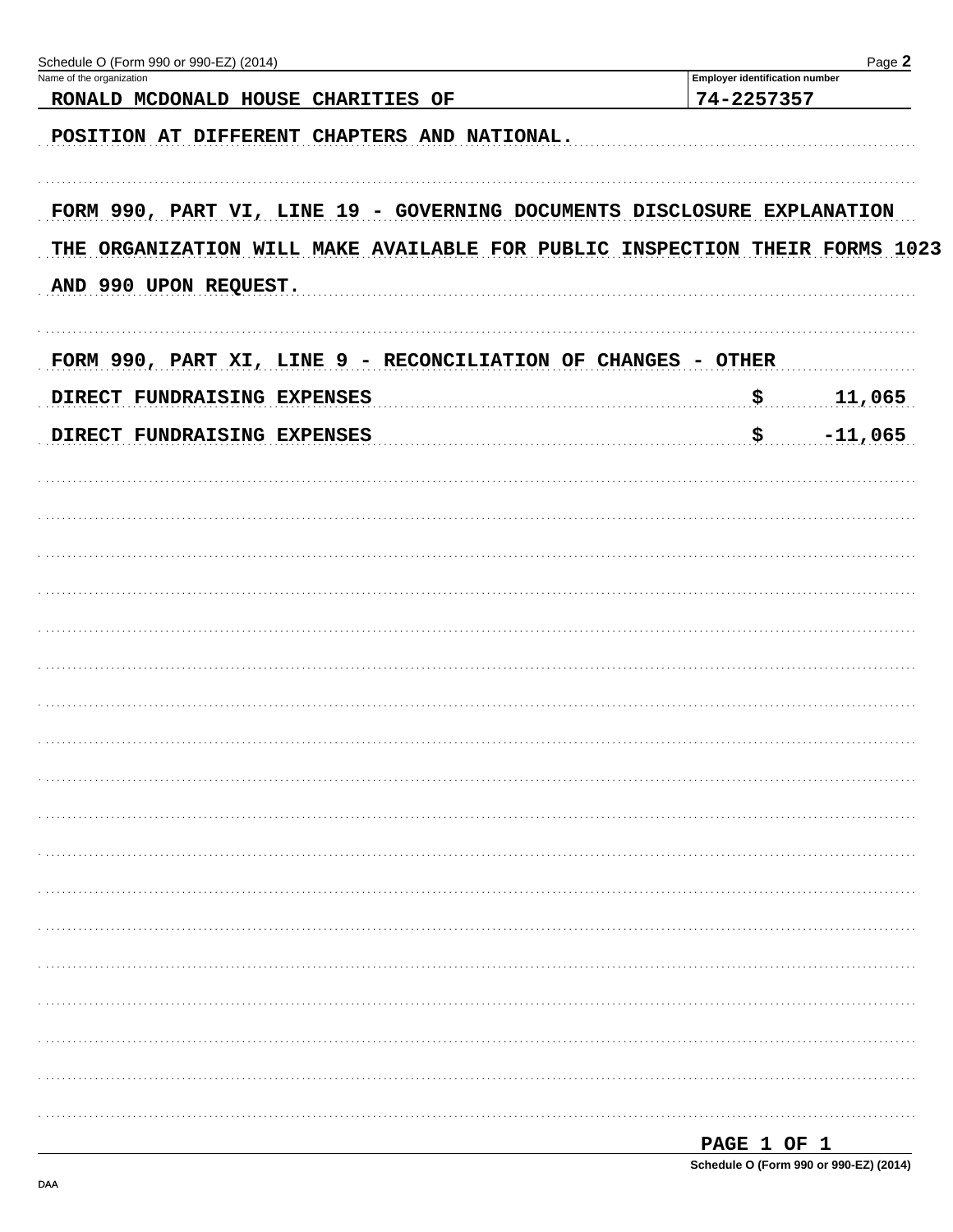Name of the organization: RONALD MCDONALD HOUSE CHARITIES OF

Employer identification number: 74-2257357

POSITION AT DIFFERENT CHAPTERS AND NATIONAL.

FORM 990, PART VI, LINE 19 - GOVERNING DOCUMENTS DISCLOSURE EXPLANATION

THE ORGANIZATION WILL MAKE AVAILABLE FOR PUBLIC INSPECTION THEIR FORMS 1023 AND 990 UPON REQUEST.

FORM 990, PART XI, LINE 9 - RECONCILIATION OF CHANGES - OTHER

| | | |
|---|---|---|
| DIRECT FUNDRAISING EXPENSES | $ | 11,065 |
| DIRECT FUNDRAISING EXPENSES | $ | -11,065 |

PAGE 1 OF 1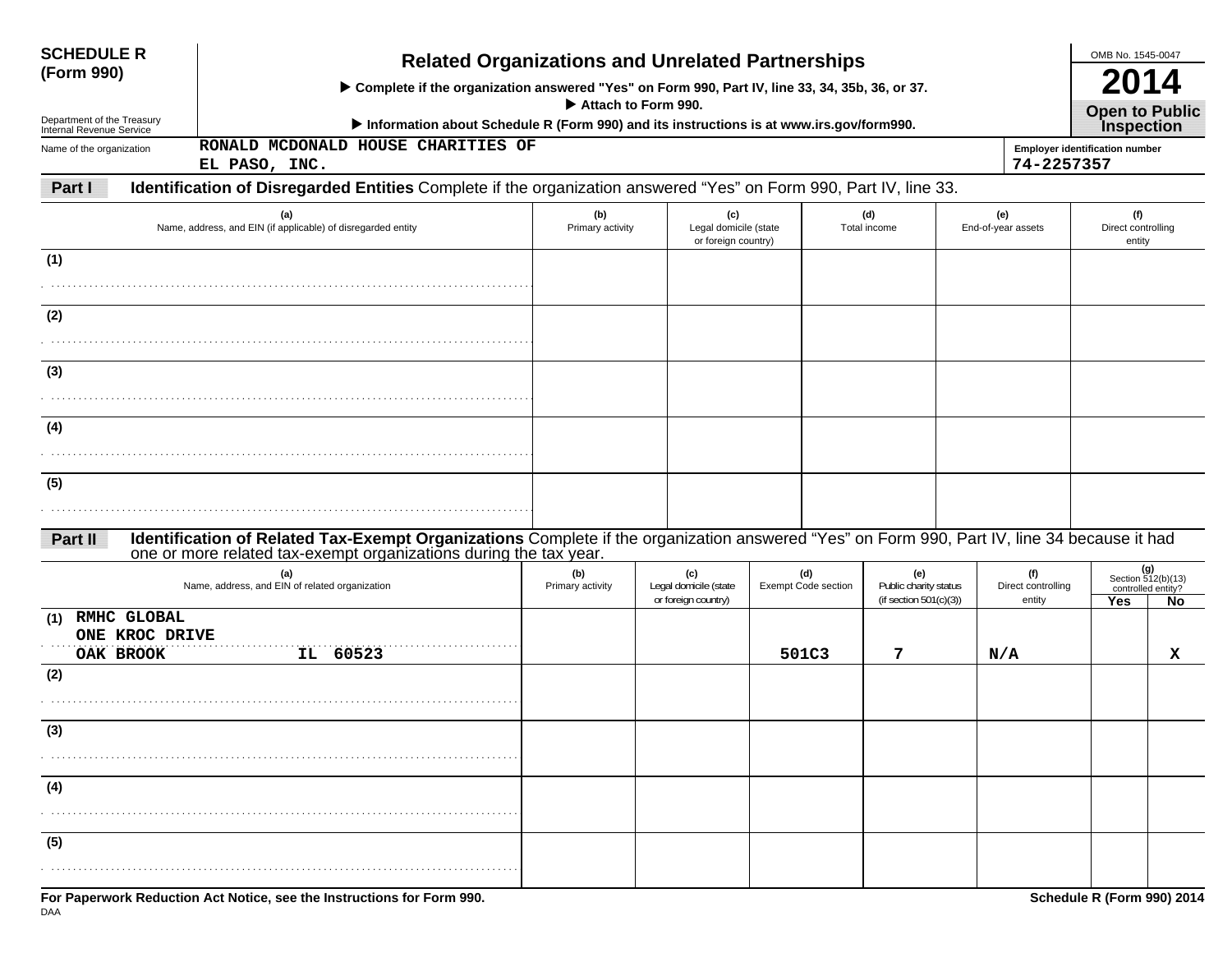**SCHEDULE R (Form 990)**

Department of the Treasury
Internal Revenue Service

# Related Organizations and Unrelated Partnerships

▶ Complete if the organization answered "Yes" on Form 990, Part IV, line 33, 34, 35b, 36, or 37.
▶ Attach to Form 990.
▶ Information about Schedule R (Form 990) and its instructions is at www.irs.gov/form990.

OMB No. 1545-0047

**2014**

**Open to Public Inspection**

Name of the organization: RONALD MCDONALD HOUSE CHARITIES OF EL PASO, INC.

Employer identification number: 74-2257357

## Part I Identification of Disregarded Entities

Complete if the organization answered "Yes" on Form 990, Part IV, line 33.

| | (a) Name, address, and EIN (if applicable) of disregarded entity | (b) Primary activity | (c) Legal domicile (state or foreign country) | (d) Total income | (e) End-of-year assets | (f) Direct controlling entity |
|---|---|---|---|---|---|---|
| (1) | | | | | | |
| (2) | | | | | | |
| (3) | | | | | | |
| (4) | | | | | | |
| (5) | | | | | | |

## Part II Identification of Related Tax-Exempt Organizations

Complete if the organization answered "Yes" on Form 990, Part IV, line 34 because it had one or more related tax-exempt organizations during the tax year.

| | (a) Name, address, and EIN of related organization | (b) Primary activity | (c) Legal domicile (state or foreign country) | (d) Exempt Code section | (e) Public charity status (if section 501(c)(3)) | (f) Direct controlling entity | (g) Section 512(b)(13) controlled entity? Yes | No |
|---|---|---|---|---|---|---|---|---|
| (1) | RMHC GLOBAL<br>ONE KROC DRIVE<br>OAK BROOK IL 60523 | | | 501C3 | 7 | N/A | | X |
| (2) | | | | | | | | |
| (3) | | | | | | | | |
| (4) | | | | | | | | |
| (5) | | | | | | | | |

**For Paperwork Reduction Act Notice, see the Instructions for Form 990.**

**Schedule R (Form 990) 2014**

DAA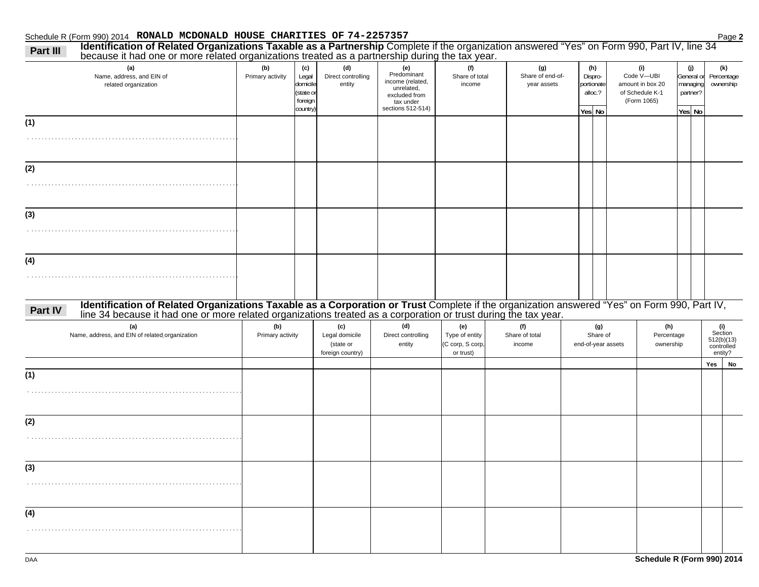Schedule R (Form 990) 2014 RONALD MCDONALD HOUSE CHARITIES OF 74-2257357

## Part III Identification of Related Organizations Taxable as a Partnership

Complete if the organization answered "Yes" on Form 990, Part IV, line 34 because it had one or more related organizations treated as a partnership during the tax year.

| (a) Name, address, and EIN of related organization | (b) Primary activity | (c) Legal domicile (state or foreign country) | (d) Direct controlling entity | (e) Predominant income (related, unrelated, excluded from tax under sections 512-514) | (f) Share of total income | (g) Share of end-of-year assets | (h) Dispro-portionate alloc.? Yes | (h) No | (i) Code V—UBI amount in box 20 of Schedule K-1 (Form 1065) | (j) General or managing partner? Yes | (j) No | (k) Percentage ownership |
|---|---|---|---|---|---|---|---|---|---|---|---|---|
| (1) | | | | | | | | | | | | |
| (2) | | | | | | | | | | | | |
| (3) | | | | | | | | | | | | |
| (4) | | | | | | | | | | | | |

## Part IV Identification of Related Organizations Taxable as a Corporation or Trust

Complete if the organization answered "Yes" on Form 990, Part IV, line 34 because it had one or more related organizations treated as a corporation or trust during the tax year.

| (a) Name, address, and EIN of related organization | (b) Primary activity | (c) Legal domicile (state or foreign country) | (d) Direct controlling entity | (e) Type of entity (C corp, S corp, or trust) | (f) Share of total income | (g) Share of end-of-year assets | (h) Percentage ownership | (i) Section 512(b)(13) controlled entity? Yes | (i) No |
|---|---|---|---|---|---|---|---|---|---|
| (1) | | | | | | | | | |
| (2) | | | | | | | | | |
| (3) | | | | | | | | | |
| (4) | | | | | | | | | |

DAA Schedule R (Form 990) 2014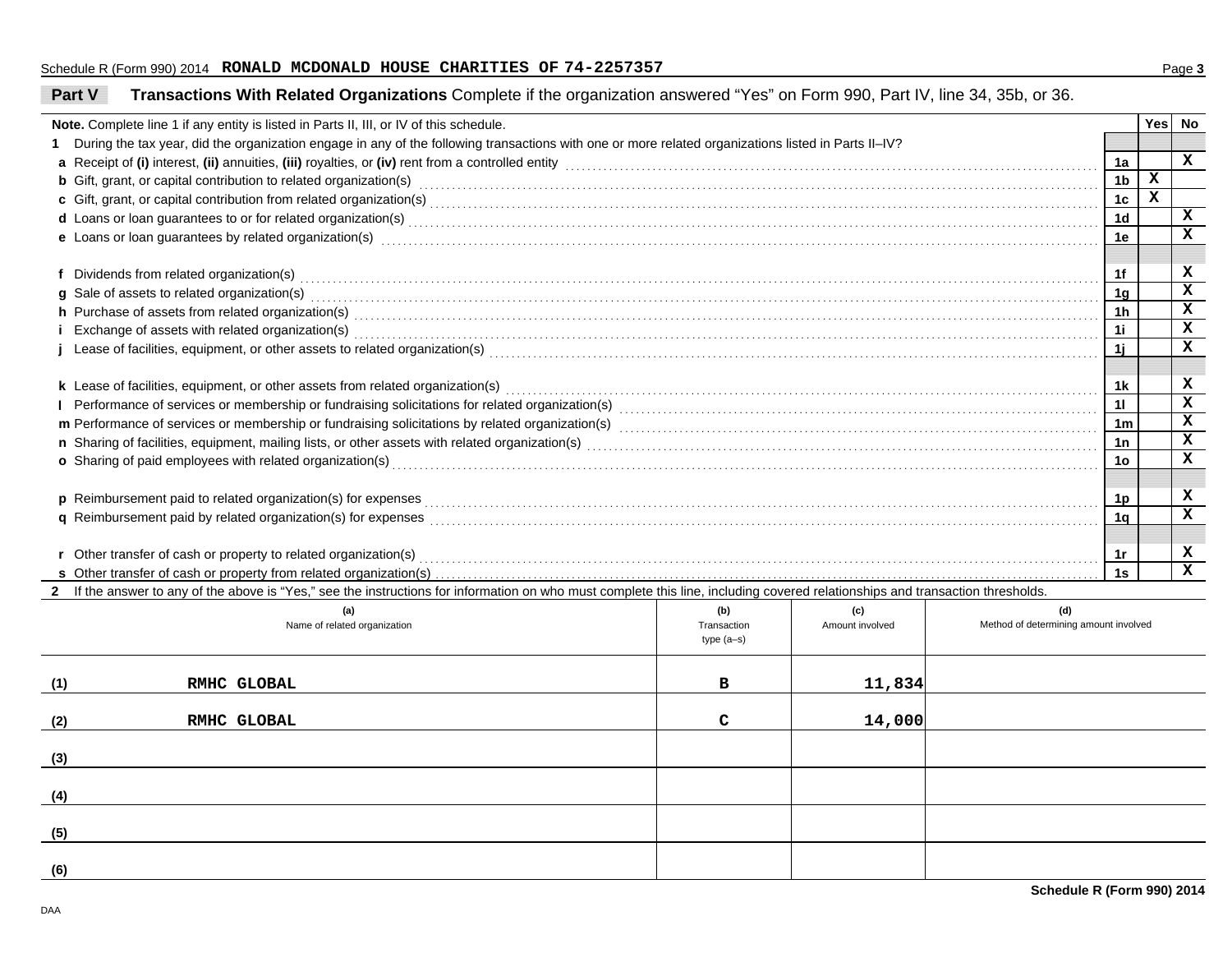Schedule R (Form 990) 2014 **RONALD MCDONALD HOUSE CHARITIES OF 74-2257357**

## Part V Transactions With Related Organizations

Complete if the organization answered "Yes" on Form 990, Part IV, line 34, 35b, or 36.

| **Note.** Complete line 1 if any entity is listed in Parts II, III, or IV of this schedule. | | Yes | No |
|---|---|---|---|
| **1** During the tax year, did the organization engage in any of the following transactions with one or more related organizations listed in Parts II–IV? | | | |
| **a** Receipt of **(i)** interest, **(ii)** annuities, **(iii)** royalties, or **(iv)** rent from a controlled entity | 1a | | X |
| **b** Gift, grant, or capital contribution to related organization(s) | 1b | X | |
| **c** Gift, grant, or capital contribution from related organization(s) | 1c | X | |
| **d** Loans or loan guarantees to or for related organization(s) | 1d | | X |
| **e** Loans or loan guarantees by related organization(s) | 1e | | X |
| **f** Dividends from related organization(s) | 1f | | X |
| **g** Sale of assets to related organization(s) | 1g | | X |
| **h** Purchase of assets from related organization(s) | 1h | | X |
| **i** Exchange of assets with related organization(s) | 1i | | X |
| **j** Lease of facilities, equipment, or other assets to related organization(s) | 1j | | X |
| **k** Lease of facilities, equipment, or other assets from related organization(s) | 1k | | X |
| **l** Performance of services or membership or fundraising solicitations for related organization(s) | 1l | | X |
| **m** Performance of services or membership or fundraising solicitations by related organization(s) | 1m | | X |
| **n** Sharing of facilities, equipment, mailing lists, or other assets with related organization(s) | 1n | | X |
| **o** Sharing of paid employees with related organization(s) | 1o | | X |
| **p** Reimbursement paid to related organization(s) for expenses | 1p | | X |
| **q** Reimbursement paid by related organization(s) for expenses | 1q | | X |
| **r** Other transfer of cash or property to related organization(s) | 1r | | X |
| **s** Other transfer of cash or property from related organization(s) | 1s | | X |

**2** If the answer to any of the above is "Yes," see the instructions for information on who must complete this line, including covered relationships and transaction thresholds.

| | (a) Name of related organization | (b) Transaction type (a–s) | (c) Amount involved | (d) Method of determining amount involved |
|---|---|---|---|---|
| (1) | RMHC GLOBAL | B | 11,834 | |
| (2) | RMHC GLOBAL | C | 14,000 | |
| (3) | | | | |
| (4) | | | | |
| (5) | | | | |
| (6) | | | | |

Schedule R (Form 990) 2014

DAA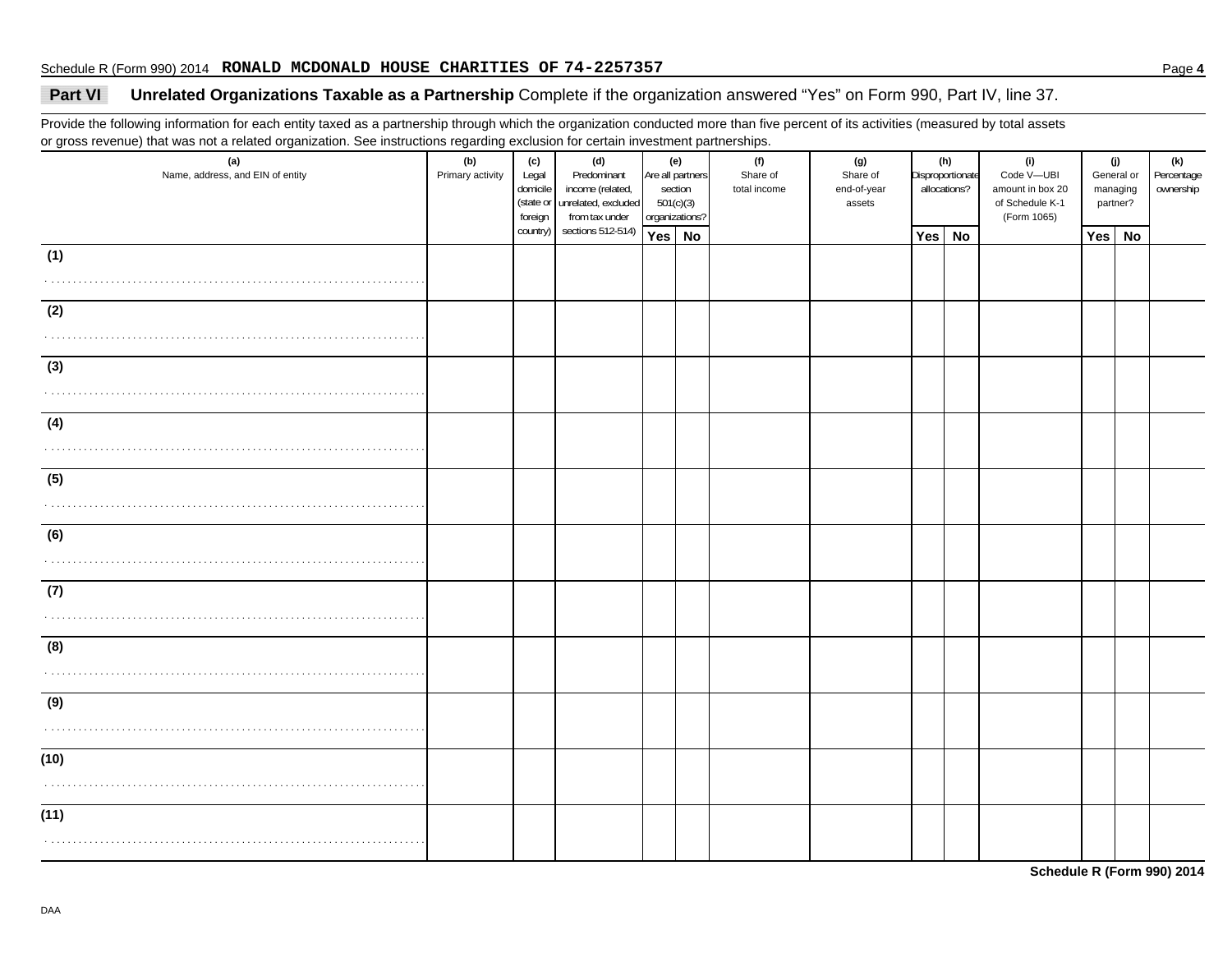Schedule R (Form 990) 2014 **RONALD MCDONALD HOUSE CHARITIES OF 74-2257357**

## Part VI Unrelated Organizations Taxable as a Partnership

Complete if the organization answered "Yes" on Form 990, Part IV, line 37.

Provide the following information for each entity taxed as a partnership through which the organization conducted more than five percent of its activities (measured by total assets or gross revenue) that was not a related organization. See instructions regarding exclusion for certain investment partnerships.

| (a) Name, address, and EIN of entity | (b) Primary activity | (c) Legal domicile (state or foreign country) | (d) Predominant income (related, unrelated, excluded from tax under sections 512-514) | (e) Are all partners section 501(c)(3) organizations? | | (f) Share of total income | (g) Share of end-of-year assets | (h) Disproportionate allocations? | | (i) Code V—UBI amount in box 20 of Schedule K-1 (Form 1065) | (j) General or managing partner? | | (k) Percentage ownership |
|---|---|---|---|---|---|---|---|---|---|---|---|---|---|
| | | | | Yes | No | | | Yes | No | | Yes | No | |
| (1) | | | | | | | | | | | | | |
| (2) | | | | | | | | | | | | | |
| (3) | | | | | | | | | | | | | |
| (4) | | | | | | | | | | | | | |
| (5) | | | | | | | | | | | | | |
| (6) | | | | | | | | | | | | | |
| (7) | | | | | | | | | | | | | |
| (8) | | | | | | | | | | | | | |
| (9) | | | | | | | | | | | | | |
| (10) | | | | | | | | | | | | | |
| (11) | | | | | | | | | | | | | |

**Schedule R (Form 990) 2014**

DAA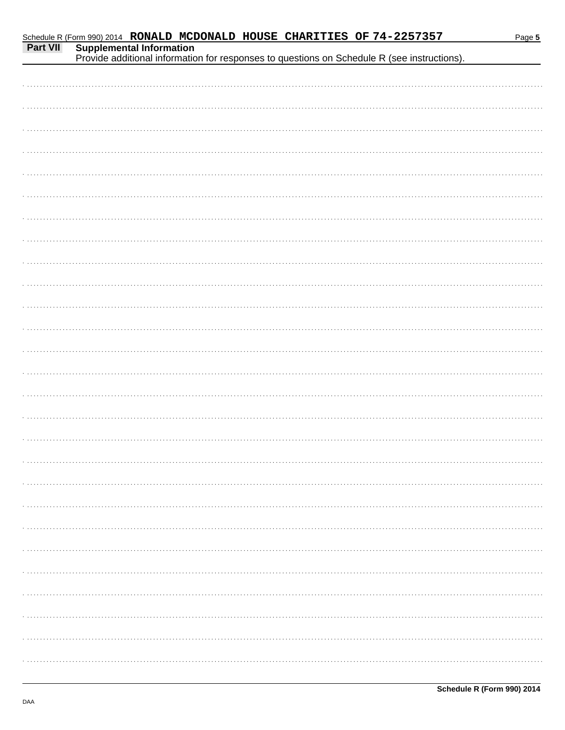Schedule R (Form 990) 2014 RONALD MCDONALD HOUSE CHARITIES OF 74-2257357

**Part VII Supplemental Information**

Provide additional information for responses to questions on Schedule R (see instructions).

**Schedule R (Form 990) 2014**

DAA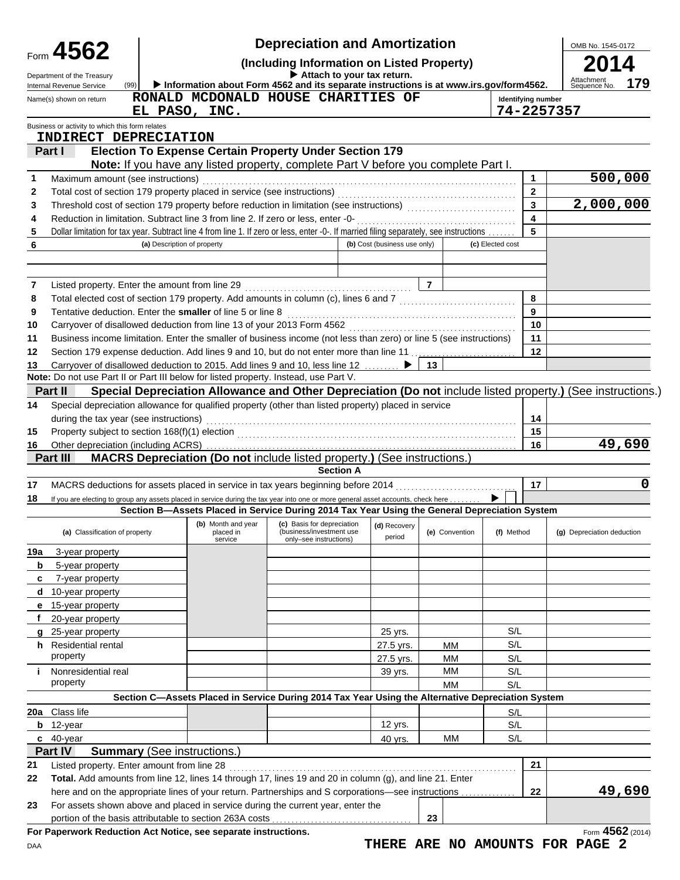Form **4562**

Department of the Treasury
Internal Revenue Service (99)

# Depreciation and Amortization

**(Including Information on Listed Property)**

▶ Attach to your tax return.

▶ Information about Form 4562 and its separate instructions is at www.irs.gov/form4562.

OMB No. 1545-0172

**2014**

Attachment Sequence No. **179**

Name(s) shown on return: RONALD MCDONALD HOUSE CHARITIES OF EL PASO, INC.

Identifying number: 74-2257357

Business or activity to which this form relates: INDIRECT DEPRECIATION

## Part I Election To Expense Certain Property Under Section 179

**Note:** If you have any listed property, complete Part V before you complete Part I.

| | | | |
|---|---|---|---|
| 1 | Maximum amount (see instructions) | 1 | 500,000 |
| 2 | Total cost of section 179 property placed in service (see instructions) | 2 | |
| 3 | Threshold cost of section 179 property before reduction in limitation (see instructions) | 3 | 2,000,000 |
| 4 | Reduction in limitation. Subtract line 3 from line 2. If zero or less, enter -0- | 4 | |
| 5 | Dollar limitation for tax year. Subtract line 4 from line 1. If zero or less, enter -0-. If married filing separately, see instructions | 5 | |

| 6 | (a) Description of property | (b) Cost (business use only) | (c) Elected cost |
|---|---|---|---|
| | | | |
| | | | |

| | | | |
|---|---|---|---|
| 7 | Listed property. Enter the amount from line 29 | 7 | |
| 8 | Total elected cost of section 179 property. Add amounts in column (c), lines 6 and 7 | 8 | |
| 9 | Tentative deduction. Enter the **smaller** of line 5 or line 8 | 9 | |
| 10 | Carryover of disallowed deduction from line 13 of your 2013 Form 4562 | 10 | |
| 11 | Business income limitation. Enter the smaller of business income (not less than zero) or line 5 (see instructions) | 11 | |
| 12 | Section 179 expense deduction. Add lines 9 and 10, but do not enter more than line 11 | 12 | |
| 13 | Carryover of disallowed deduction to 2015. Add lines 9 and 10, less line 12 ▶ | 13 | |

**Note:** Do not use Part II or Part III below for listed property. Instead, use Part V.

## Part II Special Depreciation Allowance and Other Depreciation (Do not include listed property.) (See instructions.)

| | | | |
|---|---|---|---|
| 14 | Special depreciation allowance for qualified property (other than listed property) placed in service during the tax year (see instructions) | 14 | |
| 15 | Property subject to section 168(f)(1) election | 15 | |
| 16 | Other depreciation (including ACRS) | 16 | 49,690 |

## Part III MACRS Depreciation (Do not include listed property.) (See instructions.)

### Section A

| | | | |
|---|---|---|---|
| 17 | MACRS deductions for assets placed in service in tax years beginning before 2014 | 17 | 0 |
| 18 | If you are electing to group any assets placed in service during the tax year into one or more general asset accounts, check here ▶ ☐ | | |

### Section B—Assets Placed in Service During 2014 Tax Year Using the General Depreciation System

| (a) Classification of property | (b) Month and year placed in service | (c) Basis for depreciation (business/investment use only–see instructions) | (d) Recovery period | (e) Convention | (f) Method | (g) Depreciation deduction |
|---|---|---|---|---|---|---|
| 19a 3-year property | | | | | | |
| b 5-year property | | | | | | |
| c 7-year property | | | | | | |
| d 10-year property | | | | | | |
| e 15-year property | | | | | | |
| f 20-year property | | | | | | |
| g 25-year property | | | 25 yrs. | | S/L | |
| h Residential rental property | | | 27.5 yrs. | MM | S/L | |
| | | | 27.5 yrs. | MM | S/L | |
| i Nonresidential real property | | | 39 yrs. | MM | S/L | |
| | | | | MM | S/L | |

### Section C—Assets Placed in Service During 2014 Tax Year Using the Alternative Depreciation System

| | | | | | | |
|---|---|---|---|---|---|---|
| 20a Class life | | | | | S/L | |
| b 12-year | | | 12 yrs. | | S/L | |
| c 40-year | | | 40 yrs. | MM | S/L | |

## Part IV Summary (See instructions.)

| | | | |
|---|---|---|---|
| 21 | Listed property. Enter amount from line 28 | 21 | |
| 22 | **Total.** Add amounts from line 12, lines 14 through 17, lines 19 and 20 in column (g), and line 21. Enter here and on the appropriate lines of your return. Partnerships and S corporations—see instructions | 22 | 49,690 |
| 23 | For assets shown above and placed in service during the current year, enter the portion of the basis attributable to section 263A costs | 23 | |

**For Paperwork Reduction Act Notice, see separate instructions.**

DAA

Form **4562** (2014)

THERE ARE NO AMOUNTS FOR PAGE 2